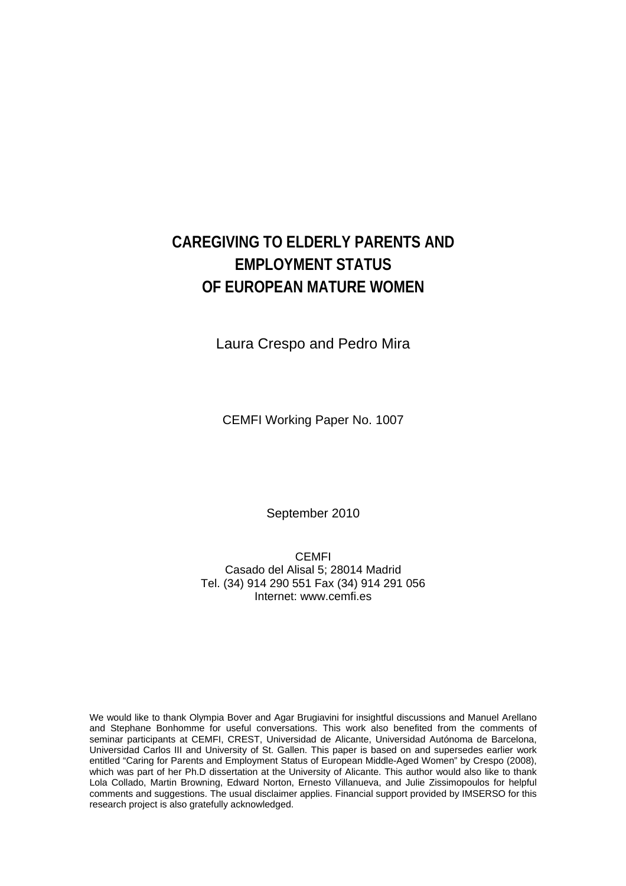# CAREGIVING TO ELDERLY PARENTS AND EMPLOYMENT STATUS OF EUROPEAN MATURE WOMEN

Laura Crespo and Pedro Mira

CEMFI Working Paper No. 1007

September 2010

CEMFI
Casado del Alisal 5; 28014 Madrid
Tel. (34) 914 290 551 Fax (34) 914 291 056
Internet: www.cemfi.es

We would like to thank Olympia Bover and Agar Brugiavini for insightful discussions and Manuel Arellano and Stephane Bonhomme for useful conversations. This work also benefited from the comments of seminar participants at CEMFI, CREST, Universidad de Alicante, Universidad Autónoma de Barcelona, Universidad Carlos III and University of St. Gallen. This paper is based on and supersedes earlier work entitled "Caring for Parents and Employment Status of European Middle-Aged Women" by Crespo (2008), which was part of her Ph.D dissertation at the University of Alicante. This author would also like to thank Lola Collado, Martin Browning, Edward Norton, Ernesto Villanueva, and Julie Zissimopoulos for helpful comments and suggestions. The usual disclaimer applies. Financial support provided by IMSERSO for this research project is also gratefully acknowledged.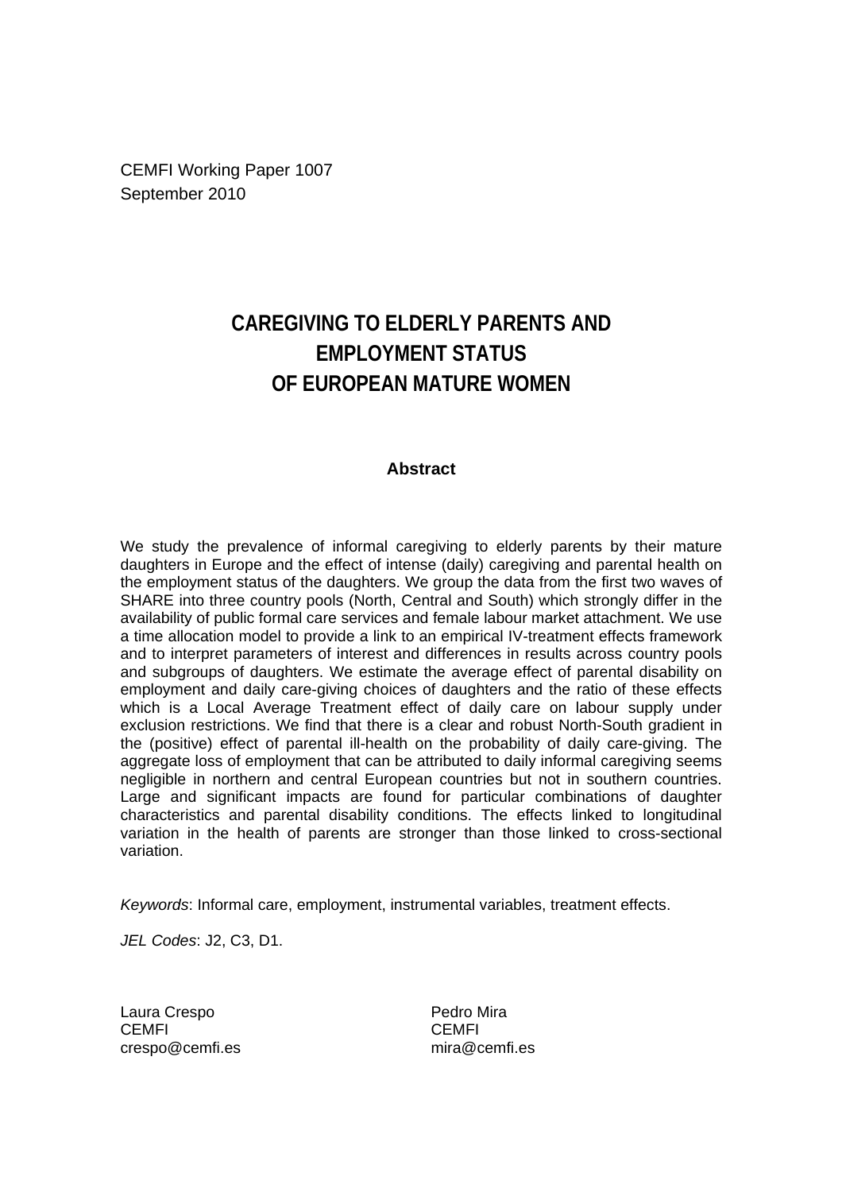CEMFI Working Paper 1007
September 2010

# CAREGIVING TO ELDERLY PARENTS AND EMPLOYMENT STATUS OF EUROPEAN MATURE WOMEN

## Abstract

We study the prevalence of informal caregiving to elderly parents by their mature daughters in Europe and the effect of intense (daily) caregiving and parental health on the employment status of the daughters. We group the data from the first two waves of SHARE into three country pools (North, Central and South) which strongly differ in the availability of public formal care services and female labour market attachment. We use a time allocation model to provide a link to an empirical IV-treatment effects framework and to interpret parameters of interest and differences in results across country pools and subgroups of daughters. We estimate the average effect of parental disability on employment and daily care-giving choices of daughters and the ratio of these effects which is a Local Average Treatment effect of daily care on labour supply under exclusion restrictions. We find that there is a clear and robust North-South gradient in the (positive) effect of parental ill-health on the probability of daily care-giving. The aggregate loss of employment that can be attributed to daily informal caregiving seems negligible in northern and central European countries but not in southern countries. Large and significant impacts are found for particular combinations of daughter characteristics and parental disability conditions. The effects linked to longitudinal variation in the health of parents are stronger than those linked to cross-sectional variation.

*Keywords*: Informal care, employment, instrumental variables, treatment effects.

*JEL Codes*: J2, C3, D1.

Laura Crespo
CEMFI
crespo@cemfi.es

Pedro Mira
CEMFI
mira@cemfi.es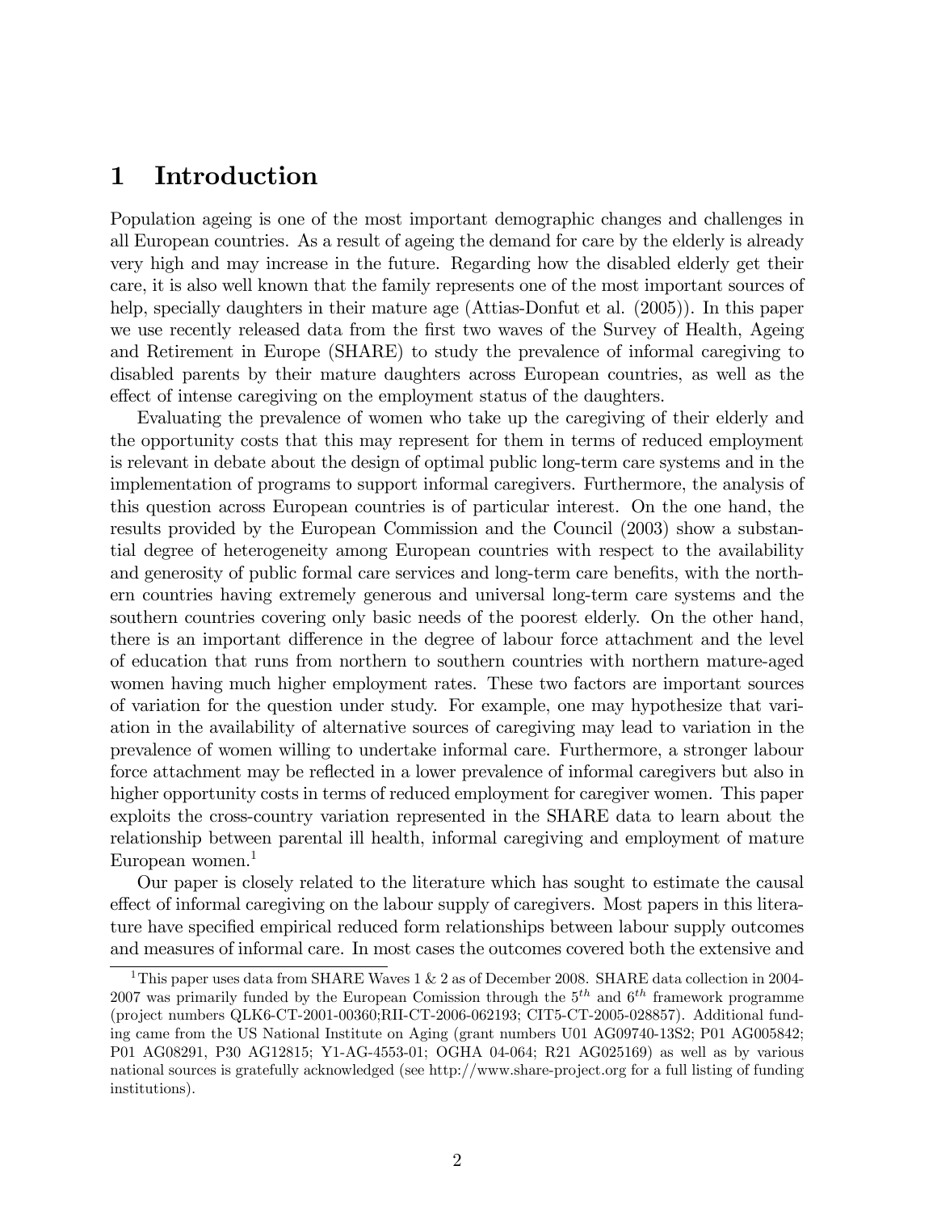# 1 Introduction

Population ageing is one of the most important demographic changes and challenges in all European countries. As a result of ageing the demand for care by the elderly is already very high and may increase in the future. Regarding how the disabled elderly get their care, it is also well known that the family represents one of the most important sources of help, specially daughters in their mature age (Attias-Donfut et al. (2005)). In this paper we use recently released data from the first two waves of the Survey of Health, Ageing and Retirement in Europe (SHARE) to study the prevalence of informal caregiving to disabled parents by their mature daughters across European countries, as well as the effect of intense caregiving on the employment status of the daughters.

Evaluating the prevalence of women who take up the caregiving of their elderly and the opportunity costs that this may represent for them in terms of reduced employment is relevant in debate about the design of optimal public long-term care systems and in the implementation of programs to support informal caregivers. Furthermore, the analysis of this question across European countries is of particular interest. On the one hand, the results provided by the European Commission and the Council (2003) show a substantial degree of heterogeneity among European countries with respect to the availability and generosity of public formal care services and long-term care benefits, with the northern countries having extremely generous and universal long-term care systems and the southern countries covering only basic needs of the poorest elderly. On the other hand, there is an important difference in the degree of labour force attachment and the level of education that runs from northern to southern countries with northern mature-aged women having much higher employment rates. These two factors are important sources of variation for the question under study. For example, one may hypothesize that variation in the availability of alternative sources of caregiving may lead to variation in the prevalence of women willing to undertake informal care. Furthermore, a stronger labour force attachment may be reflected in a lower prevalence of informal caregivers but also in higher opportunity costs in terms of reduced employment for caregiver women. This paper exploits the cross-country variation represented in the SHARE data to learn about the relationship between parental ill health, informal caregiving and employment of mature European women.[1]

Our paper is closely related to the literature which has sought to estimate the causal effect of informal caregiving on the labour supply of caregivers. Most papers in this literature have specified empirical reduced form relationships between labour supply outcomes and measures of informal care. In most cases the outcomes covered both the extensive and

[1] This paper uses data from SHARE Waves 1 & 2 as of December 2008. SHARE data collection in 2004-2007 was primarily funded by the European Comission through the $5^{th}$ and $6^{th}$ framework programme (project numbers QLK6-CT-2001-00360;RII-CT-2006-062193; CIT5-CT-2005-028857). Additional funding came from the US National Institute on Aging (grant numbers U01 AG09740-13S2; P01 AG005842; P01 AG08291, P30 AG12815; Y1-AG-4553-01; OGHA 04-064; R21 AG025169) as well as by various national sources is gratefully acknowledged (see http://www.share-project.org for a full listing of funding institutions).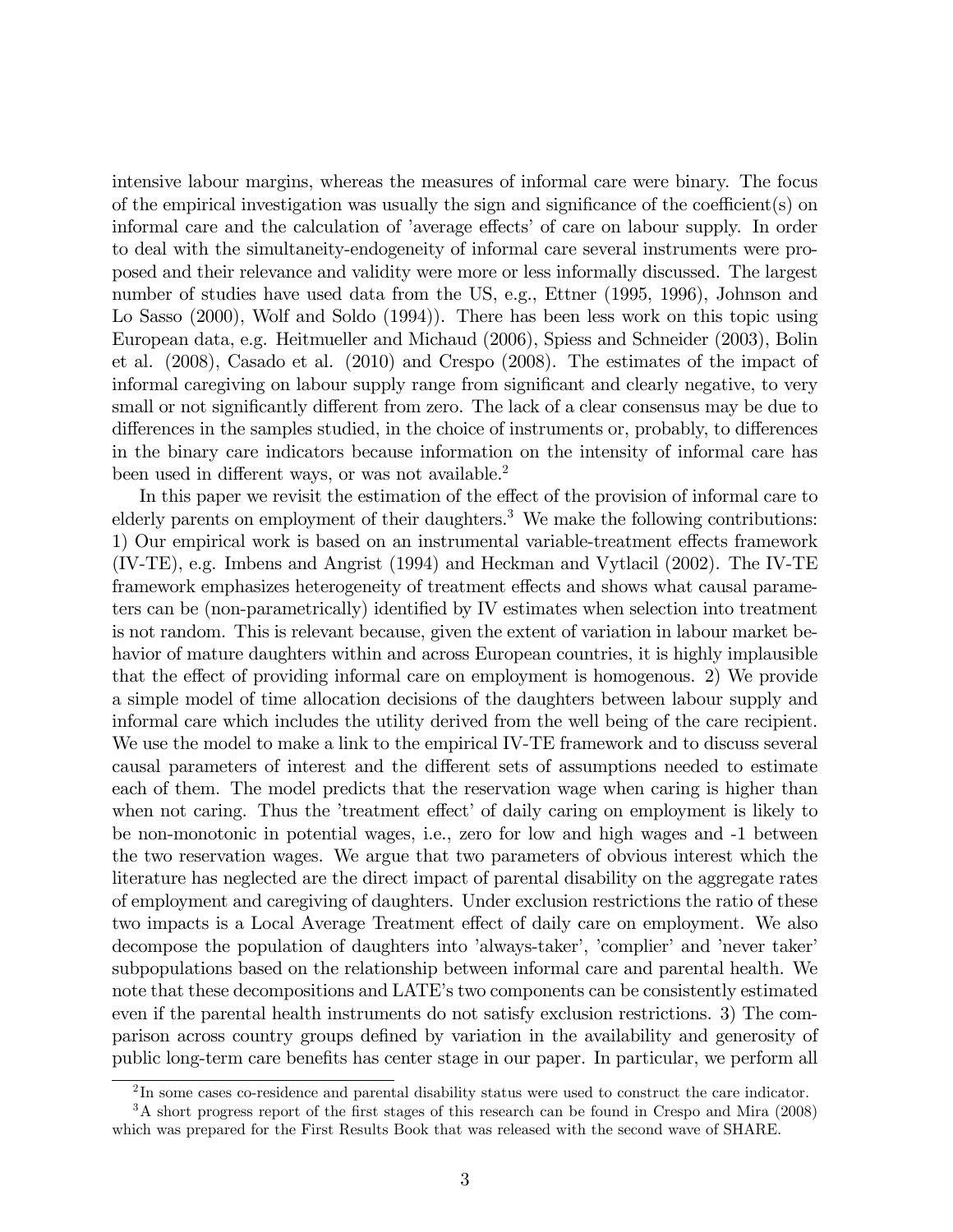intensive labour margins, whereas the measures of informal care were binary. The focus of the empirical investigation was usually the sign and significance of the coefficient(s) on informal care and the calculation of 'average effects' of care on labour supply. In order to deal with the simultaneity-endogeneity of informal care several instruments were proposed and their relevance and validity were more or less informally discussed. The largest number of studies have used data from the US, e.g., Ettner (1995, 1996), Johnson and Lo Sasso (2000), Wolf and Soldo (1994)). There has been less work on this topic using European data, e.g. Heitmueller and Michaud (2006), Spiess and Schneider (2003), Bolin et al. (2008), Casado et al. (2010) and Crespo (2008). The estimates of the impact of informal caregiving on labour supply range from significant and clearly negative, to very small or not significantly different from zero. The lack of a clear consensus may be due to differences in the samples studied, in the choice of instruments or, probably, to differences in the binary care indicators because information on the intensity of informal care has been used in different ways, or was not available.[2]

In this paper we revisit the estimation of the effect of the provision of informal care to elderly parents on employment of their daughters.[3] We make the following contributions: 1) Our empirical work is based on an instrumental variable-treatment effects framework (IV-TE), e.g. Imbens and Angrist (1994) and Heckman and Vytlacil (2002). The IV-TE framework emphasizes heterogeneity of treatment effects and shows what causal parameters can be (non-parametrically) identified by IV estimates when selection into treatment is not random. This is relevant because, given the extent of variation in labour market behavior of mature daughters within and across European countries, it is highly implausible that the effect of providing informal care on employment is homogenous. 2) We provide a simple model of time allocation decisions of the daughters between labour supply and informal care which includes the utility derived from the well being of the care recipient. We use the model to make a link to the empirical IV-TE framework and to discuss several causal parameters of interest and the different sets of assumptions needed to estimate each of them. The model predicts that the reservation wage when caring is higher than when not caring. Thus the 'treatment effect' of daily caring on employment is likely to be non-monotonic in potential wages, i.e., zero for low and high wages and -1 between the two reservation wages. We argue that two parameters of obvious interest which the literature has neglected are the direct impact of parental disability on the aggregate rates of employment and caregiving of daughters. Under exclusion restrictions the ratio of these two impacts is a Local Average Treatment effect of daily care on employment. We also decompose the population of daughters into 'always-taker', 'complier' and 'never taker' subpopulations based on the relationship between informal care and parental health. We note that these decompositions and LATE's two components can be consistently estimated even if the parental health instruments do not satisfy exclusion restrictions. 3) The comparison across country groups defined by variation in the availability and generosity of public long-term care benefits has center stage in our paper. In particular, we perform all

[2] In some cases co-residence and parental disability status were used to construct the care indicator.

[3] A short progress report of the first stages of this research can be found in Crespo and Mira (2008) which was prepared for the First Results Book that was released with the second wave of SHARE.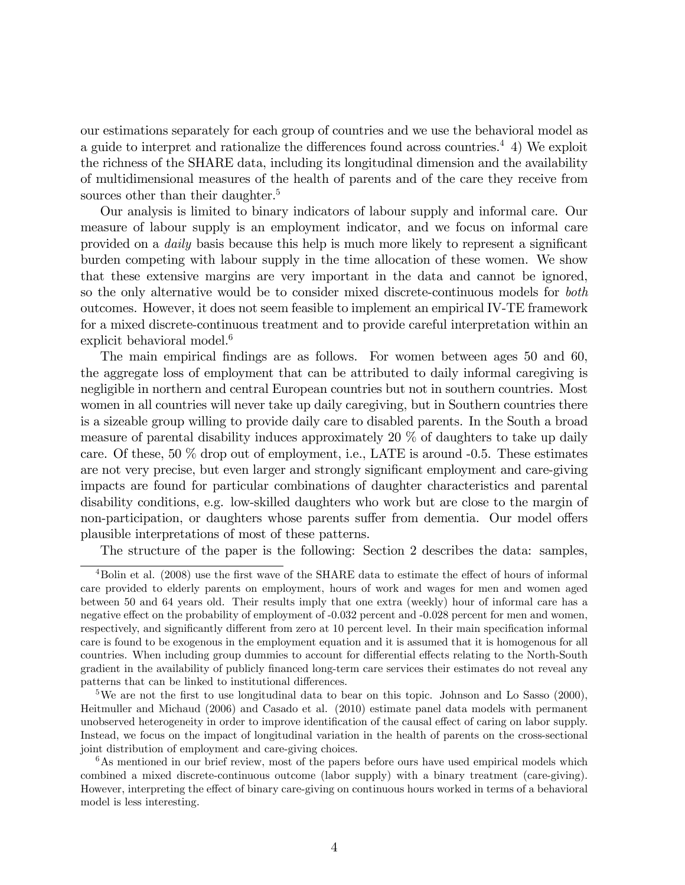our estimations separately for each group of countries and we use the behavioral model as a guide to interpret and rationalize the differences found across countries.[4] 4) We exploit the richness of the SHARE data, including its longitudinal dimension and the availability of multidimensional measures of the health of parents and of the care they receive from sources other than their daughter.[5]

Our analysis is limited to binary indicators of labour supply and informal care. Our measure of labour supply is an employment indicator, and we focus on informal care provided on a *daily* basis because this help is much more likely to represent a significant burden competing with labour supply in the time allocation of these women. We show that these extensive margins are very important in the data and cannot be ignored, so the only alternative would be to consider mixed discrete-continuous models for *both* outcomes. However, it does not seem feasible to implement an empirical IV-TE framework for a mixed discrete-continuous treatment and to provide careful interpretation within an explicit behavioral model.[6]

The main empirical findings are as follows. For women between ages 50 and 60, the aggregate loss of employment that can be attributed to daily informal caregiving is negligible in northern and central European countries but not in southern countries. Most women in all countries will never take up daily caregiving, but in Southern countries there is a sizeable group willing to provide daily care to disabled parents. In the South a broad measure of parental disability induces approximately 20 % of daughters to take up daily care. Of these, 50 % drop out of employment, i.e., LATE is around -0.5. These estimates are not very precise, but even larger and strongly significant employment and care-giving impacts are found for particular combinations of daughter characteristics and parental disability conditions, e.g. low-skilled daughters who work but are close to the margin of non-participation, or daughters whose parents suffer from dementia. Our model offers plausible interpretations of most of these patterns.

The structure of the paper is the following: Section 2 describes the data: samples,

---

[4] Bolin et al. (2008) use the first wave of the SHARE data to estimate the effect of hours of informal care provided to elderly parents on employment, hours of work and wages for men and women aged between 50 and 64 years old. Their results imply that one extra (weekly) hour of informal care has a negative effect on the probability of employment of -0.032 percent and -0.028 percent for men and women, respectively, and significantly different from zero at 10 percent level. In their main specification informal care is found to be exogenous in the employment equation and it is assumed that it is homogenous for all countries. When including group dummies to account for differential effects relating to the North-South gradient in the availability of publicly financed long-term care services their estimates do not reveal any patterns that can be linked to institutional differences.

[5] We are not the first to use longitudinal data to bear on this topic. Johnson and Lo Sasso (2000), Heitmuller and Michaud (2006) and Casado et al. (2010) estimate panel data models with permanent unobserved heterogeneity in order to improve identification of the causal effect of caring on labor supply. Instead, we focus on the impact of longitudinal variation in the health of parents on the cross-sectional joint distribution of employment and care-giving choices.

[6] As mentioned in our brief review, most of the papers before ours have used empirical models which combined a mixed discrete-continuous outcome (labor supply) with a binary treatment (care-giving). However, interpreting the effect of binary care-giving on continuous hours worked in terms of a behavioral model is less interesting.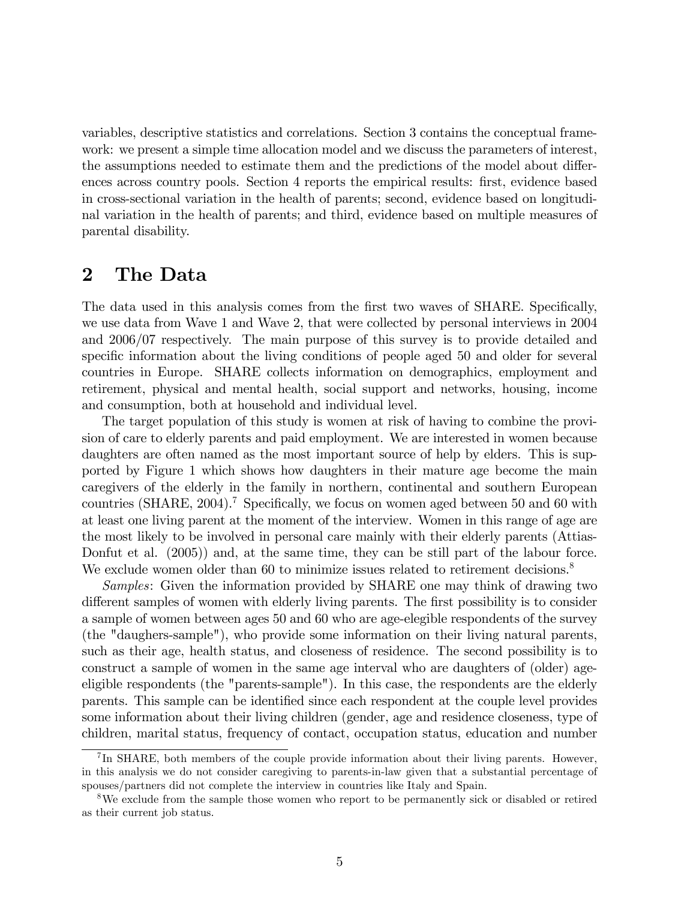variables, descriptive statistics and correlations. Section 3 contains the conceptual framework: we present a simple time allocation model and we discuss the parameters of interest, the assumptions needed to estimate them and the predictions of the model about differences across country pools. Section 4 reports the empirical results: first, evidence based in cross-sectional variation in the health of parents; second, evidence based on longitudinal variation in the health of parents; and third, evidence based on multiple measures of parental disability.

## 2 The Data

The data used in this analysis comes from the first two waves of SHARE. Specifically, we use data from Wave 1 and Wave 2, that were collected by personal interviews in 2004 and 2006/07 respectively. The main purpose of this survey is to provide detailed and specific information about the living conditions of people aged 50 and older for several countries in Europe. SHARE collects information on demographics, employment and retirement, physical and mental health, social support and networks, housing, income and consumption, both at household and individual level.

The target population of this study is women at risk of having to combine the provision of care to elderly parents and paid employment. We are interested in women because daughters are often named as the most important source of help by elders. This is supported by Figure 1 which shows how daughters in their mature age become the main caregivers of the elderly in the family in northern, continental and southern European countries (SHARE, 2004).[7] Specifically, we focus on women aged between 50 and 60 with at least one living parent at the moment of the interview. Women in this range of age are the most likely to be involved in personal care mainly with their elderly parents (Attias-Donfut et al. (2005)) and, at the same time, they can be still part of the labour force. We exclude women older than 60 to minimize issues related to retirement decisions.[8]

*Samples*: Given the information provided by SHARE one may think of drawing two different samples of women with elderly living parents. The first possibility is to consider a sample of women between ages 50 and 60 who are age-elegible respondents of the survey (the "daughers-sample"), who provide some information on their living natural parents, such as their age, health status, and closeness of residence. The second possibility is to construct a sample of women in the same age interval who are daughters of (older) age-eligible respondents (the "parents-sample"). In this case, the respondents are the elderly parents. This sample can be identified since each respondent at the couple level provides some information about their living children (gender, age and residence closeness, type of children, marital status, frequency of contact, occupation status, education and number

[7] In SHARE, both members of the couple provide information about their living parents. However, in this analysis we do not consider caregiving to parents-in-law given that a substantial percentage of spouses/partners did not complete the interview in countries like Italy and Spain.

[8] We exclude from the sample those women who report to be permanently sick or disabled or retired as their current job status.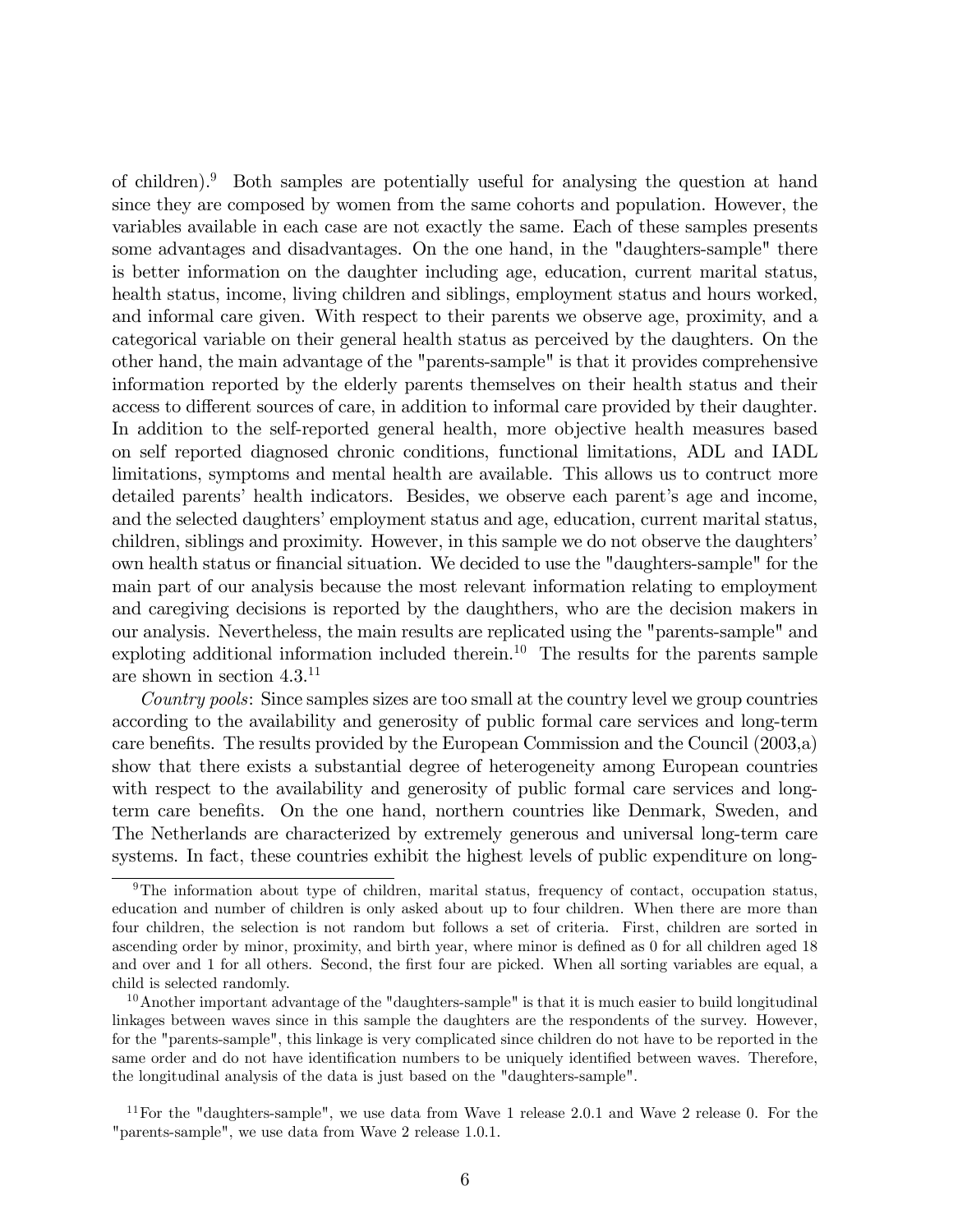of children).[9] Both samples are potentially useful for analysing the question at hand since they are composed by women from the same cohorts and population. However, the variables available in each case are not exactly the same. Each of these samples presents some advantages and disadvantages. On the one hand, in the "daughters-sample" there is better information on the daughter including age, education, current marital status, health status, income, living children and siblings, employment status and hours worked, and informal care given. With respect to their parents we observe age, proximity, and a categorical variable on their general health status as perceived by the daughters. On the other hand, the main advantage of the "parents-sample" is that it provides comprehensive information reported by the elderly parents themselves on their health status and their access to different sources of care, in addition to informal care provided by their daughter. In addition to the self-reported general health, more objective health measures based on self reported diagnosed chronic conditions, functional limitations, ADL and IADL limitations, symptoms and mental health are available. This allows us to contruct more detailed parents' health indicators. Besides, we observe each parent's age and income, and the selected daughters' employment status and age, education, current marital status, children, siblings and proximity. However, in this sample we do not observe the daughters' own health status or financial situation. We decided to use the "daughters-sample" for the main part of our analysis because the most relevant information relating to employment and caregiving decisions is reported by the daughthers, who are the decision makers in our analysis. Nevertheless, the main results are replicated using the "parents-sample" and exploting additional information included therein.[10] The results for the parents sample are shown in section 4.3.[11]

*Country pools*: Since samples sizes are too small at the country level we group countries according to the availability and generosity of public formal care services and long-term care benefits. The results provided by the European Commission and the Council (2003,a) show that there exists a substantial degree of heterogeneity among European countries with respect to the availability and generosity of public formal care services and long-term care benefits. On the one hand, northern countries like Denmark, Sweden, and The Netherlands are characterized by extremely generous and universal long-term care systems. In fact, these countries exhibit the highest levels of public expenditure on long-

---

[9] The information about type of children, marital status, frequency of contact, occupation status, education and number of children is only asked about up to four children. When there are more than four children, the selection is not random but follows a set of criteria. First, children are sorted in ascending order by minor, proximity, and birth year, where minor is defined as 0 for all children aged 18 and over and 1 for all others. Second, the first four are picked. When all sorting variables are equal, a child is selected randomly.

[10] Another important advantage of the "daughters-sample" is that it is much easier to build longitudinal linkages between waves since in this sample the daughters are the respondents of the survey. However, for the "parents-sample", this linkage is very complicated since children do not have to be reported in the same order and do not have identification numbers to be uniquely identified between waves. Therefore, the longitudinal analysis of the data is just based on the "daughters-sample".

[11] For the "daughters-sample", we use data from Wave 1 release 2.0.1 and Wave 2 release 0. For the "parents-sample", we use data from Wave 2 release 1.0.1.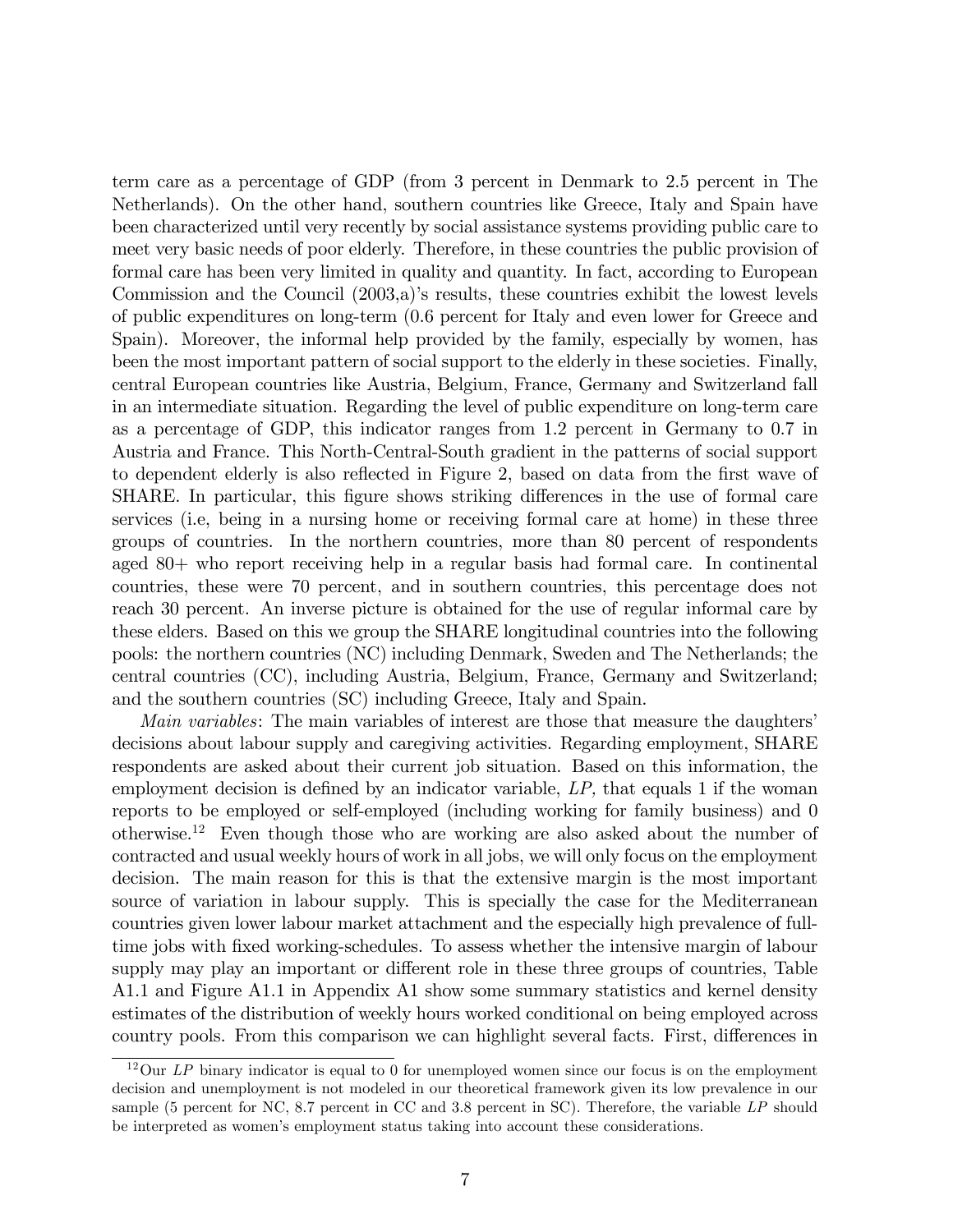term care as a percentage of GDP (from 3 percent in Denmark to 2.5 percent in The Netherlands). On the other hand, southern countries like Greece, Italy and Spain have been characterized until very recently by social assistance systems providing public care to meet very basic needs of poor elderly. Therefore, in these countries the public provision of formal care has been very limited in quality and quantity. In fact, according to European Commission and the Council (2003,a)'s results, these countries exhibit the lowest levels of public expenditures on long-term (0.6 percent for Italy and even lower for Greece and Spain). Moreover, the informal help provided by the family, especially by women, has been the most important pattern of social support to the elderly in these societies. Finally, central European countries like Austria, Belgium, France, Germany and Switzerland fall in an intermediate situation. Regarding the level of public expenditure on long-term care as a percentage of GDP, this indicator ranges from 1.2 percent in Germany to 0.7 in Austria and France. This North-Central-South gradient in the patterns of social support to dependent elderly is also reflected in Figure 2, based on data from the first wave of SHARE. In particular, this figure shows striking differences in the use of formal care services (i.e, being in a nursing home or receiving formal care at home) in these three groups of countries. In the northern countries, more than 80 percent of respondents aged 80+ who report receiving help in a regular basis had formal care. In continental countries, these were 70 percent, and in southern countries, this percentage does not reach 30 percent. An inverse picture is obtained for the use of regular informal care by these elders. Based on this we group the SHARE longitudinal countries into the following pools: the northern countries (NC) including Denmark, Sweden and The Netherlands; the central countries (CC), including Austria, Belgium, France, Germany and Switzerland; and the southern countries (SC) including Greece, Italy and Spain.

*Main variables*: The main variables of interest are those that measure the daughters' decisions about labour supply and caregiving activities. Regarding employment, SHARE respondents are asked about their current job situation. Based on this information, the employment decision is defined by an indicator variable, *LP,* that equals 1 if the woman reports to be employed or self-employed (including working for family business) and 0 otherwise.[12] Even though those who are working are also asked about the number of contracted and usual weekly hours of work in all jobs, we will only focus on the employment decision. The main reason for this is that the extensive margin is the most important source of variation in labour supply. This is specially the case for the Mediterranean countries given lower labour market attachment and the especially high prevalence of full-time jobs with fixed working-schedules. To assess whether the intensive margin of labour supply may play an important or different role in these three groups of countries, Table A1.1 and Figure A1.1 in Appendix A1 show some summary statistics and kernel density estimates of the distribution of weekly hours worked conditional on being employed across country pools. From this comparison we can highlight several facts. First, differences in

[12] Our *LP* binary indicator is equal to 0 for unemployed women since our focus is on the employment decision and unemployment is not modeled in our theoretical framework given its low prevalence in our sample (5 percent for NC, 8.7 percent in CC and 3.8 percent in SC). Therefore, the variable *LP* should be interpreted as women's employment status taking into account these considerations.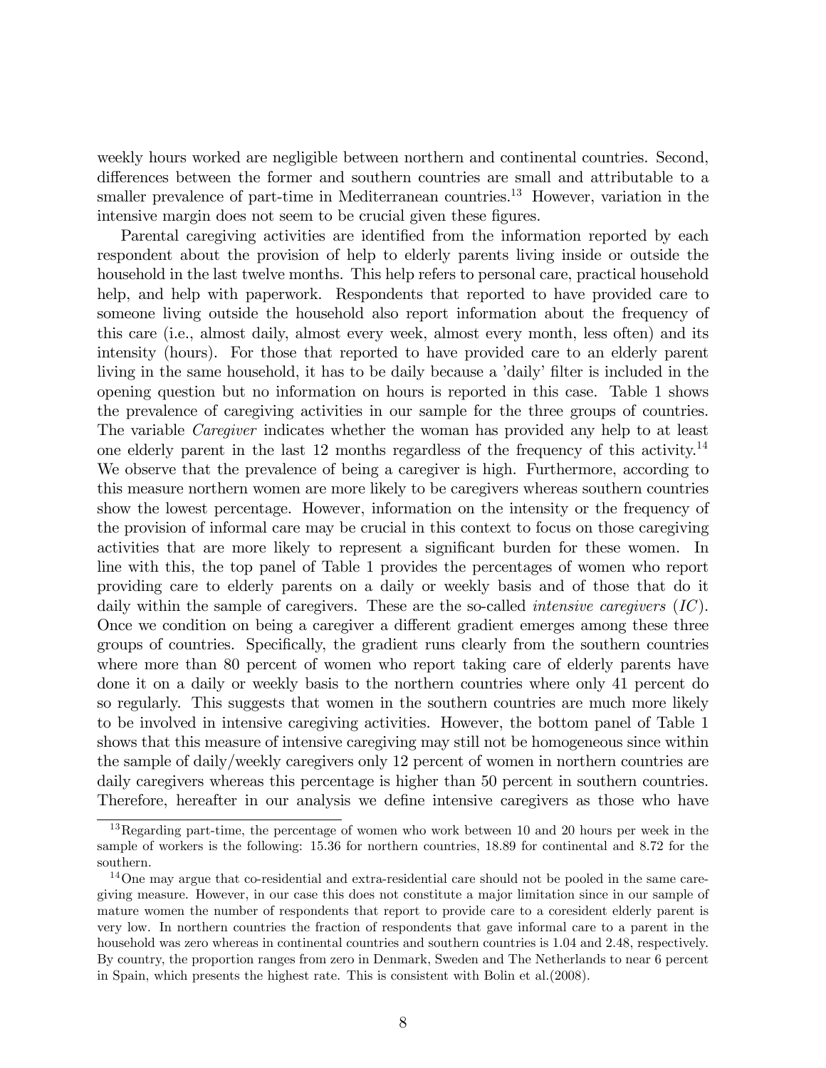weekly hours worked are negligible between northern and continental countries. Second, differences between the former and southern countries are small and attributable to a smaller prevalence of part-time in Mediterranean countries.[13] However, variation in the intensive margin does not seem to be crucial given these figures.

Parental caregiving activities are identified from the information reported by each respondent about the provision of help to elderly parents living inside or outside the household in the last twelve months. This help refers to personal care, practical household help, and help with paperwork. Respondents that reported to have provided care to someone living outside the household also report information about the frequency of this care (i.e., almost daily, almost every week, almost every month, less often) and its intensity (hours). For those that reported to have provided care to an elderly parent living in the same household, it has to be daily because a 'daily' filter is included in the opening question but no information on hours is reported in this case. Table 1 shows the prevalence of caregiving activities in our sample for the three groups of countries. The variable *Caregiver* indicates whether the woman has provided any help to at least one elderly parent in the last 12 months regardless of the frequency of this activity.[14] We observe that the prevalence of being a caregiver is high. Furthermore, according to this measure northern women are more likely to be caregivers whereas southern countries show the lowest percentage. However, information on the intensity or the frequency of the provision of informal care may be crucial in this context to focus on those caregiving activities that are more likely to represent a significant burden for these women. In line with this, the top panel of Table 1 provides the percentages of women who report providing care to elderly parents on a daily or weekly basis and of those that do it daily within the sample of caregivers. These are the so-called *intensive caregivers* (*IC*). Once we condition on being a caregiver a different gradient emerges among these three groups of countries. Specifically, the gradient runs clearly from the southern countries where more than 80 percent of women who report taking care of elderly parents have done it on a daily or weekly basis to the northern countries where only 41 percent do so regularly. This suggests that women in the southern countries are much more likely to be involved in intensive caregiving activities. However, the bottom panel of Table 1 shows that this measure of intensive caregiving may still not be homogeneous since within the sample of daily/weekly caregivers only 12 percent of women in northern countries are daily caregivers whereas this percentage is higher than 50 percent in southern countries. Therefore, hereafter in our analysis we define intensive caregivers as those who have

[13] Regarding part-time, the percentage of women who work between 10 and 20 hours per week in the sample of workers is the following: 15.36 for northern countries, 18.89 for continental and 8.72 for the southern.

[14] One may argue that co-residential and extra-residential care should not be pooled in the same caregiving measure. However, in our case this does not constitute a major limitation since in our sample of mature women the number of respondents that report to provide care to a coresident elderly parent is very low. In northern countries the fraction of respondents that gave informal care to a parent in the household was zero whereas in continental countries and southern countries is 1.04 and 2.48, respectively. By country, the proportion ranges from zero in Denmark, Sweden and The Netherlands to near 6 percent in Spain, which presents the highest rate. This is consistent with Bolin et al.(2008).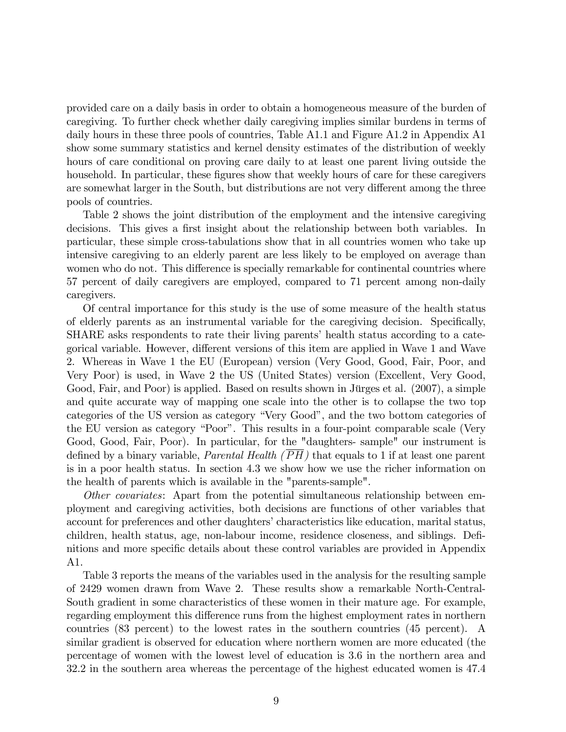provided care on a daily basis in order to obtain a homogeneous measure of the burden of caregiving. To further check whether daily caregiving implies similar burdens in terms of daily hours in these three pools of countries, Table A1.1 and Figure A1.2 in Appendix A1 show some summary statistics and kernel density estimates of the distribution of weekly hours of care conditional on proving care daily to at least one parent living outside the household. In particular, these figures show that weekly hours of care for these caregivers are somewhat larger in the South, but distributions are not very different among the three pools of countries.

Table 2 shows the joint distribution of the employment and the intensive caregiving decisions. This gives a first insight about the relationship between both variables. In particular, these simple cross-tabulations show that in all countries women who take up intensive caregiving to an elderly parent are less likely to be employed on average than women who do not. This difference is specially remarkable for continental countries where 57 percent of daily caregivers are employed, compared to 71 percent among non-daily caregivers.

Of central importance for this study is the use of some measure of the health status of elderly parents as an instrumental variable for the caregiving decision. Specifically, SHARE asks respondents to rate their living parents' health status according to a categorical variable. However, different versions of this item are applied in Wave 1 and Wave 2. Whereas in Wave 1 the EU (European) version (Very Good, Good, Fair, Poor, and Very Poor) is used, in Wave 2 the US (United States) version (Excellent, Very Good, Good, Fair, and Poor) is applied. Based on results shown in Jürges et al. (2007), a simple and quite accurate way of mapping one scale into the other is to collapse the two top categories of the US version as category "Very Good", and the two bottom categories of the EU version as category "Poor". This results in a four-point comparable scale (Very Good, Good, Fair, Poor). In particular, for the "daughters- sample" our instrument is defined by a binary variable, *Parental Health* ($\overline{PH}$) that equals to 1 if at least one parent is in a poor health status. In section 4.3 we show how we use the richer information on the health of parents which is available in the "parents-sample".

*Other covariates*: Apart from the potential simultaneous relationship between employment and caregiving activities, both decisions are functions of other variables that account for preferences and other daughters' characteristics like education, marital status, children, health status, age, non-labour income, residence closeness, and siblings. Definitions and more specific details about these control variables are provided in Appendix A1.

Table 3 reports the means of the variables used in the analysis for the resulting sample of 2429 women drawn from Wave 2. These results show a remarkable North-Central-South gradient in some characteristics of these women in their mature age. For example, regarding employment this difference runs from the highest employment rates in northern countries (83 percent) to the lowest rates in the southern countries (45 percent). A similar gradient is observed for education where northern women are more educated (the percentage of women with the lowest level of education is 3.6 in the northern area and 32.2 in the southern area whereas the percentage of the highest educated women is 47.4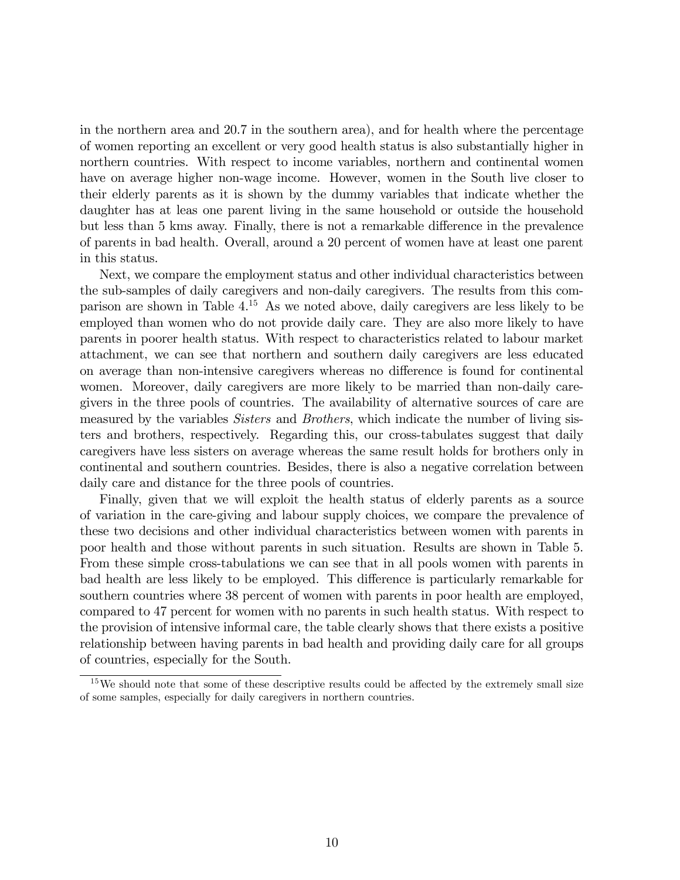in the northern area and 20.7 in the southern area), and for health where the percentage of women reporting an excellent or very good health status is also substantially higher in northern countries. With respect to income variables, northern and continental women have on average higher non-wage income. However, women in the South live closer to their elderly parents as it is shown by the dummy variables that indicate whether the daughter has at leas one parent living in the same household or outside the household but less than 5 kms away. Finally, there is not a remarkable difference in the prevalence of parents in bad health. Overall, around a 20 percent of women have at least one parent in this status.

Next, we compare the employment status and other individual characteristics between the sub-samples of daily caregivers and non-daily caregivers. The results from this comparison are shown in Table 4.[15] As we noted above, daily caregivers are less likely to be employed than women who do not provide daily care. They are also more likely to have parents in poorer health status. With respect to characteristics related to labour market attachment, we can see that northern and southern daily caregivers are less educated on average than non-intensive caregivers whereas no difference is found for continental women. Moreover, daily caregivers are more likely to be married than non-daily caregivers in the three pools of countries. The availability of alternative sources of care are measured by the variables *Sisters* and *Brothers*, which indicate the number of living sisters and brothers, respectively. Regarding this, our cross-tabulates suggest that daily caregivers have less sisters on average whereas the same result holds for brothers only in continental and southern countries. Besides, there is also a negative correlation between daily care and distance for the three pools of countries.

Finally, given that we will exploit the health status of elderly parents as a source of variation in the care-giving and labour supply choices, we compare the prevalence of these two decisions and other individual characteristics between women with parents in poor health and those without parents in such situation. Results are shown in Table 5. From these simple cross-tabulations we can see that in all pools women with parents in bad health are less likely to be employed. This difference is particularly remarkable for southern countries where 38 percent of women with parents in poor health are employed, compared to 47 percent for women with no parents in such health status. With respect to the provision of intensive informal care, the table clearly shows that there exists a positive relationship between having parents in bad health and providing daily care for all groups of countries, especially for the South.

[15] We should note that some of these descriptive results could be affected by the extremely small size of some samples, especially for daily caregivers in northern countries.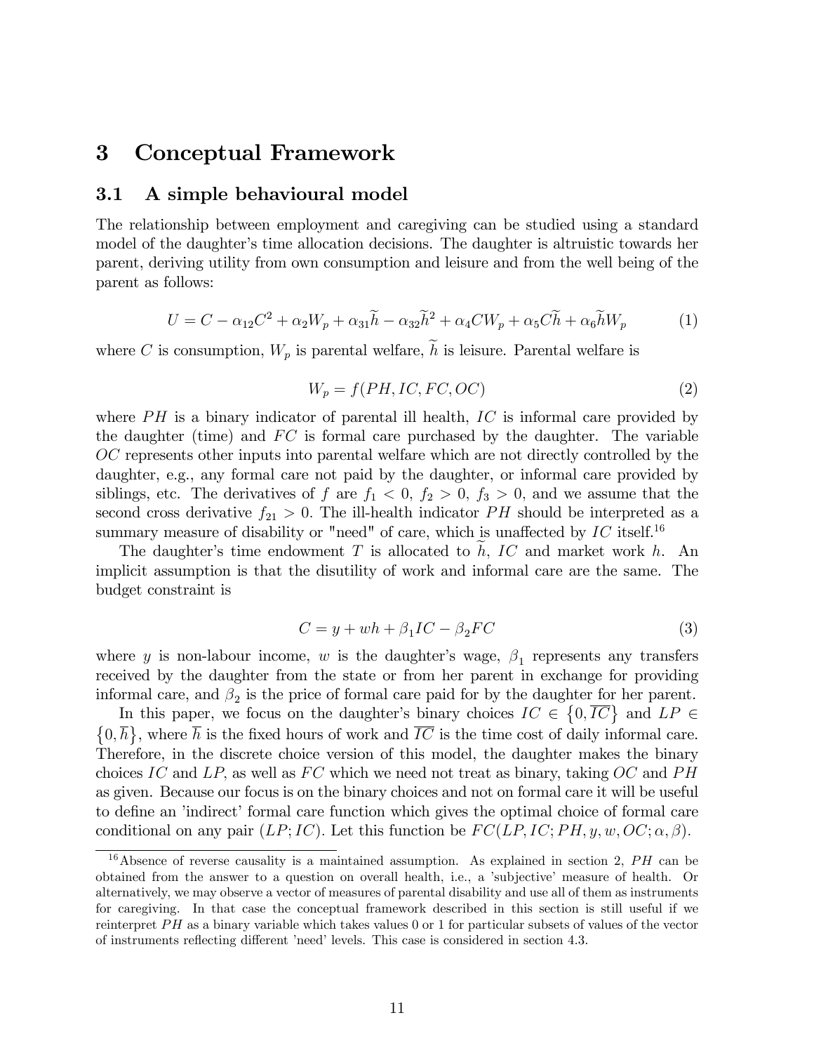# 3 Conceptual Framework

## 3.1 A simple behavioural model

The relationship between employment and caregiving can be studied using a standard model of the daughter's time allocation decisions. The daughter is altruistic towards her parent, deriving utility from own consumption and leisure and from the well being of the parent as follows:

$$U = C - \alpha_{12}C^2 + \alpha_2 W_p + \alpha_{31}\widetilde{h} - \alpha_{32}\widetilde{h}^2 + \alpha_4 C W_p + \alpha_5 C\widetilde{h} + \alpha_6 \widetilde{h} W_p \tag{1}$$

where $C$ is consumption, $W_p$ is parental welfare, $\widetilde{h}$ is leisure. Parental welfare is

$$W_p = f(PH, IC, FC, OC) \tag{2}$$

where $PH$ is a binary indicator of parental ill health, $IC$ is informal care provided by the daughter (time) and $FC$ is formal care purchased by the daughter. The variable $OC$ represents other inputs into parental welfare which are not directly controlled by the daughter, e.g., any formal care not paid by the daughter, or informal care provided by siblings, etc. The derivatives of $f$ are $f_1 < 0$, $f_2 > 0$, $f_3 > 0$, and we assume that the second cross derivative $f_{21} > 0$. The ill-health indicator $PH$ should be interpreted as a summary measure of disability or "need" of care, which is unaffected by $IC$ itself.[16]

The daughter's time endowment $T$ is allocated to $\widetilde{h}$, $IC$ and market work $h$. An implicit assumption is that the disutility of work and informal care are the same. The budget constraint is

$$C = y + wh + \beta_1 IC - \beta_2 FC \tag{3}$$

where $y$ is non-labour income, $w$ is the daughter's wage, $\beta_1$ represents any transfers received by the daughter from the state or from her parent in exchange for providing informal care, and $\beta_2$ is the price of formal care paid for by the daughter for her parent.

In this paper, we focus on the daughter's binary choices $IC \in \{0, \overline{IC}\}$ and $LP \in \{0, \overline{h}\}$, where $\overline{h}$ is the fixed hours of work and $\overline{IC}$ is the time cost of daily informal care. Therefore, in the discrete choice version of this model, the daughter makes the binary choices $IC$ and $LP$, as well as $FC$ which we need not treat as binary, taking $OC$ and $PH$ as given. Because our focus is on the binary choices and not on formal care it will be useful to define an 'indirect' formal care function which gives the optimal choice of formal care conditional on any pair $(LP; IC)$. Let this function be $FC(LP, IC; PH, y, w, OC; \alpha, \beta)$.

[16] Absence of reverse causality is a maintained assumption. As explained in section 2, $PH$ can be obtained from the answer to a question on overall health, i.e., a 'subjective' measure of health. Or alternatively, we may observe a vector of measures of parental disability and use all of them as instruments for caregiving. In that case the conceptual framework described in this section is still useful if we reinterpret $PH$ as a binary variable which takes values 0 or 1 for particular subsets of values of the vector of instruments reflecting different 'need' levels. This case is considered in section 4.3.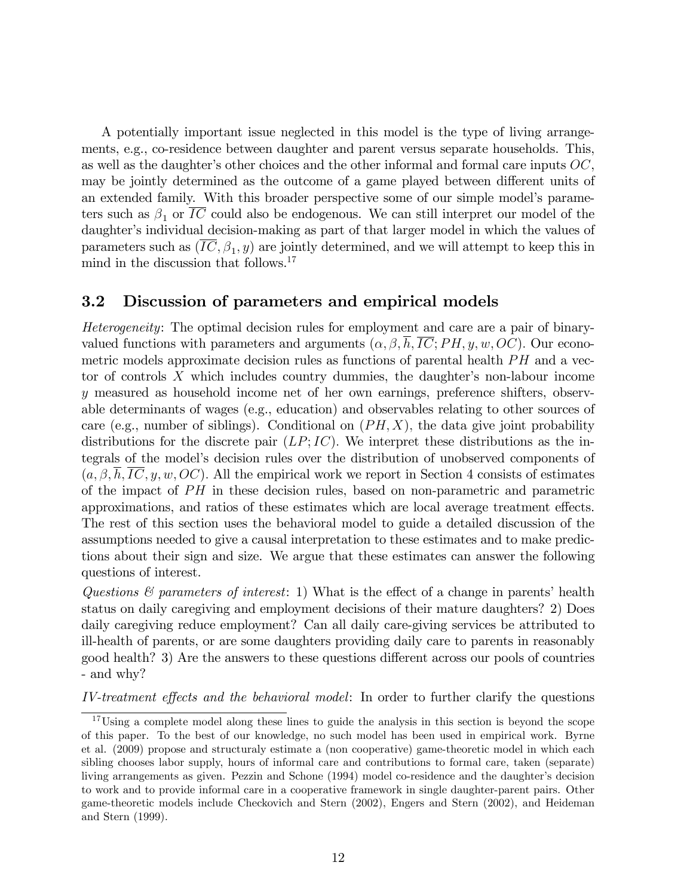A potentially important issue neglected in this model is the type of living arrangements, e.g., co-residence between daughter and parent versus separate households. This, as well as the daughter's other choices and the other informal and formal care inputs $OC$, may be jointly determined as the outcome of a game played between different units of an extended family. With this broader perspective some of our simple model's parameters such as $\beta_1$ or $\overline{IC}$ could also be endogenous. We can still interpret our model of the daughter's individual decision-making as part of that larger model in which the values of parameters such as $(\overline{IC}, \beta_1, y)$ are jointly determined, and we will attempt to keep this in mind in the discussion that follows.[17]

## 3.2 Discussion of parameters and empirical models

*Heterogeneity*: The optimal decision rules for employment and care are a pair of binary-valued functions with parameters and arguments $(\alpha, \beta, \overline{h}, \overline{IC}; PH, y, w, OC)$. Our econometric models approximate decision rules as functions of parental health $PH$ and a vector of controls $X$ which includes country dummies, the daughter's non-labour income $y$ measured as household income net of her own earnings, preference shifters, observable determinants of wages (e.g., education) and observables relating to other sources of care (e.g., number of siblings). Conditional on $(PH, X)$, the data give joint probability distributions for the discrete pair $(LP; IC)$. We interpret these distributions as the integrals of the model's decision rules over the distribution of unobserved components of $(a, \beta, \overline{h}, \overline{IC}, y, w, OC)$. All the empirical work we report in Section 4 consists of estimates of the impact of $PH$ in these decision rules, based on non-parametric and parametric approximations, and ratios of these estimates which are local average treatment effects. The rest of this section uses the behavioral model to guide a detailed discussion of the assumptions needed to give a causal interpretation to these estimates and to make predictions about their sign and size. We argue that these estimates can answer the following questions of interest.

*Questions & parameters of interest*: 1) What is the effect of a change in parents' health status on daily caregiving and employment decisions of their mature daughters? 2) Does daily caregiving reduce employment? Can all daily care-giving services be attributed to ill-health of parents, or are some daughters providing daily care to parents in reasonably good health? 3) Are the answers to these questions different across our pools of countries - and why?

*IV-treatment effects and the behavioral model*: In order to further clarify the questions

[17] Using a complete model along these lines to guide the analysis in this section is beyond the scope of this paper. To the best of our knowledge, no such model has been used in empirical work. Byrne et al. (2009) propose and structuraly estimate a (non cooperative) game-theoretic model in which each sibling chooses labor supply, hours of informal care and contributions to formal care, taken (separate) living arrangements as given. Pezzin and Schone (1994) model co-residence and the daughter's decision to work and to provide informal care in a cooperative framework in single daughter-parent pairs. Other game-theoretic models include Checkovich and Stern (2002), Engers and Stern (2002), and Heideman and Stern (1999).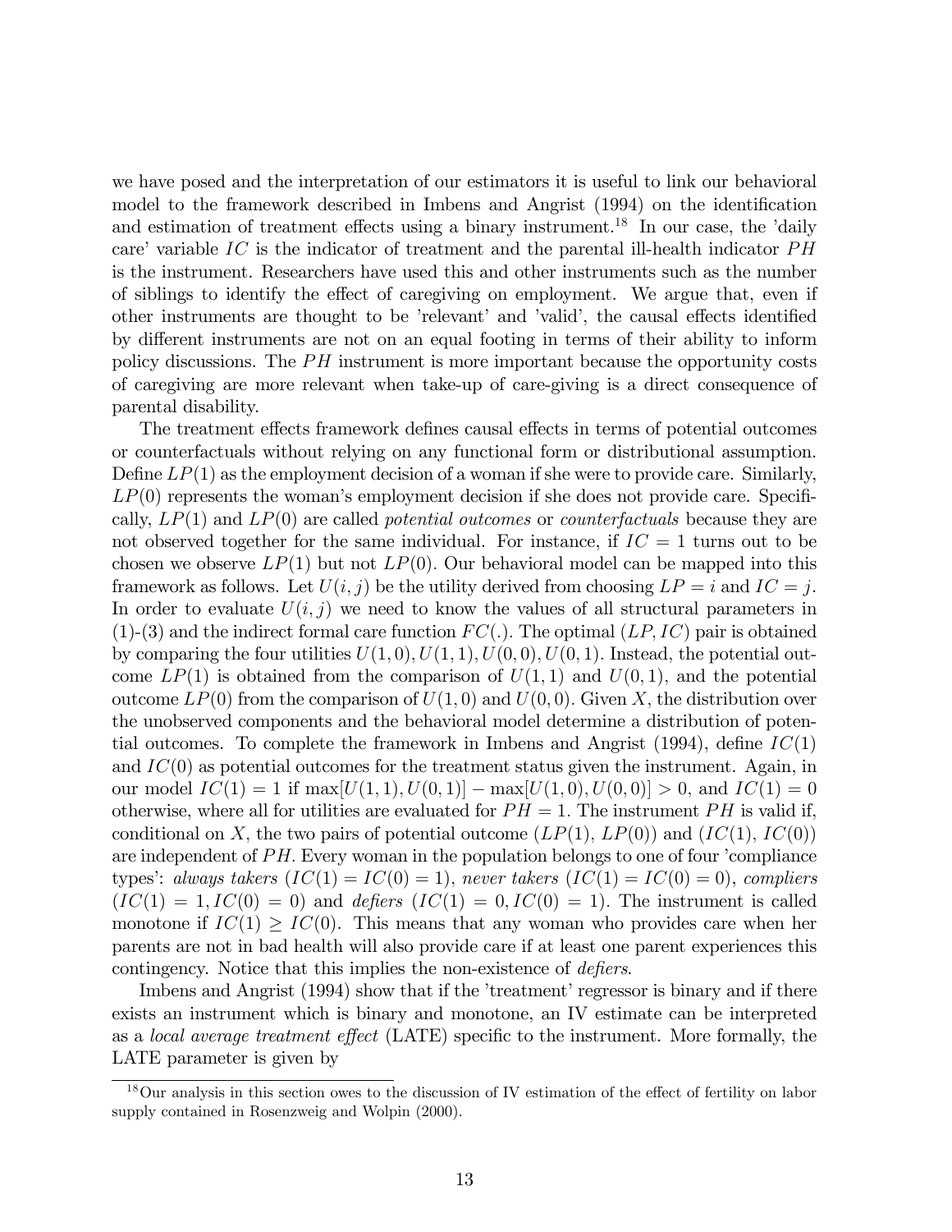we have posed and the interpretation of our estimators it is useful to link our behavioral model to the framework described in Imbens and Angrist (1994) on the identification and estimation of treatment effects using a binary instrument.[18] In our case, the 'daily care' variable $IC$ is the indicator of treatment and the parental ill-health indicator $PH$ is the instrument. Researchers have used this and other instruments such as the number of siblings to identify the effect of caregiving on employment. We argue that, even if other instruments are thought to be 'relevant' and 'valid', the causal effects identified by different instruments are not on an equal footing in terms of their ability to inform policy discussions. The $PH$ instrument is more important because the opportunity costs of caregiving are more relevant when take-up of care-giving is a direct consequence of parental disability.

The treatment effects framework defines causal effects in terms of potential outcomes or counterfactuals without relying on any functional form or distributional assumption. Define $LP(1)$ as the employment decision of a woman if she were to provide care. Similarly, $LP(0)$ represents the woman's employment decision if she does not provide care. Specifically, $LP(1)$ and $LP(0)$ are called *potential outcomes* or *counterfactuals* because they are not observed together for the same individual. For instance, if $IC = 1$ turns out to be chosen we observe $LP(1)$ but not $LP(0)$. Our behavioral model can be mapped into this framework as follows. Let $U(i, j)$ be the utility derived from choosing $LP = i$ and $IC = j$. In order to evaluate $U(i, j)$ we need to know the values of all structural parameters in (1)-(3) and the indirect formal care function $FC(.)$. The optimal $(LP, IC)$ pair is obtained by comparing the four utilities $U(1, 0), U(1, 1), U(0, 0), U(0, 1)$. Instead, the potential outcome $LP(1)$ is obtained from the comparison of $U(1, 1)$ and $U(0, 1)$, and the potential outcome $LP(0)$ from the comparison of $U(1, 0)$ and $U(0, 0)$. Given $X$, the distribution over the unobserved components and the behavioral model determine a distribution of potential outcomes. To complete the framework in Imbens and Angrist (1994), define $IC(1)$ and $IC(0)$ as potential outcomes for the treatment status given the instrument. Again, in our model $IC(1) = 1$ if $\max[U(1, 1), U(0, 1)] - \max[U(1, 0), U(0, 0)] > 0$, and $IC(1) = 0$ otherwise, where all for utilities are evaluated for $PH = 1$. The instrument $PH$ is valid if, conditional on $X$, the two pairs of potential outcome $(LP(1), LP(0))$ and $(IC(1), IC(0))$ are independent of $PH$. Every woman in the population belongs to one of four 'compliance types': *always takers* $(IC(1) = IC(0) = 1)$, *never takers* $(IC(1) = IC(0) = 0)$, *compliers* $(IC(1) = 1, IC(0) = 0)$ and *defiers* $(IC(1) = 0, IC(0) = 1)$. The instrument is called monotone if $IC(1) \geq IC(0)$. This means that any woman who provides care when her parents are not in bad health will also provide care if at least one parent experiences this contingency. Notice that this implies the non-existence of *defiers*.

Imbens and Angrist (1994) show that if the 'treatment' regressor is binary and if there exists an instrument which is binary and monotone, an IV estimate can be interpreted as a *local average treatment effect* (LATE) specific to the instrument. More formally, the LATE parameter is given by

[18] Our analysis in this section owes to the discussion of IV estimation of the effect of fertility on labor supply contained in Rosenzweig and Wolpin (2000).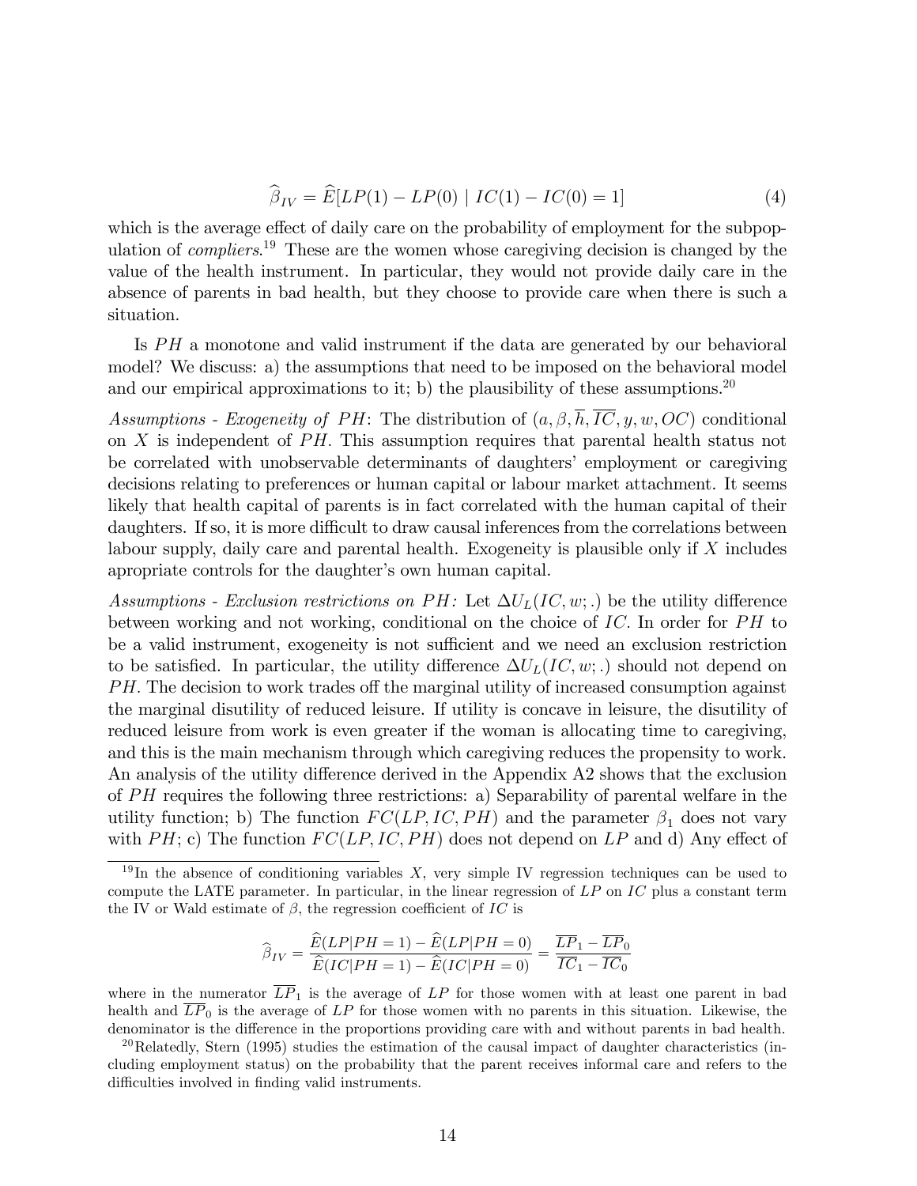$$\widehat{\beta}_{IV} = \widehat{E}[LP(1) - LP(0) \mid IC(1) - IC(0) = 1] \tag{4}$$

which is the average effect of daily care on the probability of employment for the subpopulation of *compliers*.[19] These are the women whose caregiving decision is changed by the value of the health instrument. In particular, they would not provide daily care in the absence of parents in bad health, but they choose to provide care when there is such a situation.

Is $PH$ a monotone and valid instrument if the data are generated by our behavioral model? We discuss: a) the assumptions that need to be imposed on the behavioral model and our empirical approximations to it; b) the plausibility of these assumptions.[20]

*Assumptions - Exogeneity of $PH$*: The distribution of $(a, \beta, \overline{h}, \overline{IC}, y, w, OC)$ conditional on $X$ is independent of $PH$. This assumption requires that parental health status not be correlated with unobservable determinants of daughters' employment or caregiving decisions relating to preferences or human capital or labour market attachment. It seems likely that health capital of parents is in fact correlated with the human capital of their daughters. If so, it is more difficult to draw causal inferences from the correlations between labour supply, daily care and parental health. Exogeneity is plausible only if $X$ includes apropriate controls for the daughter's own human capital.

*Assumptions - Exclusion restrictions on $PH$:* Let $\Delta U_L(IC, w; .)$ be the utility difference between working and not working, conditional on the choice of $IC$. In order for $PH$ to be a valid instrument, exogeneity is not sufficient and we need an exclusion restriction to be satisfied. In particular, the utility difference $\Delta U_L(IC, w; .)$ should not depend on $PH$. The decision to work trades off the marginal utility of increased consumption against the marginal disutility of reduced leisure. If utility is concave in leisure, the disutility of reduced leisure from work is even greater if the woman is allocating time to caregiving, and this is the main mechanism through which caregiving reduces the propensity to work. An analysis of the utility difference derived in the Appendix A2 shows that the exclusion of $PH$ requires the following three restrictions: a) Separability of parental welfare in the utility function; b) The function $FC(LP, IC, PH)$ and the parameter $\beta_1$ does not vary with $PH$; c) The function $FC(LP, IC, PH)$ does not depend on $LP$ and d) Any effect of

[19] In the absence of conditioning variables $X$, very simple IV regression techniques can be used to compute the LATE parameter. In particular, in the linear regression of $LP$ on $IC$ plus a constant term the IV or Wald estimate of $\beta$, the regression coefficient of $IC$ is

$$\widehat{\beta}_{IV} = \frac{\widehat{E}(LP|PH=1) - \widehat{E}(LP|PH=0)}{\widehat{E}(IC|PH=1) - \widehat{E}(IC|PH=0)} = \frac{\overline{LP}_1 - \overline{LP}_0}{\overline{IC}_1 - \overline{IC}_0}$$

where in the numerator $\overline{LP}_1$ is the average of $LP$ for those women with at least one parent in bad health and $\overline{LP}_0$ is the average of $LP$ for those women with no parents in this situation. Likewise, the denominator is the difference in the proportions providing care with and without parents in bad health.

[20] Relatedly, Stern (1995) studies the estimation of the causal impact of daughter characteristics (including employment status) on the probability that the parent receives informal care and refers to the difficulties involved in finding valid instruments.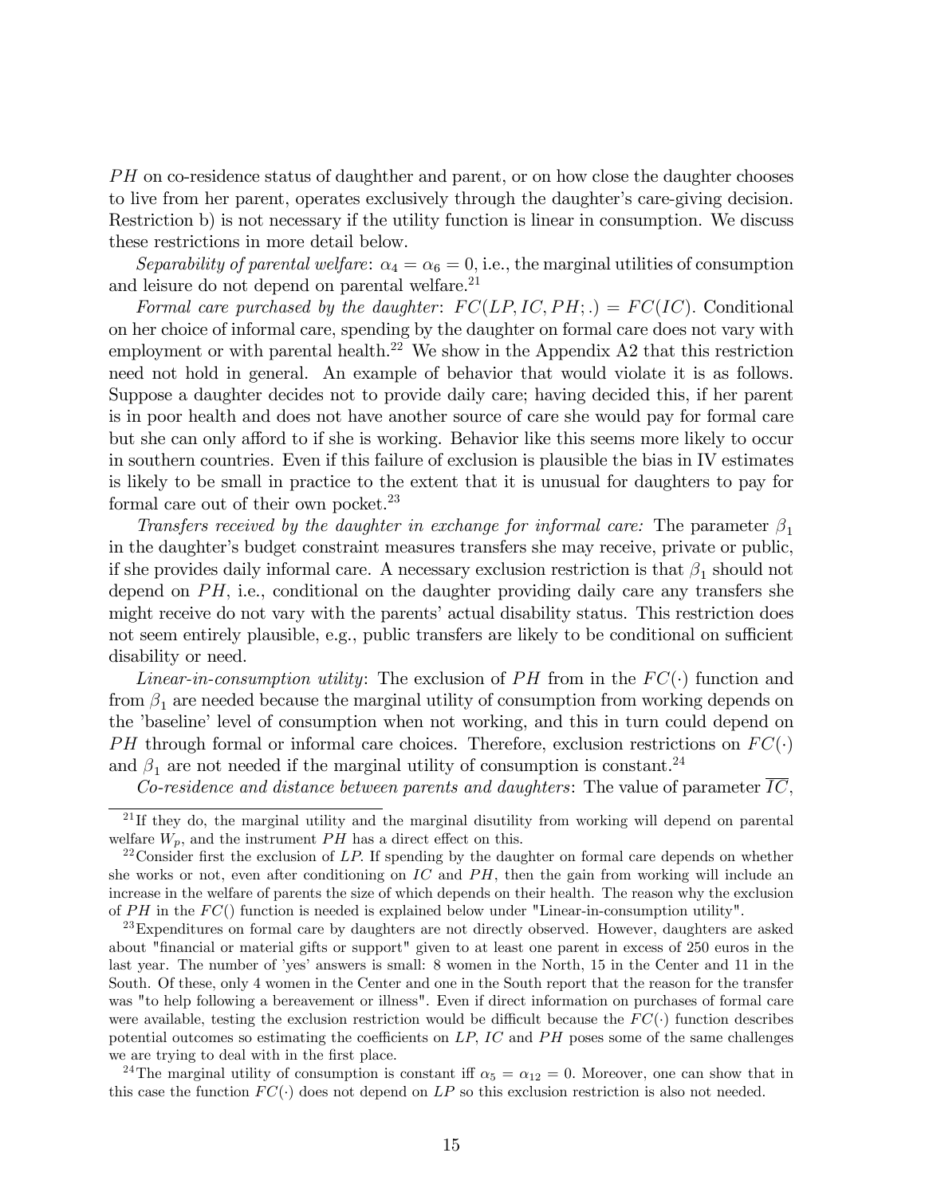$PH$ on co-residence status of daughther and parent, or on how close the daughter chooses to live from her parent, operates exclusively through the daughter's care-giving decision. Restriction b) is not necessary if the utility function is linear in consumption. We discuss these restrictions in more detail below.

*Separability of parental welfare*: $\alpha_4 = \alpha_6 = 0$, i.e., the marginal utilities of consumption and leisure do not depend on parental welfare.[21]

*Formal care purchased by the daughter*: $FC(LP, IC, PH; .) = FC(IC)$. Conditional on her choice of informal care, spending by the daughter on formal care does not vary with employment or with parental health.[22] We show in the Appendix A2 that this restriction need not hold in general. An example of behavior that would violate it is as follows. Suppose a daughter decides not to provide daily care; having decided this, if her parent is in poor health and does not have another source of care she would pay for formal care but she can only afford to if she is working. Behavior like this seems more likely to occur in southern countries. Even if this failure of exclusion is plausible the bias in IV estimates is likely to be small in practice to the extent that it is unusual for daughters to pay for formal care out of their own pocket.[23]

*Transfers received by the daughter in exchange for informal care:* The parameter $\beta_1$ in the daughter's budget constraint measures transfers she may receive, private or public, if she provides daily informal care. A necessary exclusion restriction is that $\beta_1$ should not depend on $PH$, i.e., conditional on the daughter providing daily care any transfers she might receive do not vary with the parents' actual disability status. This restriction does not seem entirely plausible, e.g., public transfers are likely to be conditional on sufficient disability or need.

*Linear-in-consumption utility*: The exclusion of $PH$ from in the $FC(\cdot)$ function and from $\beta_1$ are needed because the marginal utility of consumption from working depends on the 'baseline' level of consumption when not working, and this in turn could depend on $PH$ through formal or informal care choices. Therefore, exclusion restrictions on $FC(\cdot)$ and $\beta_1$ are not needed if the marginal utility of consumption is constant.[24]

*Co-residence and distance between parents and daughters*: The value of parameter $\overline{IC}$,

---

[21] If they do, the marginal utility and the marginal disutility from working will depend on parental welfare $W_p$, and the instrument $PH$ has a direct effect on this.

[22] Consider first the exclusion of $LP$. If spending by the daughter on formal care depends on whether she works or not, even after conditioning on $IC$ and $PH$, then the gain from working will include an increase in the welfare of parents the size of which depends on their health. The reason why the exclusion of $PH$ in the $FC()$ function is needed is explained below under "Linear-in-consumption utility".

[23] Expenditures on formal care by daughters are not directly observed. However, daughters are asked about "financial or material gifts or support" given to at least one parent in excess of 250 euros in the last year. The number of 'yes' answers is small: 8 women in the North, 15 in the Center and 11 in the South. Of these, only 4 women in the Center and one in the South report that the reason for the transfer was "to help following a bereavement or illness". Even if direct information on purchases of formal care were available, testing the exclusion restriction would be difficult because the $FC(\cdot)$ function describes potential outcomes so estimating the coefficients on $LP$, $IC$ and $PH$ poses some of the same challenges we are trying to deal with in the first place.

[24] The marginal utility of consumption is constant iff $\alpha_5 = \alpha_{12} = 0$. Moreover, one can show that in this case the function $FC(\cdot)$ does not depend on $LP$ so this exclusion restriction is also not needed.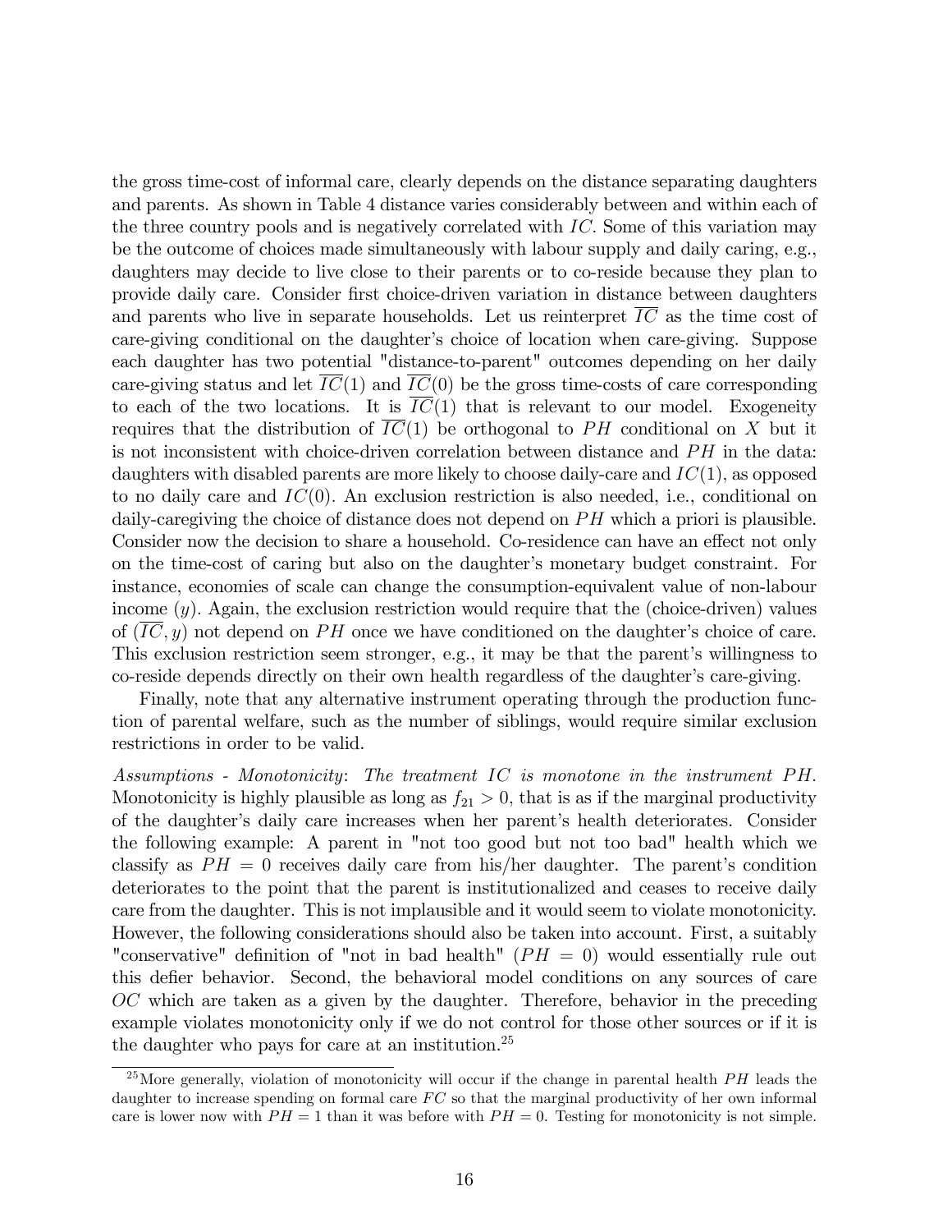the gross time-cost of informal care, clearly depends on the distance separating daughters and parents. As shown in Table 4 distance varies considerably between and within each of the three country pools and is negatively correlated with $IC$. Some of this variation may be the outcome of choices made simultaneously with labour supply and daily caring, e.g., daughters may decide to live close to their parents or to co-reside because they plan to provide daily care. Consider first choice-driven variation in distance between daughters and parents who live in separate households. Let us reinterpret $\overline{IC}$ as the time cost of care-giving conditional on the daughter's choice of location when care-giving. Suppose each daughter has two potential "distance-to-parent" outcomes depending on her daily care-giving status and let $\overline{IC}(1)$ and $\overline{IC}(0)$ be the gross time-costs of care corresponding to each of the two locations. It is $\overline{IC}(1)$ that is relevant to our model. Exogeneity requires that the distribution of $\overline{IC}(1)$ be orthogonal to $PH$ conditional on $X$ but it is not inconsistent with choice-driven correlation between distance and $PH$ in the data: daughters with disabled parents are more likely to choose daily-care and $IC(1)$, as opposed to no daily care and $IC(0)$. An exclusion restriction is also needed, i.e., conditional on daily-caregiving the choice of distance does not depend on $PH$ which a priori is plausible. Consider now the decision to share a household. Co-residence can have an effect not only on the time-cost of caring but also on the daughter's monetary budget constraint. For instance, economies of scale can change the consumption-equivalent value of non-labour income ($y$). Again, the exclusion restriction would require that the (choice-driven) values of $(\overline{IC}, y)$ not depend on $PH$ once we have conditioned on the daughter's choice of care. This exclusion restriction seem stronger, e.g., it may be that the parent's willingness to co-reside depends directly on their own health regardless of the daughter's care-giving.

Finally, note that any alternative instrument operating through the production function of parental welfare, such as the number of siblings, would require similar exclusion restrictions in order to be valid.

*Assumptions - Monotonicity*: *The treatment $IC$ is monotone in the instrument $PH$.* Monotonicity is highly plausible as long as $f_{21} > 0$, that is as if the marginal productivity of the daughter's daily care increases when her parent's health deteriorates. Consider the following example: A parent in "not too good but not too bad" health which we classify as $PH = 0$ receives daily care from his/her daughter. The parent's condition deteriorates to the point that the parent is institutionalized and ceases to receive daily care from the daughter. This is not implausible and it would seem to violate monotonicity. However, the following considerations should also be taken into account. First, a suitably "conservative" definition of "not in bad health" ($PH = 0$) would essentially rule out this defier behavior. Second, the behavioral model conditions on any sources of care $OC$ which are taken as a given by the daughter. Therefore, behavior in the preceding example violates monotonicity only if we do not control for those other sources or if it is the daughter who pays for care at an institution.[25]

[25] More generally, violation of monotonicity will occur if the change in parental health $PH$ leads the daughter to increase spending on formal care $FC$ so that the marginal productivity of her own informal care is lower now with $PH = 1$ than it was before with $PH = 0$. Testing for monotonicity is not simple.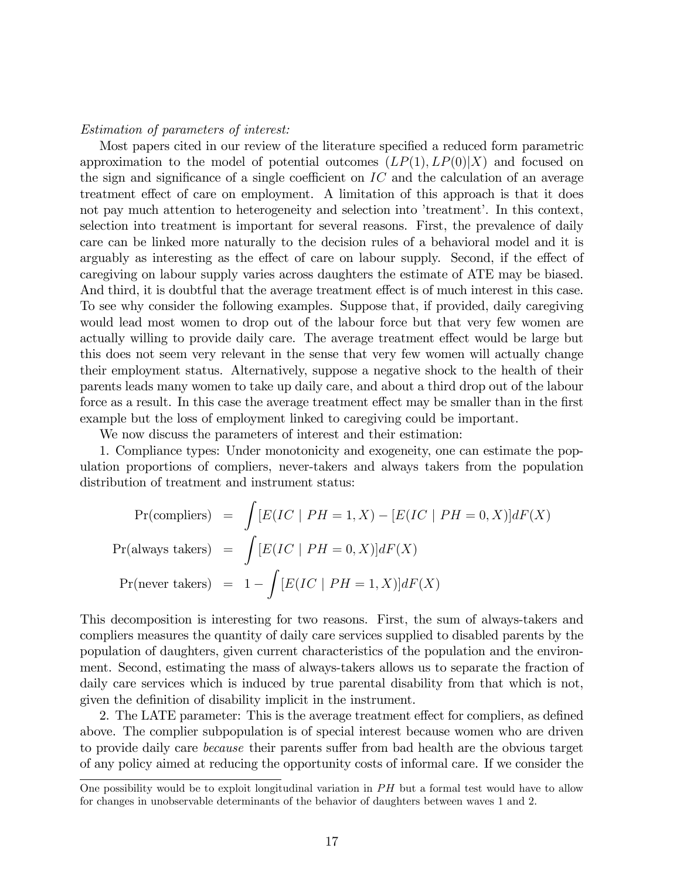*Estimation of parameters of interest:*

Most papers cited in our review of the literature specified a reduced form parametric approximation to the model of potential outcomes $(LP(1), LP(0)|X)$ and focused on the sign and significance of a single coefficient on $IC$ and the calculation of an average treatment effect of care on employment. A limitation of this approach is that it does not pay much attention to heterogeneity and selection into 'treatment'. In this context, selection into treatment is important for several reasons. First, the prevalence of daily care can be linked more naturally to the decision rules of a behavioral model and it is arguably as interesting as the effect of care on labour supply. Second, if the effect of caregiving on labour supply varies across daughters the estimate of ATE may be biased. And third, it is doubtful that the average treatment effect is of much interest in this case. To see why consider the following examples. Suppose that, if provided, daily caregiving would lead most women to drop out of the labour force but that very few women are actually willing to provide daily care. The average treatment effect would be large but this does not seem very relevant in the sense that very few women will actually change their employment status. Alternatively, suppose a negative shock to the health of their parents leads many women to take up daily care, and about a third drop out of the labour force as a result. In this case the average treatment effect may be smaller than in the first example but the loss of employment linked to caregiving could be important.

We now discuss the parameters of interest and their estimation:

1. Compliance types: Under monotonicity and exogeneity, one can estimate the population proportions of compliers, never-takers and always takers from the population distribution of treatment and instrument status:

$$
\begin{aligned}
\Pr(\text{compliers}) &= \int [E(IC \mid PH = 1, X) - [E(IC \mid PH = 0, X)] dF(X) \\
\Pr(\text{always takers}) &= \int [E(IC \mid PH = 0, X)] dF(X) \\
\Pr(\text{never takers}) &= 1 - \int [E(IC \mid PH = 1, X)] dF(X)
\end{aligned}
$$

This decomposition is interesting for two reasons. First, the sum of always-takers and compliers measures the quantity of daily care services supplied to disabled parents by the population of daughters, given current characteristics of the population and the environment. Second, estimating the mass of always-takers allows us to separate the fraction of daily care services which is induced by true parental disability from that which is not, given the definition of disability implicit in the instrument.

2. The LATE parameter: This is the average treatment effect for compliers, as defined above. The complier subpopulation is of special interest because women who are driven to provide daily care *because* their parents suffer from bad health are the obvious target of any policy aimed at reducing the opportunity costs of informal care. If we consider the

One possibility would be to exploit longitudinal variation in $PH$ but a formal test would have to allow for changes in unobservable determinants of the behavior of daughters between waves 1 and 2.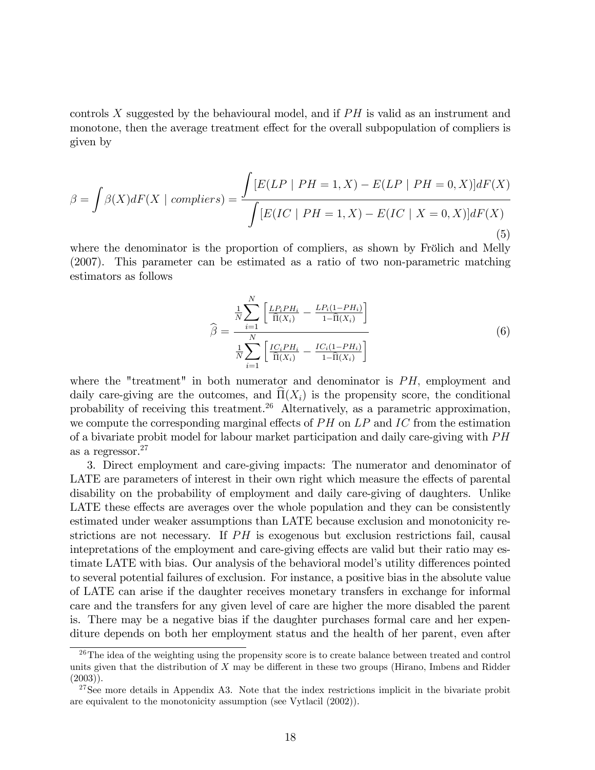controls $X$ suggested by the behavioural model, and if $PH$ is valid as an instrument and monotone, then the average treatment effect for the overall subpopulation of compliers is given by

$$\beta = \int \beta(X) dF(X \mid compliers) = \frac{\int [E(LP \mid PH = 1, X) - E(LP \mid PH = 0, X)] dF(X)}{\int [E(IC \mid PH = 1, X) - E(IC \mid X = 0, X)] dF(X)} \tag{5}$$

where the denominator is the proportion of compliers, as shown by Frölich and Melly (2007). This parameter can be estimated as a ratio of two non-parametric matching estimators as follows

$$\widehat{\beta} = \frac{\frac{1}{N} \sum_{i=1}^{N} \left[ \frac{LP_i PH_i}{\widehat{\Pi}(X_i)} - \frac{LP_i(1 - PH_i)}{1 - \widehat{\Pi}(X_i)} \right]}{\frac{1}{N} \sum_{i=1}^{N} \left[ \frac{IC_i PH_i}{\widehat{\Pi}(X_i)} - \frac{IC_i(1 - PH_i)}{1 - \widehat{\Pi}(X_i)} \right]} \tag{6}$$

where the "treatment" in both numerator and denominator is $PH$, employment and daily care-giving are the outcomes, and $\widehat{\Pi}(X_i)$ is the propensity score, the conditional probability of receiving this treatment.[26] Alternatively, as a parametric approximation, we compute the corresponding marginal effects of $PH$ on $LP$ and $IC$ from the estimation of a bivariate probit model for labour market participation and daily care-giving with $PH$ as a regressor.[27]

3. Direct employment and care-giving impacts: The numerator and denominator of LATE are parameters of interest in their own right which measure the effects of parental disability on the probability of employment and daily care-giving of daughters. Unlike LATE these effects are averages over the whole population and they can be consistently estimated under weaker assumptions than LATE because exclusion and monotonicity restrictions are not necessary. If $PH$ is exogenous but exclusion restrictions fail, causal intepretations of the employment and care-giving effects are valid but their ratio may estimate LATE with bias. Our analysis of the behavioral model's utility differences pointed to several potential failures of exclusion. For instance, a positive bias in the absolute value of LATE can arise if the daughter receives monetary transfers in exchange for informal care and the transfers for any given level of care are higher the more disabled the parent is. There may be a negative bias if the daughter purchases formal care and her expenditure depends on both her employment status and the health of her parent, even after

[26] The idea of the weighting using the propensity score is to create balance between treated and control units given that the distribution of $X$ may be different in these two groups (Hirano, Imbens and Ridder (2003)).

[27] See more details in Appendix A3. Note that the index restrictions implicit in the bivariate probit are equivalent to the monotonicity assumption (see Vytlacil (2002)).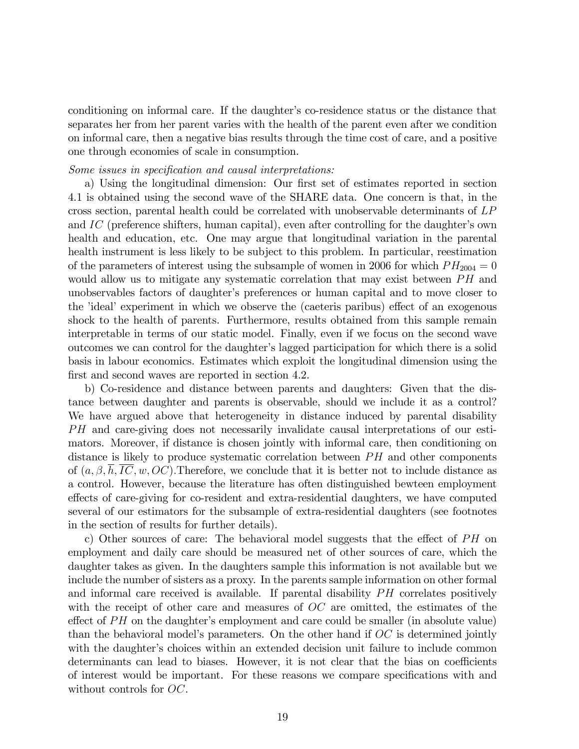conditioning on informal care. If the daughter's co-residence status or the distance that separates her from her parent varies with the health of the parent even after we condition on informal care, then a negative bias results through the time cost of care, and a positive one through economies of scale in consumption.

*Some issues in specification and causal interpretations:*

a) Using the longitudinal dimension: Our first set of estimates reported in section 4.1 is obtained using the second wave of the SHARE data. One concern is that, in the cross section, parental health could be correlated with unobservable determinants of $LP$ and $IC$ (preference shifters, human capital), even after controlling for the daughter's own health and education, etc. One may argue that longitudinal variation in the parental health instrument is less likely to be subject to this problem. In particular, reestimation of the parameters of interest using the subsample of women in 2006 for which $PH_{2004} = 0$ would allow us to mitigate any systematic correlation that may exist between $PH$ and unobservables factors of daughter's preferences or human capital and to move closer to the 'ideal' experiment in which we observe the (caeteris paribus) effect of an exogenous shock to the health of parents. Furthermore, results obtained from this sample remain interpretable in terms of our static model. Finally, even if we focus on the second wave outcomes we can control for the daughter's lagged participation for which there is a solid basis in labour economics. Estimates which exploit the longitudinal dimension using the first and second waves are reported in section 4.2.

b) Co-residence and distance between parents and daughters: Given that the distance between daughter and parents is observable, should we include it as a control? We have argued above that heterogeneity in distance induced by parental disability $PH$ and care-giving does not necessarily invalidate causal interpretations of our estimators. Moreover, if distance is chosen jointly with informal care, then conditioning on distance is likely to produce systematic correlation between $PH$ and other components of $(a, \beta, \overline{h}, \overline{IC}, w, OC)$.Therefore, we conclude that it is better not to include distance as a control. However, because the literature has often distinguished bewteen employment effects of care-giving for co-resident and extra-residential daughters, we have computed several of our estimators for the subsample of extra-residential daughters (see footnotes in the section of results for further details).

c) Other sources of care: The behavioral model suggests that the effect of $PH$ on employment and daily care should be measured net of other sources of care, which the daughter takes as given. In the daughters sample this information is not available but we include the number of sisters as a proxy. In the parents sample information on other formal and informal care received is available. If parental disability $PH$ correlates positively with the receipt of other care and measures of $OC$ are omitted, the estimates of the effect of $PH$ on the daughter's employment and care could be smaller (in absolute value) than the behavioral model's parameters. On the other hand if $OC$ is determined jointly with the daughter's choices within an extended decision unit failure to include common determinants can lead to biases. However, it is not clear that the bias on coefficients of interest would be important. For these reasons we compare specifications with and without controls for $OC$.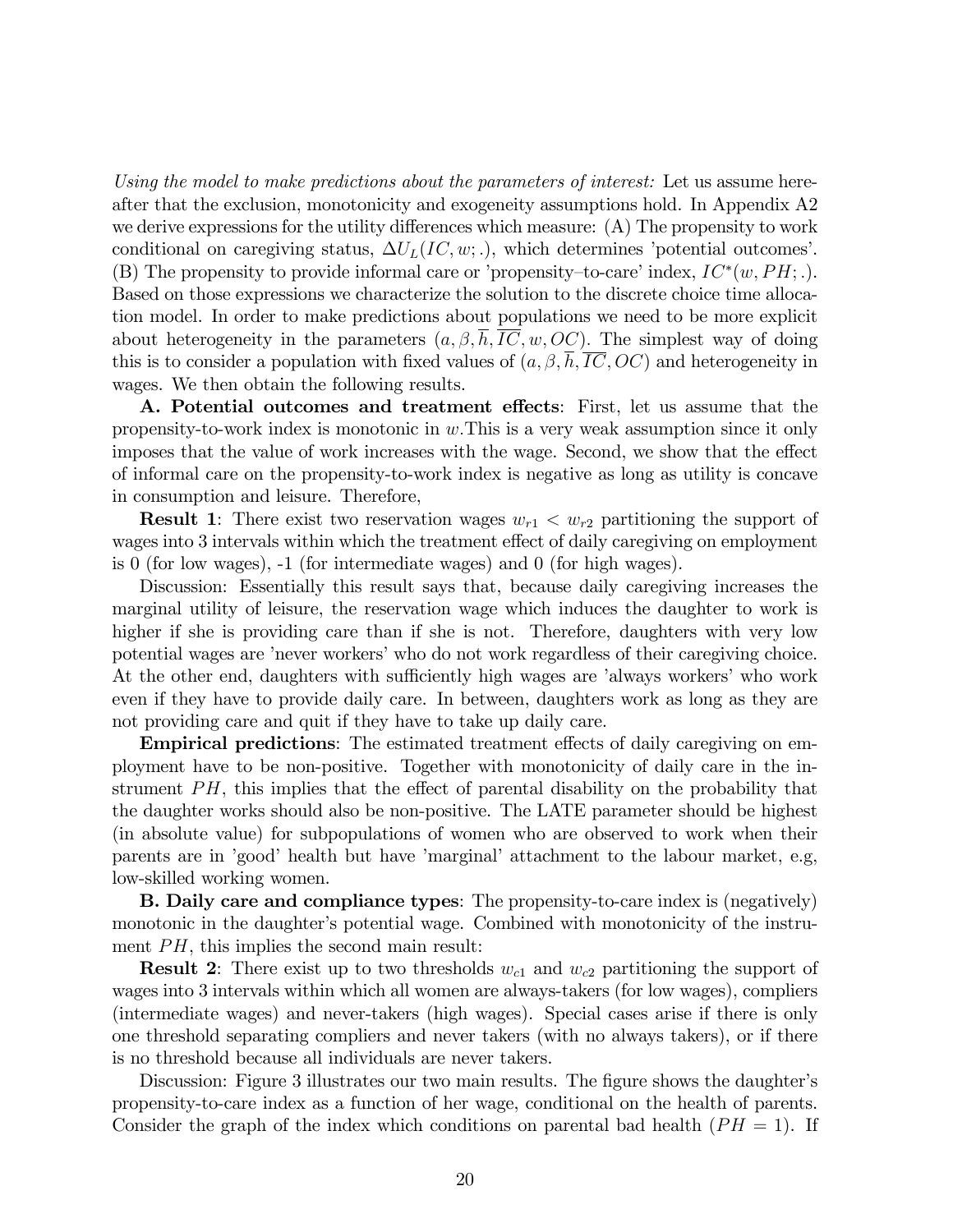*Using the model to make predictions about the parameters of interest:* Let us assume hereafter that the exclusion, monotonicity and exogeneity assumptions hold. In Appendix A2 we derive expressions for the utility differences which measure: (A) The propensity to work conditional on caregiving status, $\Delta U_L(IC, w; .)$, which determines 'potential outcomes'. (B) The propensity to provide informal care or 'propensity–to-care' index, $IC^*(w, PH; .)$. Based on those expressions we characterize the solution to the discrete choice time allocation model. In order to make predictions about populations we need to be more explicit about heterogeneity in the parameters $(a, \beta, \overline{h}, \overline{IC}, w, OC)$. The simplest way of doing this is to consider a population with fixed values of $(a, \beta, \overline{h}, \overline{IC}, OC)$ and heterogeneity in wages. We then obtain the following results.

**A. Potential outcomes and treatment effects**: First, let us assume that the propensity-to-work index is monotonic in $w$.This is a very weak assumption since it only imposes that the value of work increases with the wage. Second, we show that the effect of informal care on the propensity-to-work index is negative as long as utility is concave in consumption and leisure. Therefore,

**Result 1**: There exist two reservation wages $w_{r1} < w_{r2}$ partitioning the support of wages into 3 intervals within which the treatment effect of daily caregiving on employment is 0 (for low wages), -1 (for intermediate wages) and 0 (for high wages).

Discussion: Essentially this result says that, because daily caregiving increases the marginal utility of leisure, the reservation wage which induces the daughter to work is higher if she is providing care than if she is not. Therefore, daughters with very low potential wages are 'never workers' who do not work regardless of their caregiving choice. At the other end, daughters with sufficiently high wages are 'always workers' who work even if they have to provide daily care. In between, daughters work as long as they are not providing care and quit if they have to take up daily care.

**Empirical predictions**: The estimated treatment effects of daily caregiving on employment have to be non-positive. Together with monotonicity of daily care in the instrument $PH$, this implies that the effect of parental disability on the probability that the daughter works should also be non-positive. The LATE parameter should be highest (in absolute value) for subpopulations of women who are observed to work when their parents are in 'good' health but have 'marginal' attachment to the labour market, e.g, low-skilled working women.

**B. Daily care and compliance types**: The propensity-to-care index is (negatively) monotonic in the daughter's potential wage. Combined with monotonicity of the instrument $PH$, this implies the second main result:

**Result 2**: There exist up to two thresholds $w_{c1}$ and $w_{c2}$ partitioning the support of wages into 3 intervals within which all women are always-takers (for low wages), compliers (intermediate wages) and never-takers (high wages). Special cases arise if there is only one threshold separating compliers and never takers (with no always takers), or if there is no threshold because all individuals are never takers.

Discussion: Figure 3 illustrates our two main results. The figure shows the daughter's propensity-to-care index as a function of her wage, conditional on the health of parents. Consider the graph of the index which conditions on parental bad health ($PH = 1$). If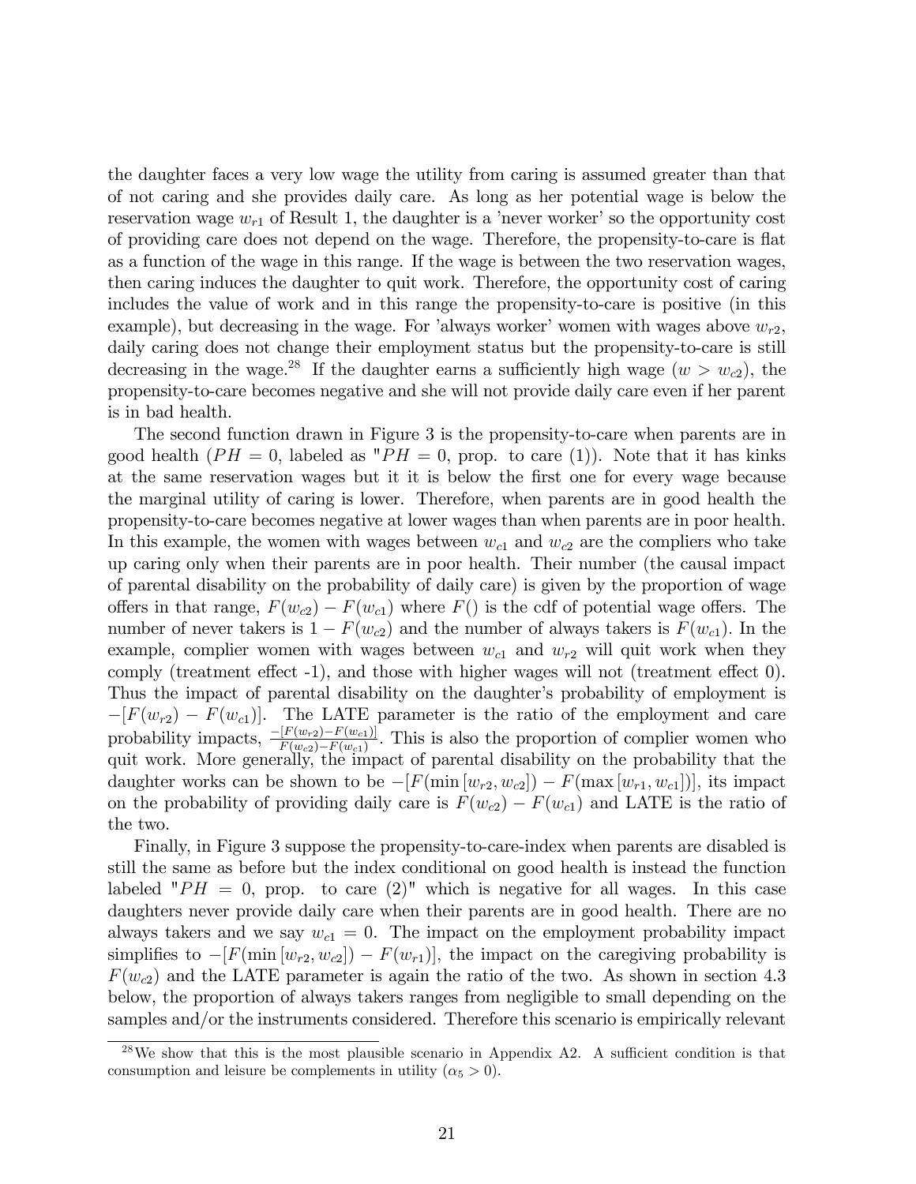the daughter faces a very low wage the utility from caring is assumed greater than that of not caring and she provides daily care. As long as her potential wage is below the reservation wage $w_{r1}$ of Result 1, the daughter is a 'never worker' so the opportunity cost of providing care does not depend on the wage. Therefore, the propensity-to-care is flat as a function of the wage in this range. If the wage is between the two reservation wages, then caring induces the daughter to quit work. Therefore, the opportunity cost of caring includes the value of work and in this range the propensity-to-care is positive (in this example), but decreasing in the wage. For 'always worker' women with wages above $w_{r2}$, daily caring does not change their employment status but the propensity-to-care is still decreasing in the wage.[28] If the daughter earns a sufficiently high wage ($w > w_{c2}$), the propensity-to-care becomes negative and she will not provide daily care even if her parent is in bad health.

The second function drawn in Figure 3 is the propensity-to-care when parents are in good health ($PH = 0$, labeled as "$PH = 0$, prop. to care (1)). Note that it has kinks at the same reservation wages but it it is below the first one for every wage because the marginal utility of caring is lower. Therefore, when parents are in good health the propensity-to-care becomes negative at lower wages than when parents are in poor health. In this example, the women with wages between $w_{c1}$ and $w_{c2}$ are the compliers who take up caring only when their parents are in poor health. Their number (the causal impact of parental disability on the probability of daily care) is given by the proportion of wage offers in that range, $F(w_{c2}) - F(w_{c1})$ where $F()$ is the cdf of potential wage offers. The number of never takers is $1 - F(w_{c2})$ and the number of always takers is $F(w_{c1})$. In the example, complier women with wages between $w_{c1}$ and $w_{r2}$ will quit work when they comply (treatment effect -1), and those with higher wages will not (treatment effect 0). Thus the impact of parental disability on the daughter's probability of employment is $-[F(w_{r2}) - F(w_{c1})]$. The LATE parameter is the ratio of the employment and care probability impacts, $\frac{-[F(w_{r2})-F(w_{c1})]}{F(w_{c2})-F(w_{c1})}$. This is also the proportion of complier women who quit work. More generally, the impact of parental disability on the probability that the daughter works can be shown to be $-[F(\min[w_{r2}, w_{c2}]) - F(\max[w_{r1}, w_{c1}])]$, its impact on the probability of providing daily care is $F(w_{c2}) - F(w_{c1})$ and LATE is the ratio of the two.

Finally, in Figure 3 suppose the propensity-to-care-index when parents are disabled is still the same as before but the index conditional on good health is instead the function labeled "$PH = 0$, prop. to care (2)" which is negative for all wages. In this case daughters never provide daily care when their parents are in good health. There are no always takers and we say $w_{c1} = 0$. The impact on the employment probability impact simplifies to $-[F(\min[w_{r2}, w_{c2}]) - F(w_{r1})]$, the impact on the caregiving probability is $F(w_{c2})$ and the LATE parameter is again the ratio of the two. As shown in section 4.3 below, the proportion of always takers ranges from negligible to small depending on the samples and/or the instruments considered. Therefore this scenario is empirically relevant

[28] We show that this is the most plausible scenario in Appendix A2. A sufficient condition is that consumption and leisure be complements in utility ($\alpha_5 > 0$).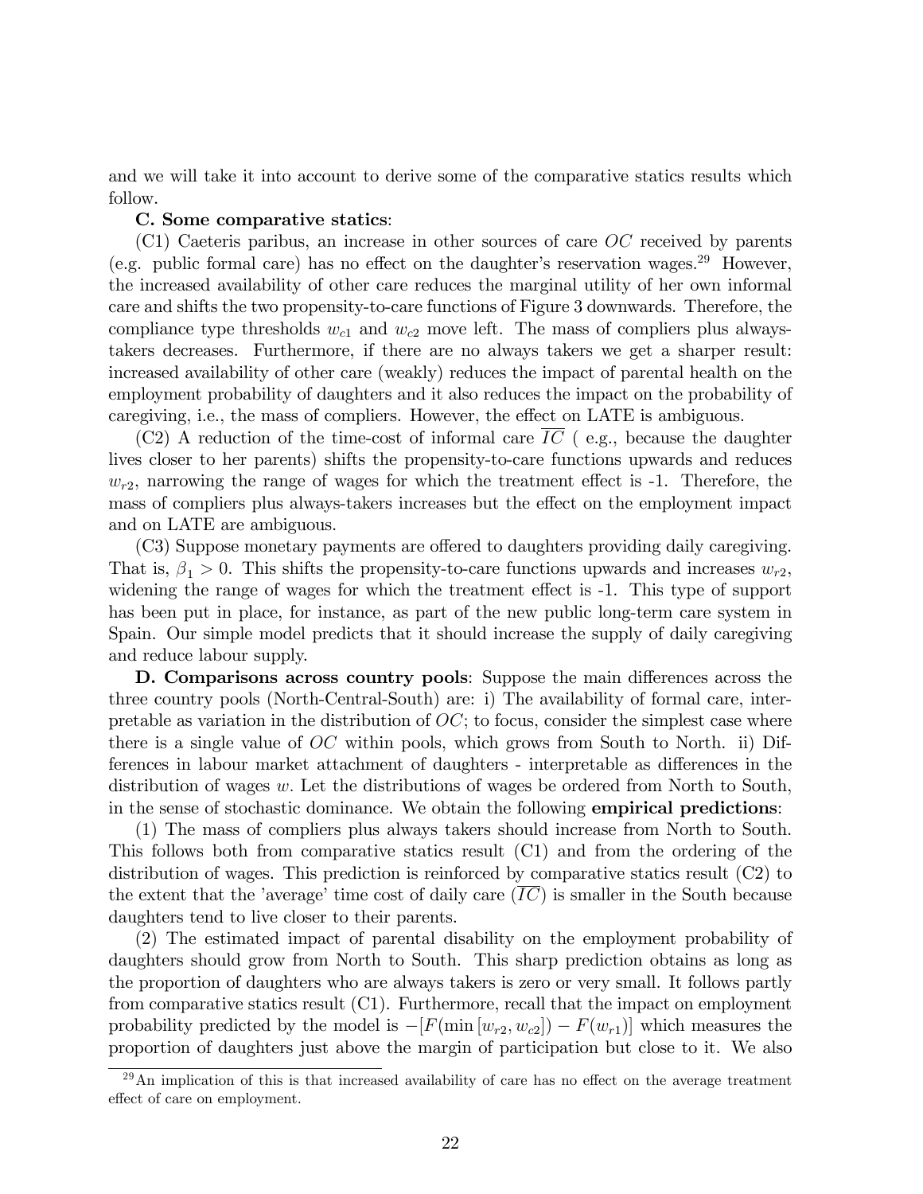and we will take it into account to derive some of the comparative statics results which follow.

**C. Some comparative statics**:

(C1) Caeteris paribus, an increase in other sources of care $OC$ received by parents (e.g. public formal care) has no effect on the daughter's reservation wages.[29] However, the increased availability of other care reduces the marginal utility of her own informal care and shifts the two propensity-to-care functions of Figure 3 downwards. Therefore, the compliance type thresholds $w_{c1}$ and $w_{c2}$ move left. The mass of compliers plus always-takers decreases. Furthermore, if there are no always takers we get a sharper result: increased availability of other care (weakly) reduces the impact of parental health on the employment probability of daughters and it also reduces the impact on the probability of caregiving, i.e., the mass of compliers. However, the effect on LATE is ambiguous.

(C2) A reduction of the time-cost of informal care $\overline{IC}$ ( e.g., because the daughter lives closer to her parents) shifts the propensity-to-care functions upwards and reduces $w_{r2}$, narrowing the range of wages for which the treatment effect is -1. Therefore, the mass of compliers plus always-takers increases but the effect on the employment impact and on LATE are ambiguous.

(C3) Suppose monetary payments are offered to daughters providing daily caregiving. That is, $\beta_1 > 0$. This shifts the propensity-to-care functions upwards and increases $w_{r2}$, widening the range of wages for which the treatment effect is -1. This type of support has been put in place, for instance, as part of the new public long-term care system in Spain. Our simple model predicts that it should increase the supply of daily caregiving and reduce labour supply.

**D. Comparisons across country pools**: Suppose the main differences across the three country pools (North-Central-South) are: i) The availability of formal care, interpretable as variation in the distribution of $OC$; to focus, consider the simplest case where there is a single value of $OC$ within pools, which grows from South to North. ii) Differences in labour market attachment of daughters - interpretable as differences in the distribution of wages $w$. Let the distributions of wages be ordered from North to South, in the sense of stochastic dominance. We obtain the following **empirical predictions**:

(1) The mass of compliers plus always takers should increase from North to South. This follows both from comparative statics result (C1) and from the ordering of the distribution of wages. This prediction is reinforced by comparative statics result (C2) to the extent that the 'average' time cost of daily care ($\overline{IC}$) is smaller in the South because daughters tend to live closer to their parents.

(2) The estimated impact of parental disability on the employment probability of daughters should grow from North to South. This sharp prediction obtains as long as the proportion of daughters who are always takers is zero or very small. It follows partly from comparative statics result (C1). Furthermore, recall that the impact on employment probability predicted by the model is $-[F(\min[w_{r2}, w_{c2}]) - F(w_{r1})]$ which measures the proportion of daughters just above the margin of participation but close to it. We also

[29] An implication of this is that increased availability of care has no effect on the average treatment effect of care on employment.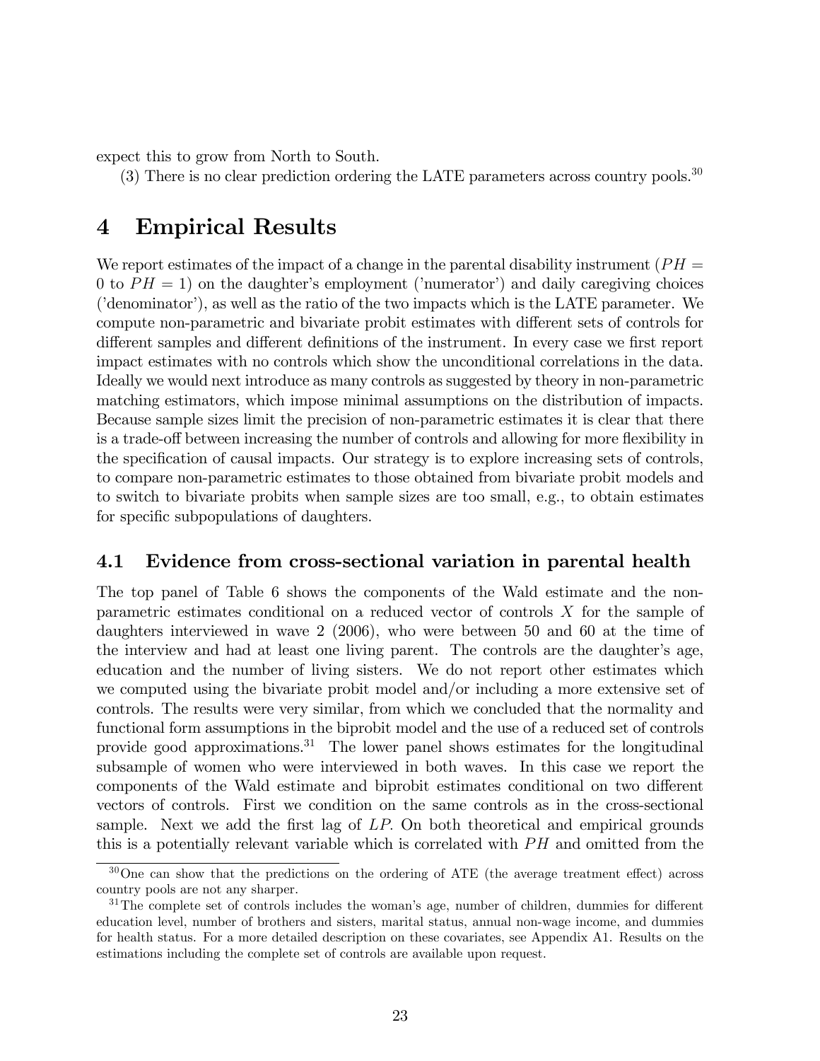expect this to grow from North to South.

(3) There is no clear prediction ordering the LATE parameters across country pools.[30]

# 4 Empirical Results

We report estimates of the impact of a change in the parental disability instrument ($PH = 0$ to $PH = 1$) on the daughter's employment ('numerator') and daily caregiving choices ('denominator'), as well as the ratio of the two impacts which is the LATE parameter. We compute non-parametric and bivariate probit estimates with different sets of controls for different samples and different definitions of the instrument. In every case we first report impact estimates with no controls which show the unconditional correlations in the data. Ideally we would next introduce as many controls as suggested by theory in non-parametric matching estimators, which impose minimal assumptions on the distribution of impacts. Because sample sizes limit the precision of non-parametric estimates it is clear that there is a trade-off between increasing the number of controls and allowing for more flexibility in the specification of causal impacts. Our strategy is to explore increasing sets of controls, to compare non-parametric estimates to those obtained from bivariate probit models and to switch to bivariate probits when sample sizes are too small, e.g., to obtain estimates for specific subpopulations of daughters.

## 4.1 Evidence from cross-sectional variation in parental health

The top panel of Table 6 shows the components of the Wald estimate and the non-parametric estimates conditional on a reduced vector of controls $X$ for the sample of daughters interviewed in wave 2 (2006), who were between 50 and 60 at the time of the interview and had at least one living parent. The controls are the daughter's age, education and the number of living sisters. We do not report other estimates which we computed using the bivariate probit model and/or including a more extensive set of controls. The results were very similar, from which we concluded that the normality and functional form assumptions in the biprobit model and the use of a reduced set of controls provide good approximations.[31] The lower panel shows estimates for the longitudinal subsample of women who were interviewed in both waves. In this case we report the components of the Wald estimate and biprobit estimates conditional on two different vectors of controls. First we condition on the same controls as in the cross-sectional sample. Next we add the first lag of $LP$. On both theoretical and empirical grounds this is a potentially relevant variable which is correlated with $PH$ and omitted from the

[30] One can show that the predictions on the ordering of ATE (the average treatment effect) across country pools are not any sharper.

[31] The complete set of controls includes the woman's age, number of children, dummies for different education level, number of brothers and sisters, marital status, annual non-wage income, and dummies for health status. For a more detailed description on these covariates, see Appendix A1. Results on the estimations including the complete set of controls are available upon request.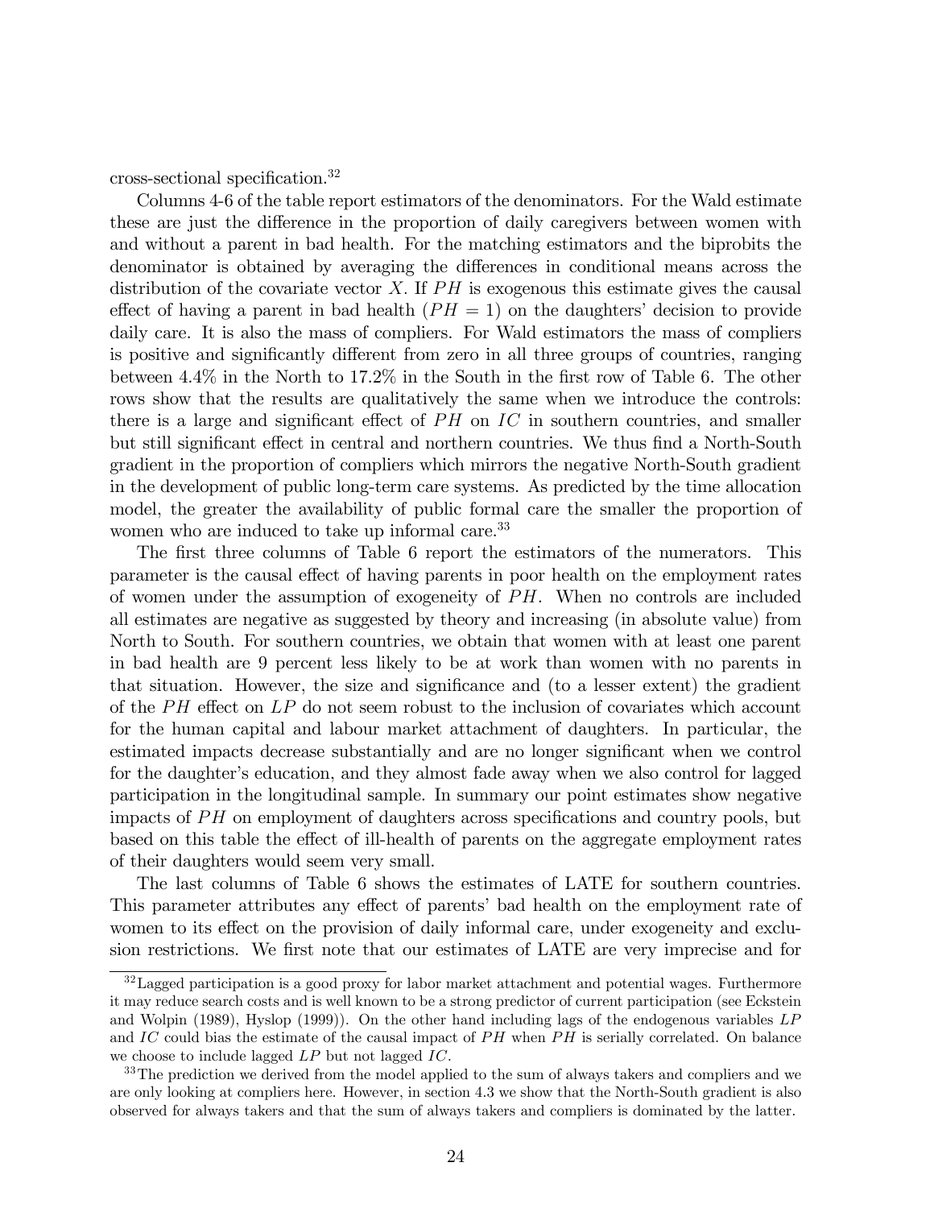cross-sectional specification.[32]

Columns 4-6 of the table report estimators of the denominators. For the Wald estimate these are just the difference in the proportion of daily caregivers between women with and without a parent in bad health. For the matching estimators and the biprobits the denominator is obtained by averaging the differences in conditional means across the distribution of the covariate vector $X$. If $PH$ is exogenous this estimate gives the causal effect of having a parent in bad health ($PH = 1$) on the daughters' decision to provide daily care. It is also the mass of compliers. For Wald estimators the mass of compliers is positive and significantly different from zero in all three groups of countries, ranging between 4.4% in the North to 17.2% in the South in the first row of Table 6. The other rows show that the results are qualitatively the same when we introduce the controls: there is a large and significant effect of $PH$ on $IC$ in southern countries, and smaller but still significant effect in central and northern countries. We thus find a North-South gradient in the proportion of compliers which mirrors the negative North-South gradient in the development of public long-term care systems. As predicted by the time allocation model, the greater the availability of public formal care the smaller the proportion of women who are induced to take up informal care.[33]

The first three columns of Table 6 report the estimators of the numerators. This parameter is the causal effect of having parents in poor health on the employment rates of women under the assumption of exogeneity of $PH$. When no controls are included all estimates are negative as suggested by theory and increasing (in absolute value) from North to South. For southern countries, we obtain that women with at least one parent in bad health are 9 percent less likely to be at work than women with no parents in that situation. However, the size and significance and (to a lesser extent) the gradient of the $PH$ effect on $LP$ do not seem robust to the inclusion of covariates which account for the human capital and labour market attachment of daughters. In particular, the estimated impacts decrease substantially and are no longer significant when we control for the daughter's education, and they almost fade away when we also control for lagged participation in the longitudinal sample. In summary our point estimates show negative impacts of $PH$ on employment of daughters across specifications and country pools, but based on this table the effect of ill-health of parents on the aggregate employment rates of their daughters would seem very small.

The last columns of Table 6 shows the estimates of LATE for southern countries. This parameter attributes any effect of parents' bad health on the employment rate of women to its effect on the provision of daily informal care, under exogeneity and exclusion restrictions. We first note that our estimates of LATE are very imprecise and for

[32] Lagged participation is a good proxy for labor market attachment and potential wages. Furthermore it may reduce search costs and is well known to be a strong predictor of current participation (see Eckstein and Wolpin (1989), Hyslop (1999)). On the other hand including lags of the endogenous variables $LP$ and $IC$ could bias the estimate of the causal impact of $PH$ when $PH$ is serially correlated. On balance we choose to include lagged $LP$ but not lagged $IC$.

[33] The prediction we derived from the model applied to the sum of always takers and compliers and we are only looking at compliers here. However, in section 4.3 we show that the North-South gradient is also observed for always takers and that the sum of always takers and compliers is dominated by the latter.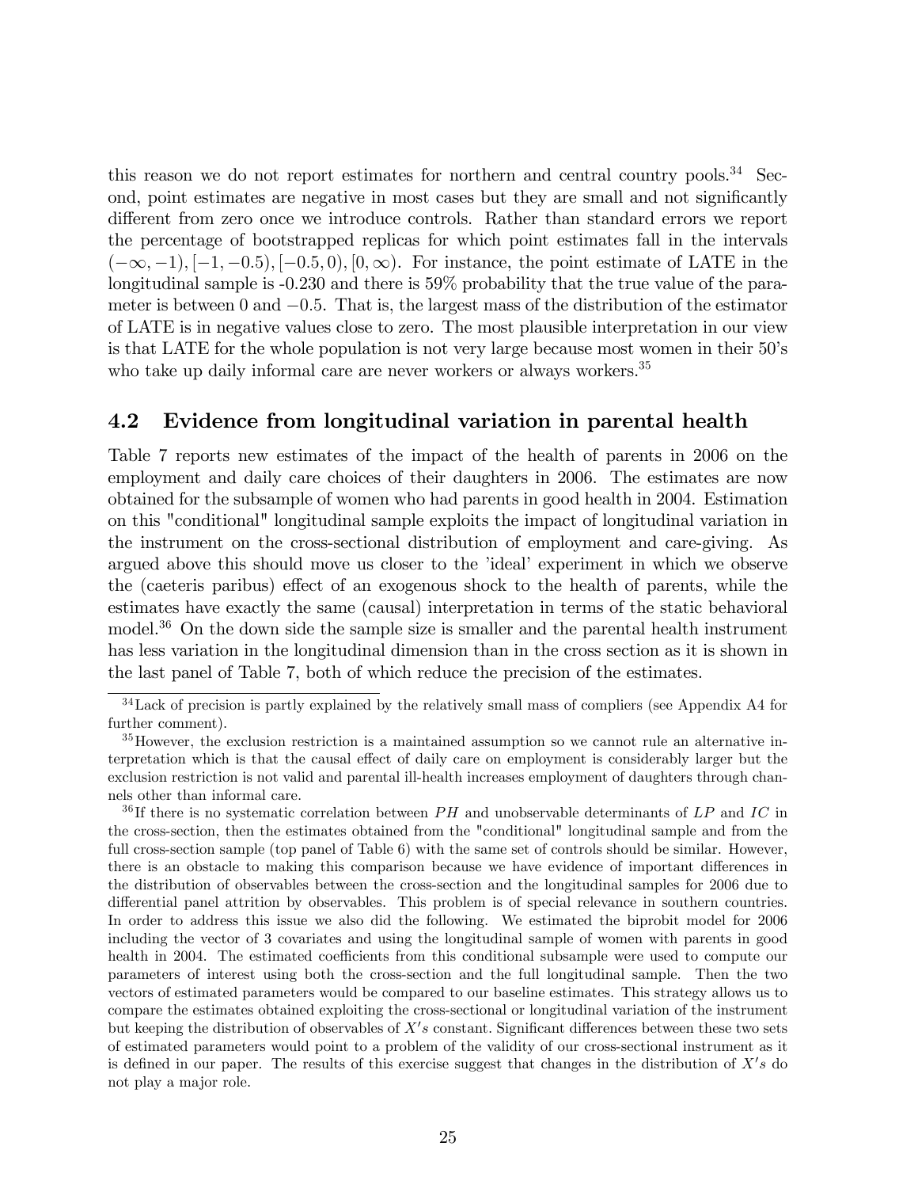this reason we do not report estimates for northern and central country pools.[34] Second, point estimates are negative in most cases but they are small and not significantly different from zero once we introduce controls. Rather than standard errors we report the percentage of bootstrapped replicas for which point estimates fall in the intervals $(-\infty, -1), [-1, -0.5), [-0.5, 0), [0, \infty)$. For instance, the point estimate of LATE in the longitudinal sample is -0.230 and there is 59% probability that the true value of the parameter is between 0 and $-0.5$. That is, the largest mass of the distribution of the estimator of LATE is in negative values close to zero. The most plausible interpretation in our view is that LATE for the whole population is not very large because most women in their 50's who take up daily informal care are never workers or always workers.[35]

## 4.2 Evidence from longitudinal variation in parental health

Table 7 reports new estimates of the impact of the health of parents in 2006 on the employment and daily care choices of their daughters in 2006. The estimates are now obtained for the subsample of women who had parents in good health in 2004. Estimation on this "conditional" longitudinal sample exploits the impact of longitudinal variation in the instrument on the cross-sectional distribution of employment and care-giving. As argued above this should move us closer to the 'ideal' experiment in which we observe the (caeteris paribus) effect of an exogenous shock to the health of parents, while the estimates have exactly the same (causal) interpretation in terms of the static behavioral model.[36] On the down side the sample size is smaller and the parental health instrument has less variation in the longitudinal dimension than in the cross section as it is shown in the last panel of Table 7, both of which reduce the precision of the estimates.

[34] Lack of precision is partly explained by the relatively small mass of compliers (see Appendix A4 for further comment).

[35] However, the exclusion restriction is a maintained assumption so we cannot rule an alternative interpretation which is that the causal effect of daily care on employment is considerably larger but the exclusion restriction is not valid and parental ill-health increases employment of daughters through channels other than informal care.

[36] If there is no systematic correlation between $PH$ and unobservable determinants of $LP$ and $IC$ in the cross-section, then the estimates obtained from the "conditional" longitudinal sample and from the full cross-section sample (top panel of Table 6) with the same set of controls should be similar. However, there is an obstacle to making this comparison because we have evidence of important differences in the distribution of observables between the cross-section and the longitudinal samples for 2006 due to differential panel attrition by observables. This problem is of special relevance in southern countries. In order to address this issue we also did the following. We estimated the biprobit model for 2006 including the vector of 3 covariates and using the longitudinal sample of women with parents in good health in 2004. The estimated coefficients from this conditional subsample were used to compute our parameters of interest using both the cross-section and the full longitudinal sample. Then the two vectors of estimated parameters would be compared to our baseline estimates. This strategy allows us to compare the estimates obtained exploiting the cross-sectional or longitudinal variation of the instrument but keeping the distribution of observables of $X's$ constant. Significant differences between these two sets of estimated parameters would point to a problem of the validity of our cross-sectional instrument as it is defined in our paper. The results of this exercise suggest that changes in the distribution of $X's$ do not play a major role.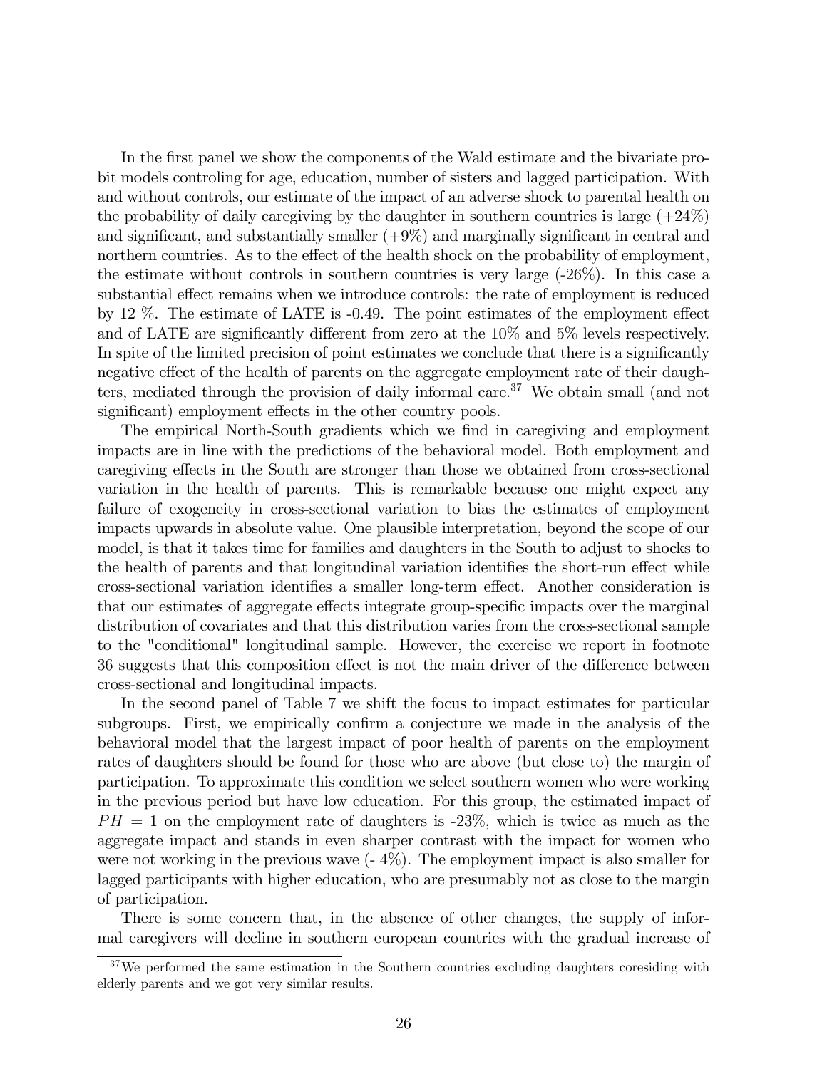In the first panel we show the components of the Wald estimate and the bivariate probit models controling for age, education, number of sisters and lagged participation. With and without controls, our estimate of the impact of an adverse shock to parental health on the probability of daily caregiving by the daughter in southern countries is large (+24%) and significant, and substantially smaller (+9%) and marginally significant in central and northern countries. As to the effect of the health shock on the probability of employment, the estimate without controls in southern countries is very large (-26%). In this case a substantial effect remains when we introduce controls: the rate of employment is reduced by 12 %. The estimate of LATE is -0.49. The point estimates of the employment effect and of LATE are significantly different from zero at the 10% and 5% levels respectively. In spite of the limited precision of point estimates we conclude that there is a significantly negative effect of the health of parents on the aggregate employment rate of their daughters, mediated through the provision of daily informal care.[37] We obtain small (and not significant) employment effects in the other country pools.

The empirical North-South gradients which we find in caregiving and employment impacts are in line with the predictions of the behavioral model. Both employment and caregiving effects in the South are stronger than those we obtained from cross-sectional variation in the health of parents. This is remarkable because one might expect any failure of exogeneity in cross-sectional variation to bias the estimates of employment impacts upwards in absolute value. One plausible interpretation, beyond the scope of our model, is that it takes time for families and daughters in the South to adjust to shocks to the health of parents and that longitudinal variation identifies the short-run effect while cross-sectional variation identifies a smaller long-term effect. Another consideration is that our estimates of aggregate effects integrate group-specific impacts over the marginal distribution of covariates and that this distribution varies from the cross-sectional sample to the "conditional" longitudinal sample. However, the exercise we report in footnote 36 suggests that this composition effect is not the main driver of the difference between cross-sectional and longitudinal impacts.

In the second panel of Table 7 we shift the focus to impact estimates for particular subgroups. First, we empirically confirm a conjecture we made in the analysis of the behavioral model that the largest impact of poor health of parents on the employment rates of daughters should be found for those who are above (but close to) the margin of participation. To approximate this condition we select southern women who were working in the previous period but have low education. For this group, the estimated impact of $PH = 1$ on the employment rate of daughters is -23%, which is twice as much as the aggregate impact and stands in even sharper contrast with the impact for women who were not working in the previous wave (- 4%). The employment impact is also smaller for lagged participants with higher education, who are presumably not as close to the margin of participation.

There is some concern that, in the absence of other changes, the supply of informal caregivers will decline in southern european countries with the gradual increase of

[37] We performed the same estimation in the Southern countries excluding daughters coresiding with elderly parents and we got very similar results.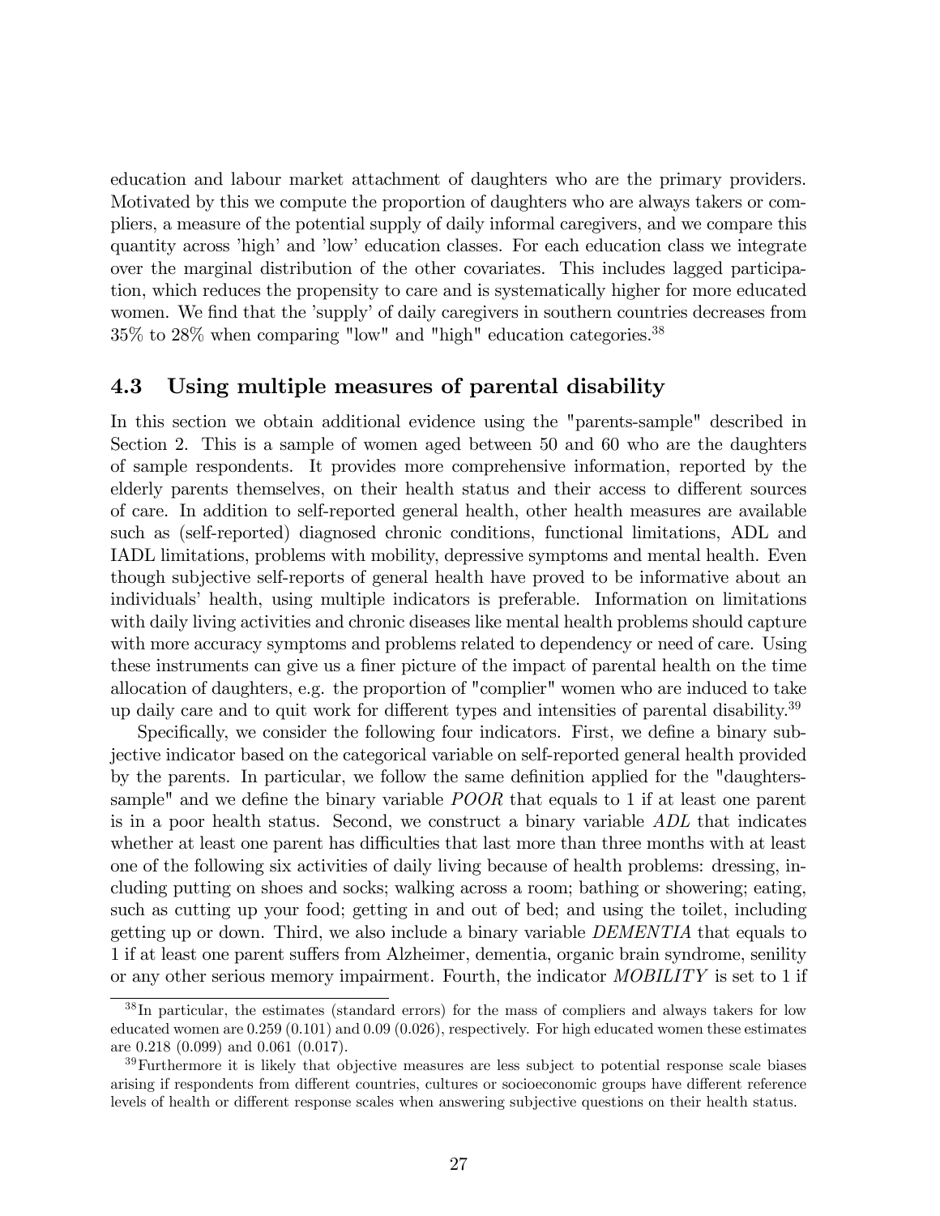education and labour market attachment of daughters who are the primary providers. Motivated by this we compute the proportion of daughters who are always takers or compliers, a measure of the potential supply of daily informal caregivers, and we compare this quantity across 'high' and 'low' education classes. For each education class we integrate over the marginal distribution of the other covariates. This includes lagged participation, which reduces the propensity to care and is systematically higher for more educated women. We find that the 'supply' of daily caregivers in southern countries decreases from 35% to 28% when comparing "low" and "high" education categories.[38]

## 4.3 Using multiple measures of parental disability

In this section we obtain additional evidence using the "parents-sample" described in Section 2. This is a sample of women aged between 50 and 60 who are the daughters of sample respondents. It provides more comprehensive information, reported by the elderly parents themselves, on their health status and their access to different sources of care. In addition to self-reported general health, other health measures are available such as (self-reported) diagnosed chronic conditions, functional limitations, ADL and IADL limitations, problems with mobility, depressive symptoms and mental health. Even though subjective self-reports of general health have proved to be informative about an individuals' health, using multiple indicators is preferable. Information on limitations with daily living activities and chronic diseases like mental health problems should capture with more accuracy symptoms and problems related to dependency or need of care. Using these instruments can give us a finer picture of the impact of parental health on the time allocation of daughters, e.g. the proportion of "complier" women who are induced to take up daily care and to quit work for different types and intensities of parental disability.[39]

Specifically, we consider the following four indicators. First, we define a binary subjective indicator based on the categorical variable on self-reported general health provided by the parents. In particular, we follow the same definition applied for the "daughters-sample" and we define the binary variable *POOR* that equals to 1 if at least one parent is in a poor health status. Second, we construct a binary variable *ADL* that indicates whether at least one parent has difficulties that last more than three months with at least one of the following six activities of daily living because of health problems: dressing, including putting on shoes and socks; walking across a room; bathing or showering; eating, such as cutting up your food; getting in and out of bed; and using the toilet, including getting up or down. Third, we also include a binary variable *DEMENTIA* that equals to 1 if at least one parent suffers from Alzheimer, dementia, organic brain syndrome, senility or any other serious memory impairment. Fourth, the indicator *MOBILITY* is set to 1 if

---

[38] In particular, the estimates (standard errors) for the mass of compliers and always takers for low educated women are 0.259 (0.101) and 0.09 (0.026), respectively. For high educated women these estimates are 0.218 (0.099) and 0.061 (0.017).

[39] Furthermore it is likely that objective measures are less subject to potential response scale biases arising if respondents from different countries, cultures or socioeconomic groups have different reference levels of health or different response scales when answering subjective questions on their health status.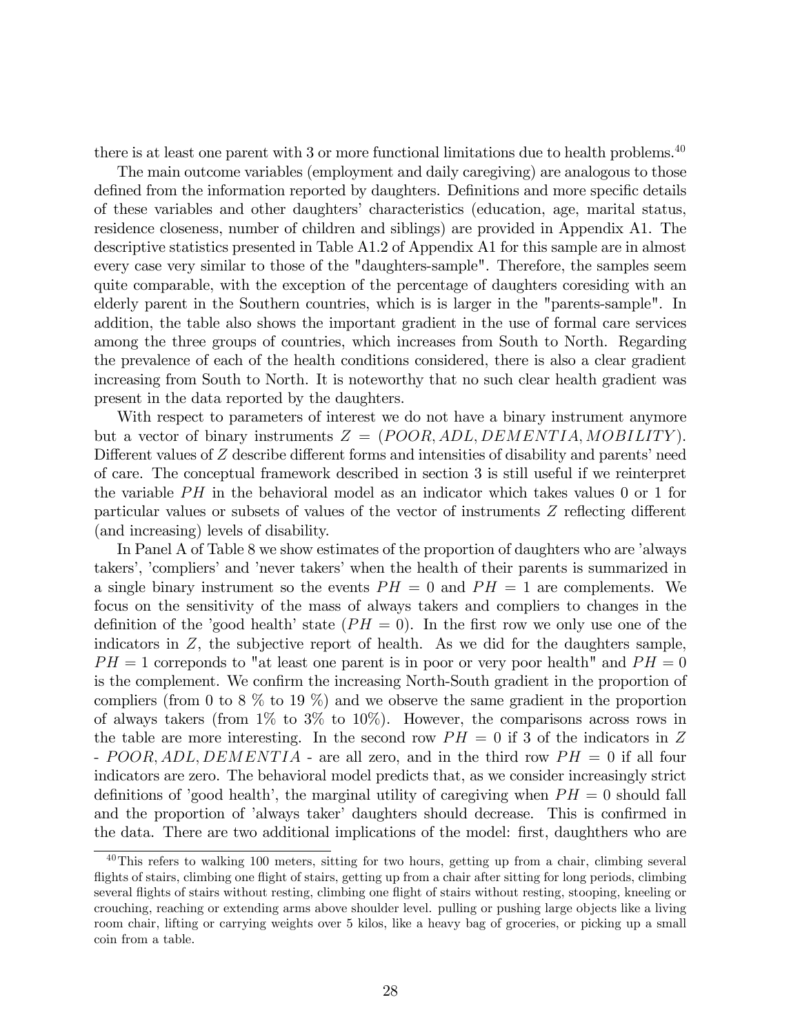there is at least one parent with 3 or more functional limitations due to health problems.[40]

The main outcome variables (employment and daily caregiving) are analogous to those defined from the information reported by daughters. Definitions and more specific details of these variables and other daughters' characteristics (education, age, marital status, residence closeness, number of children and siblings) are provided in Appendix A1. The descriptive statistics presented in Table A1.2 of Appendix A1 for this sample are in almost every case very similar to those of the "daughters-sample". Therefore, the samples seem quite comparable, with the exception of the percentage of daughters coresiding with an elderly parent in the Southern countries, which is is larger in the "parents-sample". In addition, the table also shows the important gradient in the use of formal care services among the three groups of countries, which increases from South to North. Regarding the prevalence of each of the health conditions considered, there is also a clear gradient increasing from South to North. It is noteworthy that no such clear health gradient was present in the data reported by the daughters.

With respect to parameters of interest we do not have a binary instrument anymore but a vector of binary instruments $Z = (POOR, ADL, DEMENTIA, MOBILITY)$. Different values of $Z$ describe different forms and intensities of disability and parents' need of care. The conceptual framework described in section 3 is still useful if we reinterpret the variable $PH$ in the behavioral model as an indicator which takes values 0 or 1 for particular values or subsets of values of the vector of instruments $Z$ reflecting different (and increasing) levels of disability.

In Panel A of Table 8 we show estimates of the proportion of daughters who are 'always takers', 'compliers' and 'never takers' when the health of their parents is summarized in a single binary instrument so the events $PH = 0$ and $PH = 1$ are complements. We focus on the sensitivity of the mass of always takers and compliers to changes in the definition of the 'good health' state ($PH = 0$). In the first row we only use one of the indicators in $Z$, the subjective report of health. As we did for the daughters sample, $PH = 1$ correponds to "at least one parent is in poor or very poor health" and $PH = 0$ is the complement. We confirm the increasing North-South gradient in the proportion of compliers (from 0 to 8 % to 19 %) and we observe the same gradient in the proportion of always takers (from 1% to 3% to 10%). However, the comparisons across rows in the table are more interesting. In the second row $PH = 0$ if 3 of the indicators in $Z$ - $POOR, ADL, DEMENTIA$ - are all zero, and in the third row $PH = 0$ if all four indicators are zero. The behavioral model predicts that, as we consider increasingly strict definitions of 'good health', the marginal utility of caregiving when $PH = 0$ should fall and the proportion of 'always taker' daughters should decrease. This is confirmed in the data. There are two additional implications of the model: first, daughthers who are

[40] This refers to walking 100 meters, sitting for two hours, getting up from a chair, climbing several flights of stairs, climbing one flight of stairs, getting up from a chair after sitting for long periods, climbing several flights of stairs without resting, climbing one flight of stairs without resting, stooping, kneeling or crouching, reaching or extending arms above shoulder level. pulling or pushing large objects like a living room chair, lifting or carrying weights over 5 kilos, like a heavy bag of groceries, or picking up a small coin from a table.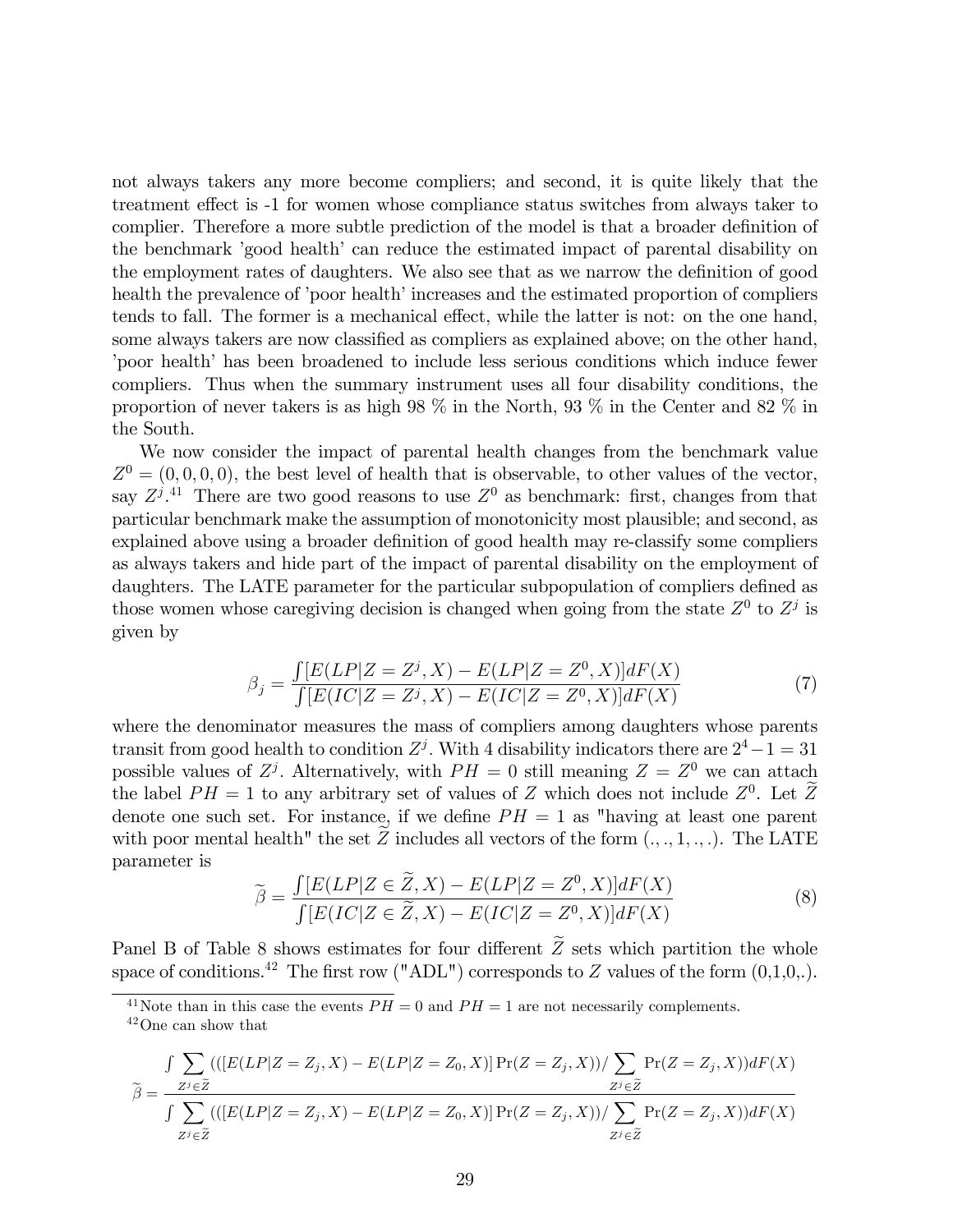not always takers any more become compliers; and second, it is quite likely that the treatment effect is -1 for women whose compliance status switches from always taker to complier. Therefore a more subtle prediction of the model is that a broader definition of the benchmark 'good health' can reduce the estimated impact of parental disability on the employment rates of daughters. We also see that as we narrow the definition of good health the prevalence of 'poor health' increases and the estimated proportion of compliers tends to fall. The former is a mechanical effect, while the latter is not: on the one hand, some always takers are now classified as compliers as explained above; on the other hand, 'poor health' has been broadened to include less serious conditions which induce fewer compliers. Thus when the summary instrument uses all four disability conditions, the proportion of never takers is as high 98 % in the North, 93 % in the Center and 82 % in the South.

We now consider the impact of parental health changes from the benchmark value $Z^0 = (0, 0, 0, 0)$, the best level of health that is observable, to other values of the vector, say $Z^j$.[41] There are two good reasons to use $Z^0$ as benchmark: first, changes from that particular benchmark make the assumption of monotonicity most plausible; and second, as explained above using a broader definition of good health may re-classify some compliers as always takers and hide part of the impact of parental disability on the employment of daughters. The LATE parameter for the particular subpopulation of compliers defined as those women whose caregiving decision is changed when going from the state $Z^0$ to $Z^j$ is given by

$$\beta_j = \frac{\int [E(LP|Z = Z^j, X) - E(LP|Z = Z^0, X)]dF(X)}{\int [E(IC|Z = Z^j, X) - E(IC|Z = Z^0, X)]dF(X)} \tag{7}$$

where the denominator measures the mass of compliers among daughters whose parents transit from good health to condition $Z^j$. With 4 disability indicators there are $2^4 - 1 = 31$ possible values of $Z^j$. Alternatively, with $PH = 0$ still meaning $Z = Z^0$ we can attach the label $PH = 1$ to any arbitrary set of values of $Z$ which does not include $Z^0$. Let $\widetilde{Z}$ denote one such set. For instance, if we define $PH = 1$ as "having at least one parent with poor mental health" the set $\widetilde{Z}$ includes all vectors of the form $(.,.,1,.,.)$. The LATE parameter is

$$\widetilde{\beta} = \frac{\int [E(LP|Z \in \widetilde{Z}, X) - E(LP|Z = Z^0, X)]dF(X)}{\int [E(IC|Z \in \widetilde{Z}, X) - E(IC|Z = Z^0, X)]dF(X)} \tag{8}$$

Panel B of Table 8 shows estimates for four different $\widetilde{Z}$ sets which partition the whole space of conditions.[42] The first row ("ADL") corresponds to $Z$ values of the form (0,1,0,.).

[41] Note than in this case the events $PH = 0$ and $PH = 1$ are not necessarily complements.

[42] One can show that

$$\widetilde{\beta} = \frac{\int \sum_{Z^j \in \widetilde{Z}} (([E(LP|Z = Z_j, X) - E(LP|Z = Z_0, X)] \Pr(Z = Z_j, X)) / \sum_{Z^j \in \widetilde{Z}} \Pr(Z = Z_j, X)) dF(X)}{\int \sum_{Z^j \in \widetilde{Z}} (([E(LP|Z = Z_j, X) - E(LP|Z = Z_0, X)] \Pr(Z = Z_j, X)) / \sum_{Z^j \in \widetilde{Z}} \Pr(Z = Z_j, X)) dF(X)}$$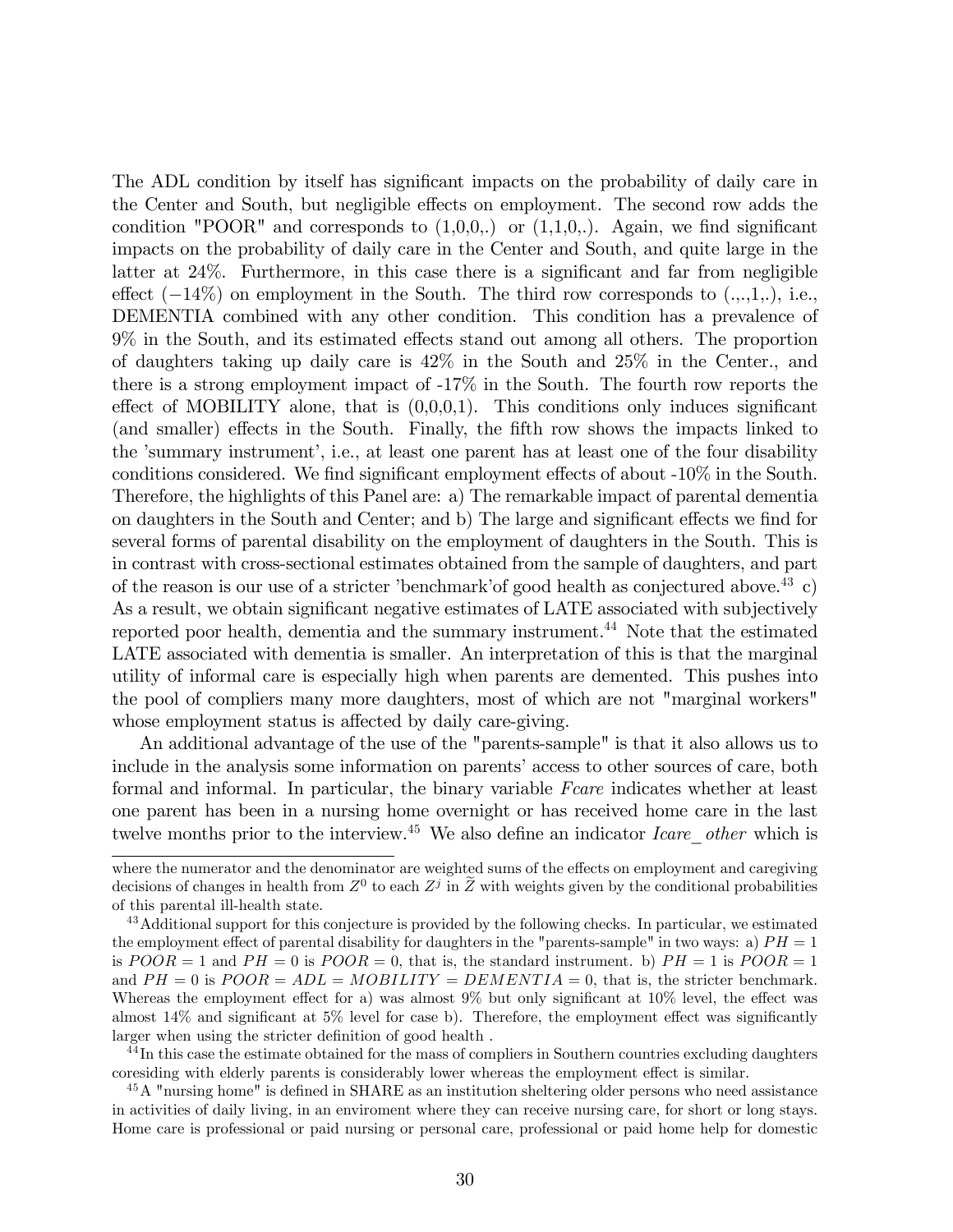The ADL condition by itself has significant impacts on the probability of daily care in the Center and South, but negligible effects on employment. The second row adds the condition "POOR" and corresponds to (1,0,0,.) or (1,1,0,.). Again, we find significant impacts on the probability of daily care in the Center and South, and quite large in the latter at 24%. Furthermore, in this case there is a significant and far from negligible effect ($-14\%$) on employment in the South. The third row corresponds to (.,.,1,.), i.e., DEMENTIA combined with any other condition. This condition has a prevalence of 9% in the South, and its estimated effects stand out among all others. The proportion of daughters taking up daily care is 42% in the South and 25% in the Center., and there is a strong employment impact of -17% in the South. The fourth row reports the effect of MOBILITY alone, that is (0,0,0,1). This conditions only induces significant (and smaller) effects in the South. Finally, the fifth row shows the impacts linked to the 'summary instrument', i.e., at least one parent has at least one of the four disability conditions considered. We find significant employment effects of about -10% in the South. Therefore, the highlights of this Panel are: a) The remarkable impact of parental dementia on daughters in the South and Center; and b) The large and significant effects we find for several forms of parental disability on the employment of daughters in the South. This is in contrast with cross-sectional estimates obtained from the sample of daughters, and part of the reason is our use of a stricter 'benchmark'of good health as conjectured above.[43] c) As a result, we obtain significant negative estimates of LATE associated with subjectively reported poor health, dementia and the summary instrument.[44] Note that the estimated LATE associated with dementia is smaller. An interpretation of this is that the marginal utility of informal care is especially high when parents are demented. This pushes into the pool of compliers many more daughters, most of which are not "marginal workers" whose employment status is affected by daily care-giving.

An additional advantage of the use of the "parents-sample" is that it also allows us to include in the analysis some information on parents' access to other sources of care, both formal and informal. In particular, the binary variable *Fcare* indicates whether at least one parent has been in a nursing home overnight or has received home care in the last twelve months prior to the interview.[45] We also define an indicator *Icare_other* which is

---

where the numerator and the denominator are weighted sums of the effects on employment and caregiving decisions of changes in health from $Z^0$ to each $Z^j$ in $\widetilde{Z}$ with weights given by the conditional probabilities of this parental ill-health state.

[43] Additional support for this conjecture is provided by the following checks. In particular, we estimated the employment effect of parental disability for daughters in the "parents-sample" in two ways: a) $PH = 1$ is $POOR = 1$ and $PH = 0$ is $POOR = 0$, that is, the standard instrument. b) $PH = 1$ is $POOR = 1$ and $PH = 0$ is $POOR = ADL = MOBILITY = DEMENTIA = 0$, that is, the stricter benchmark. Whereas the employment effect for a) was almost 9% but only significant at 10% level, the effect was almost 14% and significant at 5% level for case b). Therefore, the employment effect was significantly larger when using the stricter definition of good health .

[44] In this case the estimate obtained for the mass of compliers in Southern countries excluding daughters coresiding with elderly parents is considerably lower whereas the employment effect is similar.

[45] A "nursing home" is defined in SHARE as an institution sheltering older persons who need assistance in activities of daily living, in an enviroment where they can receive nursing care, for short or long stays. Home care is professional or paid nursing or personal care, professional or paid home help for domestic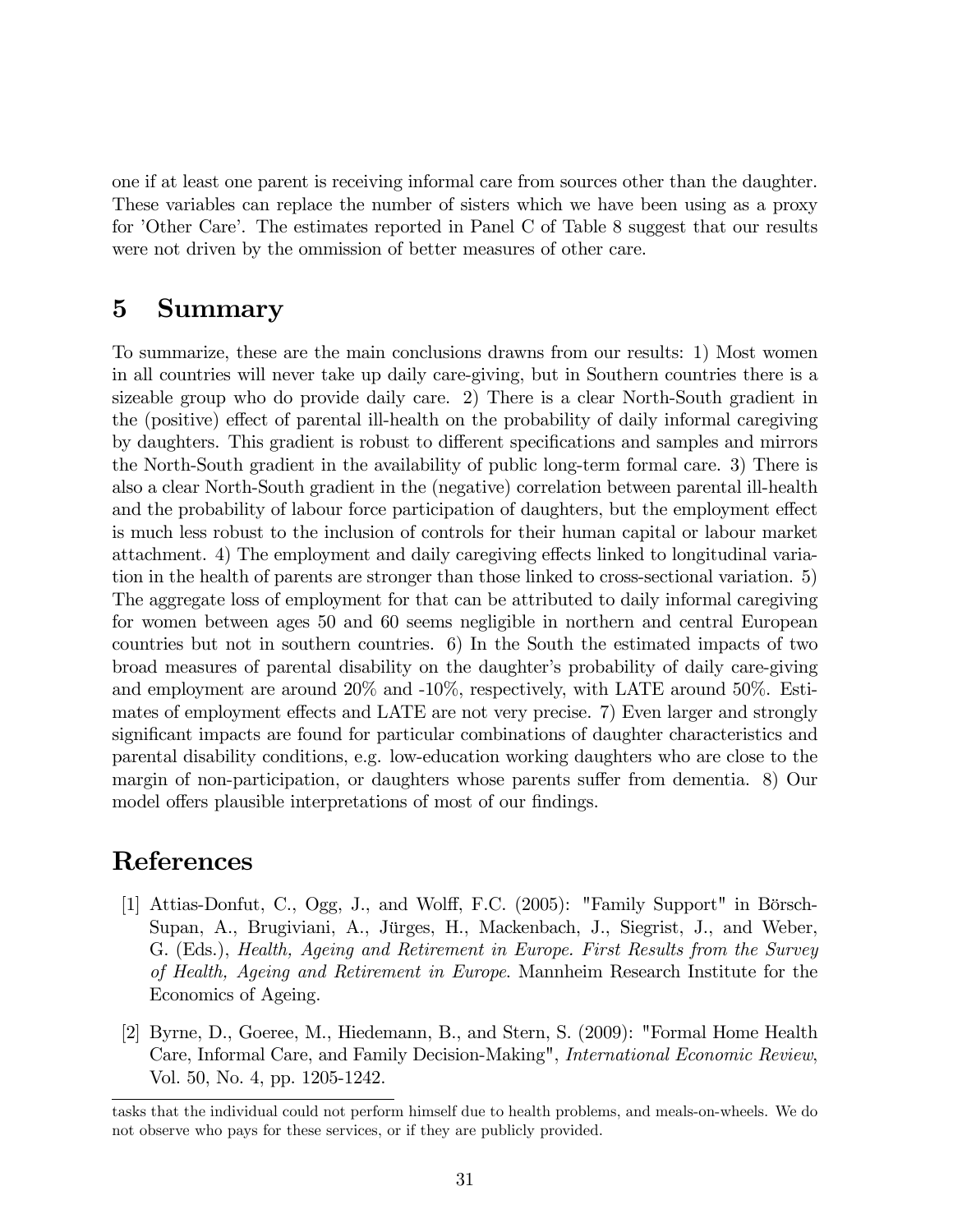one if at least one parent is receiving informal care from sources other than the daughter. These variables can replace the number of sisters which we have been using as a proxy for 'Other Care'. The estimates reported in Panel C of Table 8 suggest that our results were not driven by the ommission of better measures of other care.

# 5 Summary

To summarize, these are the main conclusions drawns from our results: 1) Most women in all countries will never take up daily care-giving, but in Southern countries there is a sizeable group who do provide daily care. 2) There is a clear North-South gradient in the (positive) effect of parental ill-health on the probability of daily informal caregiving by daughters. This gradient is robust to different specifications and samples and mirrors the North-South gradient in the availability of public long-term formal care. 3) There is also a clear North-South gradient in the (negative) correlation between parental ill-health and the probability of labour force participation of daughters, but the employment effect is much less robust to the inclusion of controls for their human capital or labour market attachment. 4) The employment and daily caregiving effects linked to longitudinal variation in the health of parents are stronger than those linked to cross-sectional variation. 5) The aggregate loss of employment for that can be attributed to daily informal caregiving for women between ages 50 and 60 seems negligible in northern and central European countries but not in southern countries. 6) In the South the estimated impacts of two broad measures of parental disability on the daughter's probability of daily care-giving and employment are around 20% and -10%, respectively, with LATE around 50%. Estimates of employment effects and LATE are not very precise. 7) Even larger and strongly significant impacts are found for particular combinations of daughter characteristics and parental disability conditions, e.g. low-education working daughters who are close to the margin of non-participation, or daughters whose parents suffer from dementia. 8) Our model offers plausible interpretations of most of our findings.

# References

[1] Attias-Donfut, C., Ogg, J., and Wolff, F.C. (2005): "Family Support" in Börsch-Supan, A., Brugiviani, A., Jürges, H., Mackenbach, J., Siegrist, J., and Weber, G. (Eds.), *Health, Ageing and Retirement in Europe. First Results from the Survey of Health, Ageing and Retirement in Europe*. Mannheim Research Institute for the Economics of Ageing.

[2] Byrne, D., Goeree, M., Hiedemann, B., and Stern, S. (2009): "Formal Home Health Care, Informal Care, and Family Decision-Making", *International Economic Review*, Vol. 50, No. 4, pp. 1205-1242.

---

tasks that the individual could not perform himself due to health problems, and meals-on-wheels. We do not observe who pays for these services, or if they are publicly provided.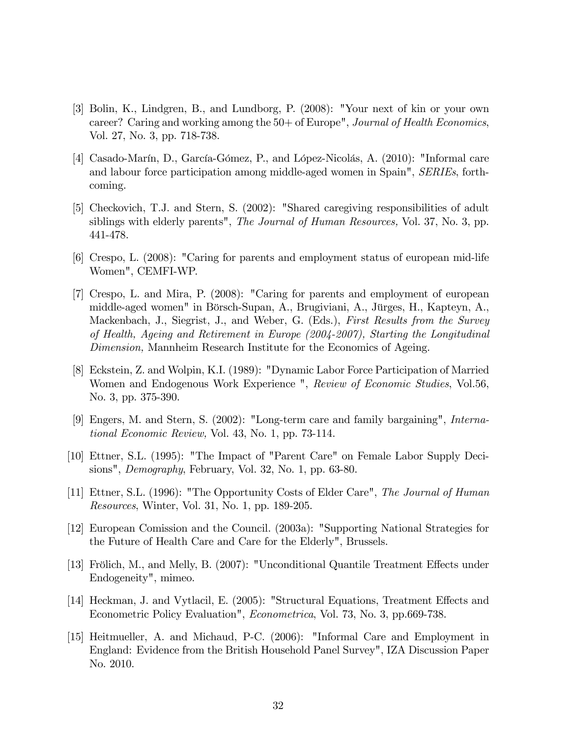[3] Bolin, K., Lindgren, B., and Lundborg, P. (2008): "Your next of kin or your own career? Caring and working among the 50+ of Europe", *Journal of Health Economics*, Vol. 27, No. 3, pp. 718-738.

[4] Casado-Marín, D., García-Gómez, P., and López-Nicolás, A. (2010): "Informal care and labour force participation among middle-aged women in Spain", *SERIEs*, forthcoming.

[5] Checkovich, T.J. and Stern, S. (2002): "Shared caregiving responsibilities of adult siblings with elderly parents", *The Journal of Human Resources,* Vol. 37, No. 3, pp. 441-478.

[6] Crespo, L. (2008): "Caring for parents and employment status of european mid-life Women", CEMFI-WP.

[7] Crespo, L. and Mira, P. (2008): "Caring for parents and employment of european middle-aged women" in Börsch-Supan, A., Brugiviani, A., Jürges, H., Kapteyn, A., Mackenbach, J., Siegrist, J., and Weber, G. (Eds.), *First Results from the Survey of Health, Ageing and Retirement in Europe (2004-2007), Starting the Longitudinal Dimension,* Mannheim Research Institute for the Economics of Ageing.

[8] Eckstein, Z. and Wolpin, K.I. (1989): "Dynamic Labor Force Participation of Married Women and Endogenous Work Experience ", *Review of Economic Studies*, Vol.56, No. 3, pp. 375-390.

[9] Engers, M. and Stern, S. (2002): "Long-term care and family bargaining", *International Economic Review,* Vol. 43, No. 1, pp. 73-114.

[10] Ettner, S.L. (1995): "The Impact of "Parent Care" on Female Labor Supply Decisions", *Demography*, February, Vol. 32, No. 1, pp. 63-80.

[11] Ettner, S.L. (1996): "The Opportunity Costs of Elder Care", *The Journal of Human Resources*, Winter, Vol. 31, No. 1, pp. 189-205.

[12] European Comission and the Council. (2003a): "Supporting National Strategies for the Future of Health Care and Care for the Elderly", Brussels.

[13] Frölich, M., and Melly, B. (2007): "Unconditional Quantile Treatment Effects under Endogeneity", mimeo.

[14] Heckman, J. and Vytlacil, E. (2005): "Structural Equations, Treatment Effects and Econometric Policy Evaluation", *Econometrica*, Vol. 73, No. 3, pp.669-738.

[15] Heitmueller, A. and Michaud, P-C. (2006): "Informal Care and Employment in England: Evidence from the British Household Panel Survey", IZA Discussion Paper No. 2010.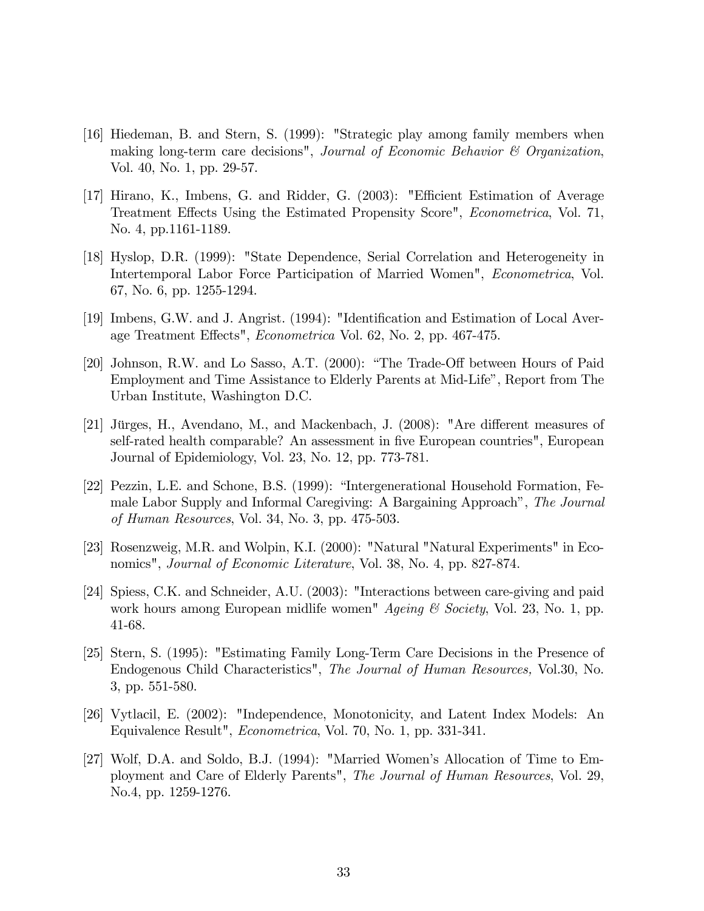[16] Hiedeman, B. and Stern, S. (1999): "Strategic play among family members when making long-term care decisions", *Journal of Economic Behavior & Organization*, Vol. 40, No. 1, pp. 29-57.

[17] Hirano, K., Imbens, G. and Ridder, G. (2003): "Efficient Estimation of Average Treatment Effects Using the Estimated Propensity Score", *Econometrica*, Vol. 71, No. 4, pp.1161-1189.

[18] Hyslop, D.R. (1999): "State Dependence, Serial Correlation and Heterogeneity in Intertemporal Labor Force Participation of Married Women", *Econometrica*, Vol. 67, No. 6, pp. 1255-1294.

[19] Imbens, G.W. and J. Angrist. (1994): "Identification and Estimation of Local Average Treatment Effects", *Econometrica* Vol. 62, No. 2, pp. 467-475.

[20] Johnson, R.W. and Lo Sasso, A.T. (2000): "The Trade-Off between Hours of Paid Employment and Time Assistance to Elderly Parents at Mid-Life", Report from The Urban Institute, Washington D.C.

[21] Jürges, H., Avendano, M., and Mackenbach, J. (2008): "Are different measures of self-rated health comparable? An assessment in five European countries", European Journal of Epidemiology, Vol. 23, No. 12, pp. 773-781.

[22] Pezzin, L.E. and Schone, B.S. (1999): "Intergenerational Household Formation, Female Labor Supply and Informal Caregiving: A Bargaining Approach", *The Journal of Human Resources*, Vol. 34, No. 3, pp. 475-503.

[23] Rosenzweig, M.R. and Wolpin, K.I. (2000): "Natural "Natural Experiments" in Economics", *Journal of Economic Literature*, Vol. 38, No. 4, pp. 827-874.

[24] Spiess, C.K. and Schneider, A.U. (2003): "Interactions between care-giving and paid work hours among European midlife women" *Ageing & Society*, Vol. 23, No. 1, pp. 41-68.

[25] Stern, S. (1995): "Estimating Family Long-Term Care Decisions in the Presence of Endogenous Child Characteristics", *The Journal of Human Resources,* Vol.30, No. 3, pp. 551-580.

[26] Vytlacil, E. (2002): "Independence, Monotonicity, and Latent Index Models: An Equivalence Result", *Econometrica*, Vol. 70, No. 1, pp. 331-341.

[27] Wolf, D.A. and Soldo, B.J. (1994): "Married Women's Allocation of Time to Employment and Care of Elderly Parents", *The Journal of Human Resources*, Vol. 29, No.4, pp. 1259-1276.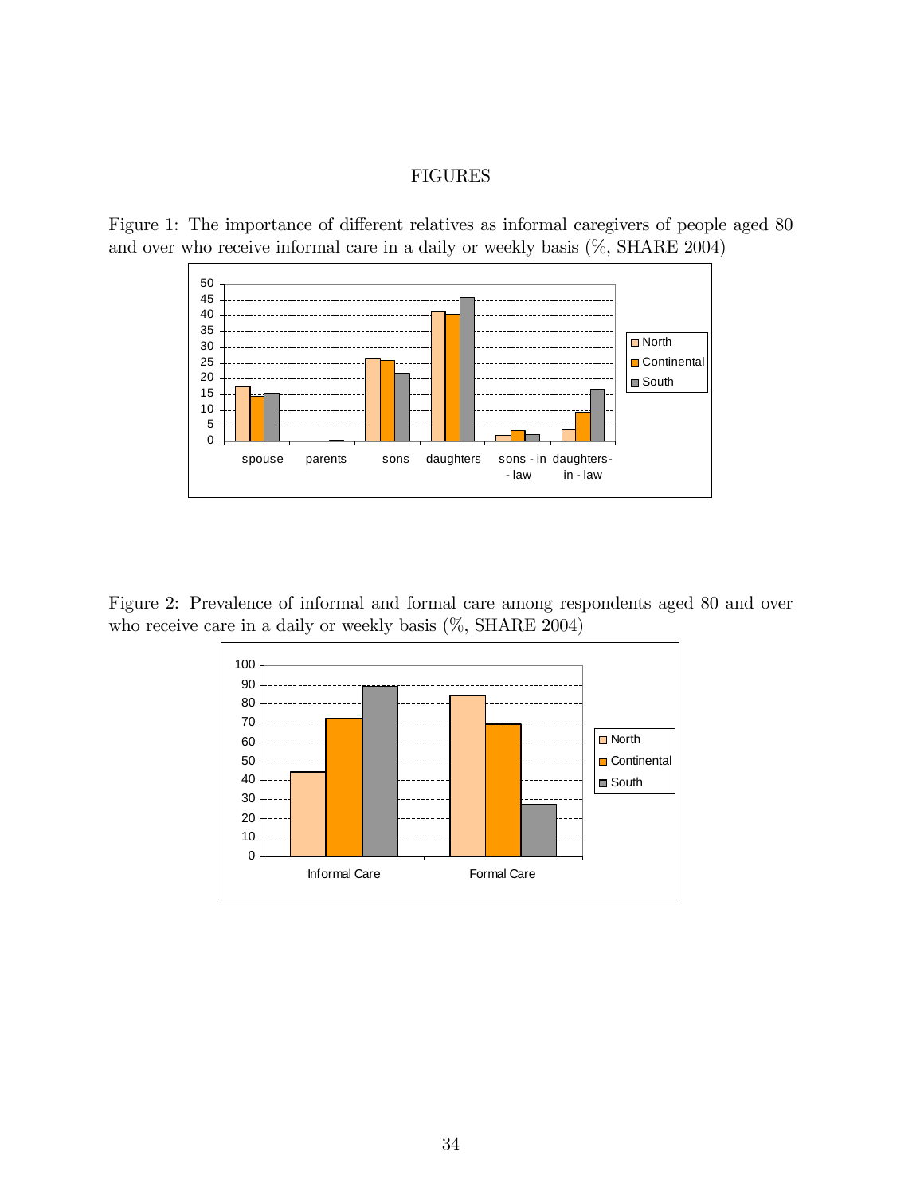# FIGURES

Figure 1: The importance of different relatives as informal caregivers of people aged 80 and over who receive informal care in a daily or weekly basis (%, SHARE 2004)

Figure 2: Prevalence of informal and formal care among respondents aged 80 and over who receive care in a daily or weekly basis (%, SHARE 2004)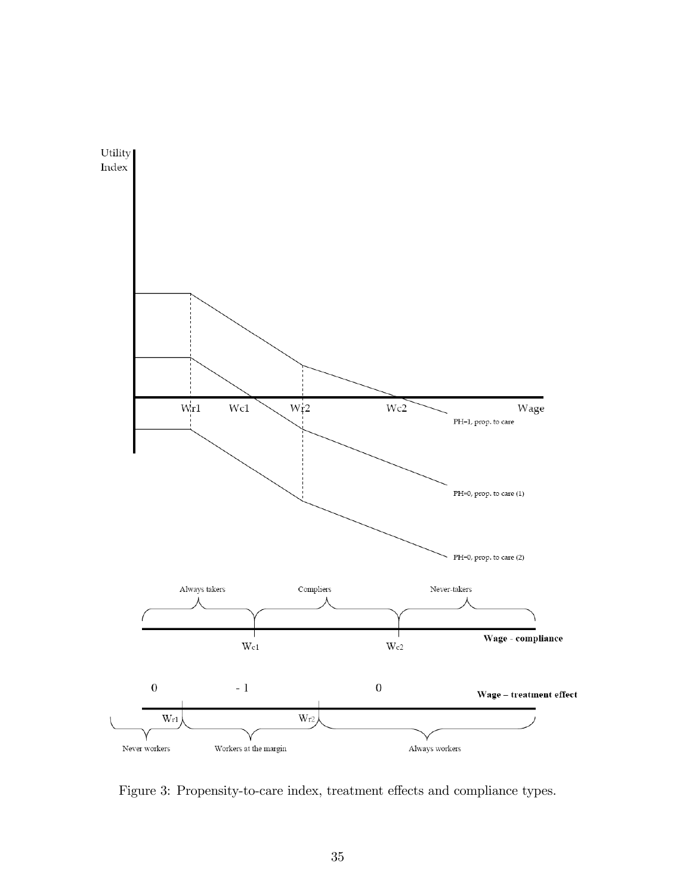Figure 3: Propensity-to-care index, treatment effects and compliance types.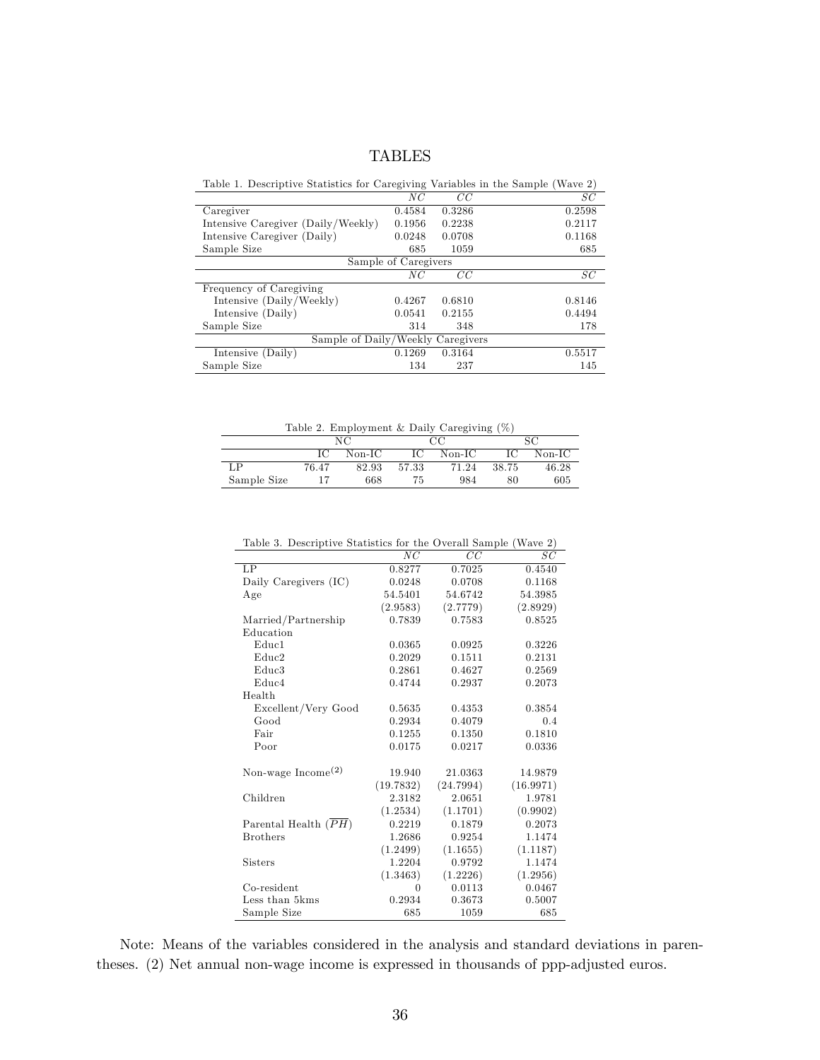# TABLES

Table 1. Descriptive Statistics for Caregiving Variables in the Sample (Wave 2)

| | $NC$ | $CC$ | $SC$ |
|---|---|---|---|
| Caregiver | 0.4584 | 0.3286 | 0.2598 |
| Intensive Caregiver (Daily/Weekly) | 0.1956 | 0.2238 | 0.2117 |
| Intensive Caregiver (Daily) | 0.0248 | 0.0708 | 0.1168 |
| Sample Size | 685 | 1059 | 685 |
| **Sample of Caregivers** | | | |
| | $NC$ | $CC$ | $SC$ |
| Frequency of Caregiving | | | |
| Intensive (Daily/Weekly) | 0.4267 | 0.6810 | 0.8146 |
| Intensive (Daily) | 0.0541 | 0.2155 | 0.4494 |
| Sample Size | 314 | 348 | 178 |
| **Sample of Daily/Weekly Caregivers** | | | |
| Intensive (Daily) | 0.1269 | 0.3164 | 0.5517 |
| Sample Size | 134 | 237 | 145 |

Table 2. Employment & Daily Caregiving (%)

| | NC | | CC | | SC | |
|---|---|---|---|---|---|---|
| | IC | Non-IC | IC | Non-IC | IC | Non-IC |
| LP | 76.47 | 82.93 | 57.33 | 71.24 | 38.75 | 46.28 |
| Sample Size | 17 | 668 | 75 | 984 | 80 | 605 |

Table 3. Descriptive Statistics for the Overall Sample (Wave 2)

| | $NC$ | $CC$ | $SC$ |
|---|---|---|---|
| LP | 0.8277 | 0.7025 | 0.4540 |
| Daily Caregivers (IC) | 0.0248 | 0.0708 | 0.1168 |
| Age | 54.5401 | 54.6742 | 54.3985 |
| | (2.9583) | (2.7779) | (2.8929) |
| Married/Partnership | 0.7839 | 0.7583 | 0.8525 |
| Education | | | |
| Educ1 | 0.0365 | 0.0925 | 0.3226 |
| Educ2 | 0.2029 | 0.1511 | 0.2131 |
| Educ3 | 0.2861 | 0.4627 | 0.2569 |
| Educ4 | 0.4744 | 0.2937 | 0.2073 |
| Health | | | |
| Excellent/Very Good | 0.5635 | 0.4353 | 0.3854 |
| Good | 0.2934 | 0.4079 | 0.4 |
| Fair | 0.1255 | 0.1350 | 0.1810 |
| Poor | 0.0175 | 0.0217 | 0.0336 |
| Non-wage Income(2) | 19.940 | 21.0363 | 14.9879 |
| | (19.7832) | (24.7994) | (16.9971) |
| Children | 2.3182 | 2.0651 | 1.9781 |
| | (1.2534) | (1.1701) | (0.9902) |
| Parental Health ($\overline{PH}$) | 0.2219 | 0.1879 | 0.2073 |
| Brothers | 1.2686 | 0.9254 | 1.1474 |
| | (1.2499) | (1.1655) | (1.1187) |
| Sisters | 1.2204 | 0.9792 | 1.1474 |
| | (1.3463) | (1.2226) | (1.2956) |
| Co-resident | 0 | 0.0113 | 0.0467 |
| Less than 5kms | 0.2934 | 0.3673 | 0.5007 |
| Sample Size | 685 | 1059 | 685 |

Note: Means of the variables considered in the analysis and standard deviations in parentheses. (2) Net annual non-wage income is expressed in thousands of ppp-adjusted euros.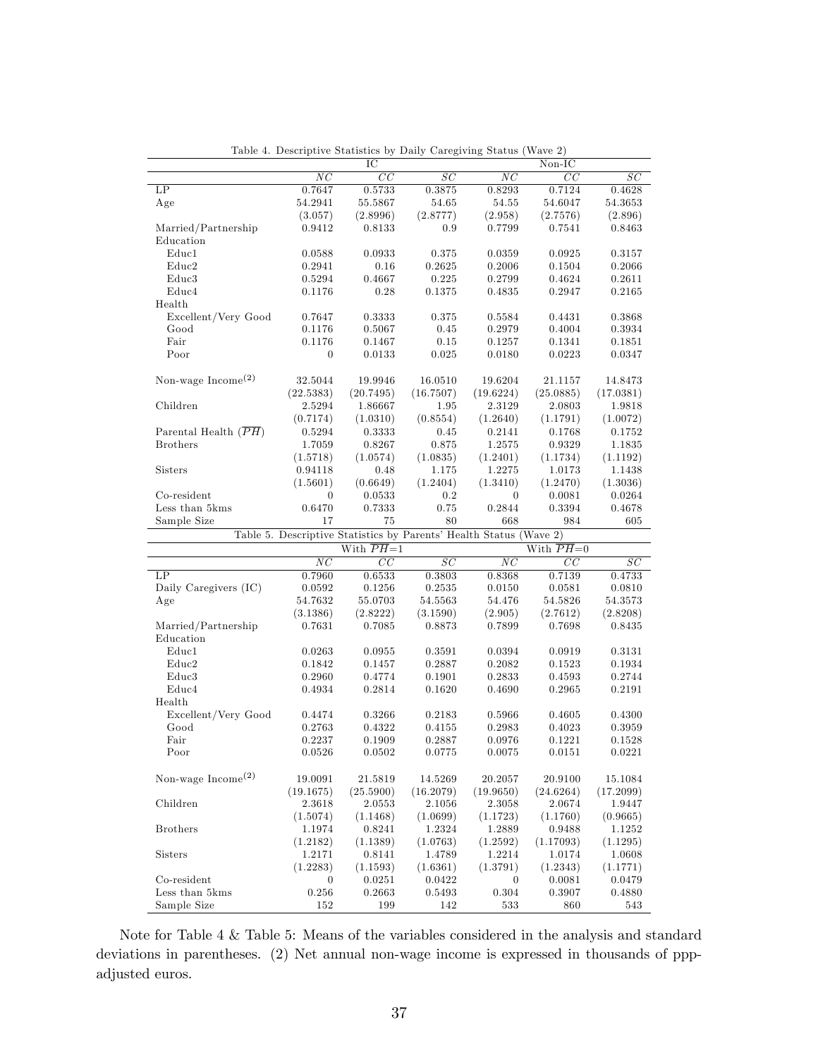Table 4. Descriptive Statistics by Daily Caregiving Status (Wave 2)

| | IC | | | Non-IC | | |
|---|---|---|---|---|---|---|
| | $NC$ | $CC$ | $SC$ | $NC$ | $CC$ | $SC$ |
| LP | 0.7647 | 0.5733 | 0.3875 | 0.8293 | 0.7124 | 0.4628 |
| Age | 54.2941 | 55.5867 | 54.65 | 54.55 | 54.6047 | 54.3653 |
| | (3.057) | (2.8996) | (2.8777) | (2.958) | (2.7576) | (2.896) |
| Married/Partnership | 0.9412 | 0.8133 | 0.9 | 0.7799 | 0.7541 | 0.8463 |
| Education | | | | | | |
| Educ1 | 0.0588 | 0.0933 | 0.375 | 0.0359 | 0.0925 | 0.3157 |
| Educ2 | 0.2941 | 0.16 | 0.2625 | 0.2006 | 0.1504 | 0.2066 |
| Educ3 | 0.5294 | 0.4667 | 0.225 | 0.2799 | 0.4624 | 0.2611 |
| Educ4 | 0.1176 | 0.28 | 0.1375 | 0.4835 | 0.2947 | 0.2165 |
| Health | | | | | | |
| Excellent/Very Good | 0.7647 | 0.3333 | 0.375 | 0.5584 | 0.4431 | 0.3868 |
| Good | 0.1176 | 0.5067 | 0.45 | 0.2979 | 0.4004 | 0.3934 |
| Fair | 0.1176 | 0.1467 | 0.15 | 0.1257 | 0.1341 | 0.1851 |
| Poor | 0 | 0.0133 | 0.025 | 0.0180 | 0.0223 | 0.0347 |
| Non-wage Income(2) | 32.5044 | 19.9946 | 16.0510 | 19.6204 | 21.1157 | 14.8473 |
| | (22.5383) | (20.7495) | (16.7507) | (19.6224) | (25.0885) | (17.0381) |
| Children | 2.5294 | 1.86667 | 1.95 | 2.3129 | 2.0803 | 1.9818 |
| | (0.7174) | (1.0310) | (0.8554) | (1.2640) | (1.1791) | (1.0072) |
| Parental Health ($\overline{PH}$) | 0.5294 | 0.3333 | 0.45 | 0.2141 | 0.1768 | 0.1752 |
| Brothers | 1.7059 | 0.8267 | 0.875 | 1.2575 | 0.9329 | 1.1835 |
| | (1.5718) | (1.0574) | (1.0835) | (1.2401) | (1.1734) | (1.1192) |
| Sisters | 0.94118 | 0.48 | 1.175 | 1.2275 | 1.0173 | 1.1438 |
| | (1.5601) | (0.6649) | (1.2404) | (1.3410) | (1.2470) | (1.3036) |
| Co-resident | 0 | 0.0533 | 0.2 | 0 | 0.0081 | 0.0264 |
| Less than 5kms | 0.6470 | 0.7333 | 0.75 | 0.2844 | 0.3394 | 0.4678 |
| Sample Size | 17 | 75 | 80 | 668 | 984 | 605 |

Table 5. Descriptive Statistics by Parents' Health Status (Wave 2)

| | With $\overline{PH}$=1 | | | With $\overline{PH}$=0 | | |
|---|---|---|---|---|---|---|
| | $NC$ | $CC$ | $SC$ | $NC$ | $CC$ | $SC$ |
| LP | 0.7960 | 0.6533 | 0.3803 | 0.8368 | 0.7139 | 0.4733 |
| Daily Caregivers (IC) | 0.0592 | 0.1256 | 0.2535 | 0.0150 | 0.0581 | 0.0810 |
| Age | 54.7632 | 55.0703 | 54.5563 | 54.476 | 54.5826 | 54.3573 |
| | (3.1386) | (2.8222) | (3.1590) | (2.905) | (2.7612) | (2.8208) |
| Married/Partnership | 0.7631 | 0.7085 | 0.8873 | 0.7899 | 0.7698 | 0.8435 |
| Education | | | | | | |
| Educ1 | 0.0263 | 0.0955 | 0.3591 | 0.0394 | 0.0919 | 0.3131 |
| Educ2 | 0.1842 | 0.1457 | 0.2887 | 0.2082 | 0.1523 | 0.1934 |
| Educ3 | 0.2960 | 0.4774 | 0.1901 | 0.2833 | 0.4593 | 0.2744 |
| Educ4 | 0.4934 | 0.2814 | 0.1620 | 0.4690 | 0.2965 | 0.2191 |
| Health | | | | | | |
| Excellent/Very Good | 0.4474 | 0.3266 | 0.2183 | 0.5966 | 0.4605 | 0.4300 |
| Good | 0.2763 | 0.4322 | 0.4155 | 0.2983 | 0.4023 | 0.3959 |
| Fair | 0.2237 | 0.1909 | 0.2887 | 0.0976 | 0.1221 | 0.1528 |
| Poor | 0.0526 | 0.0502 | 0.0775 | 0.0075 | 0.0151 | 0.0221 |
| Non-wage Income(2) | 19.0091 | 21.5819 | 14.5269 | 20.2057 | 20.9100 | 15.1084 |
| | (19.1675) | (25.5900) | (16.2079) | (19.9650) | (24.6264) | (17.2099) |
| Children | 2.3618 | 2.0553 | 2.1056 | 2.3058 | 2.0674 | 1.9447 |
| | (1.5074) | (1.1468) | (1.0699) | (1.1723) | (1.1760) | (0.9665) |
| Brothers | 1.1974 | 0.8241 | 1.2324 | 1.2889 | 0.9488 | 1.1252 |
| | (1.2182) | (1.1389) | (1.0763) | (1.2592) | (1.17093) | (1.1295) |
| Sisters | 1.2171 | 0.8141 | 1.4789 | 1.2214 | 1.0174 | 1.0608 |
| | (1.2283) | (1.1593) | (1.6361) | (1.3791) | (1.2343) | (1.1771) |
| Co-resident | 0 | 0.0251 | 0.0422 | 0 | 0.0081 | 0.0479 |
| Less than 5kms | 0.256 | 0.2663 | 0.5493 | 0.304 | 0.3907 | 0.4880 |
| Sample Size | 152 | 199 | 142 | 533 | 860 | 543 |

Note for Table 4 & Table 5: Means of the variables considered in the analysis and standard deviations in parentheses. (2) Net annual non-wage income is expressed in thousands of ppp-adjusted euros.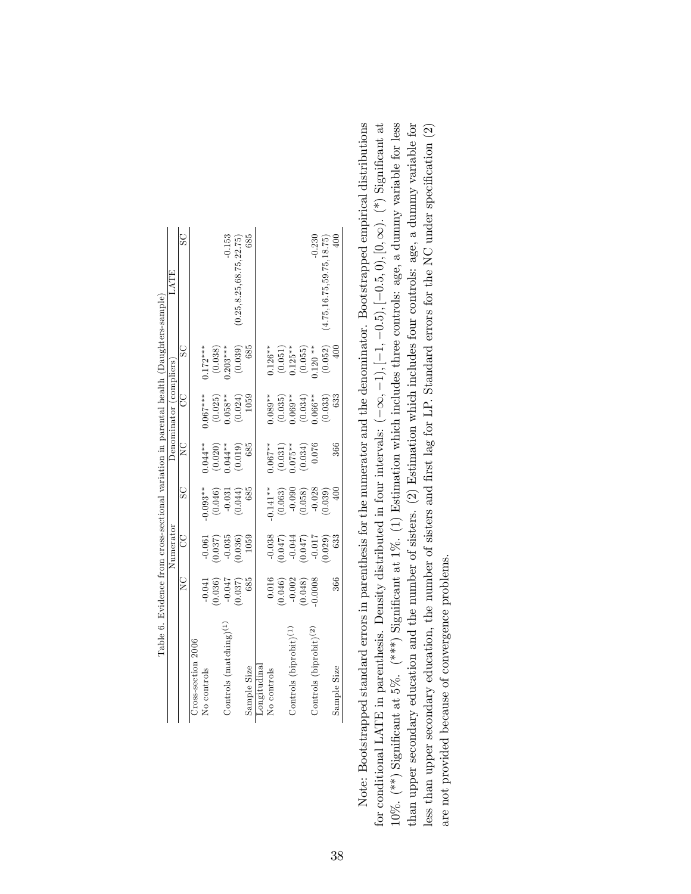Table 6. Evidence from cross-sectional variation in parental health (Daughters-sample)

| | Numerator | | | Denominator (compliers) | | | LATE |
|---|---|---|---|---|---|---|---|
| | NC | CC | SC | NC | CC | SC | SC |
| Cross-section 2006 | | | | | | | |
| No controls | -0.041 | -0.061 | -0.093** | 0.044** | 0.067*** | 0.172*** | |
| | (0.036) | (0.037) | (0.046) | (0.020) | (0.025) | (0.038) | |
| Controls (matching)$^{(1)}$ | -0.047 | -0.035 | -0.031 | 0.044** | 0.058** | 0.203*** | -0.153 |
| | (0.037) | (0.036) | (0.044) | (0.019) | (0.024) | (0.039) | (0.25,8.25,68.75,22.75) |
| Sample Size | 685 | 1059 | 685 | 685 | 1059 | 685 | 685 |
| Longitudinal | | | | | | | |
| No controls | 0.016 | -0.038 | -0.141** | 0.067** | 0.089** | 0.126** | |
| | (0.046) | (0.047) | (0.063) | (0.031) | (0.035) | (0.051) | |
| Controls (biprobit)$^{(1)}$ | -0.002 | -0.044 | -0.090 | 0.075** | 0.069** | 0.125** | |
| | (0.048) | (0.047) | (0.058) | (0.034) | (0.034) | (0.055) | |
| Controls (biprobit)$^{(2)}$ | -0.0008 | -0.017 | -0.028 | 0.076 | 0.066** | 0.120 ** | -0.230 |
| | | (0.029) | (0.039) | | (0.033) | (0.052) | (4.75,16.75,59.75,18.75) |
| Sample Size | 366 | 633 | 400 | 366 | 633 | 400 | 400 |

Note: Bootstrapped standard errors in parenthesis for the numerator and the denominator. Bootstrapped empirical distributions for conditional LATE in parenthesis. Density distributed in four intervals: $(-\infty,-1),[-1,-0.5),[-0.5,0),[0,\infty)$. (*) Significant at 10%. (**) Significant at 5%. (***) Significant at 1%. (1) Estimation which includes three controls: age, a dummy variable for less than upper secondary education and the number of sisters. (2) Estimation which includes four controls: age, a dummy variable for less than upper secondary education, the number of sisters and first lag for LP. Standard errors for the NC under specification (2) are not provided because of convergence problems.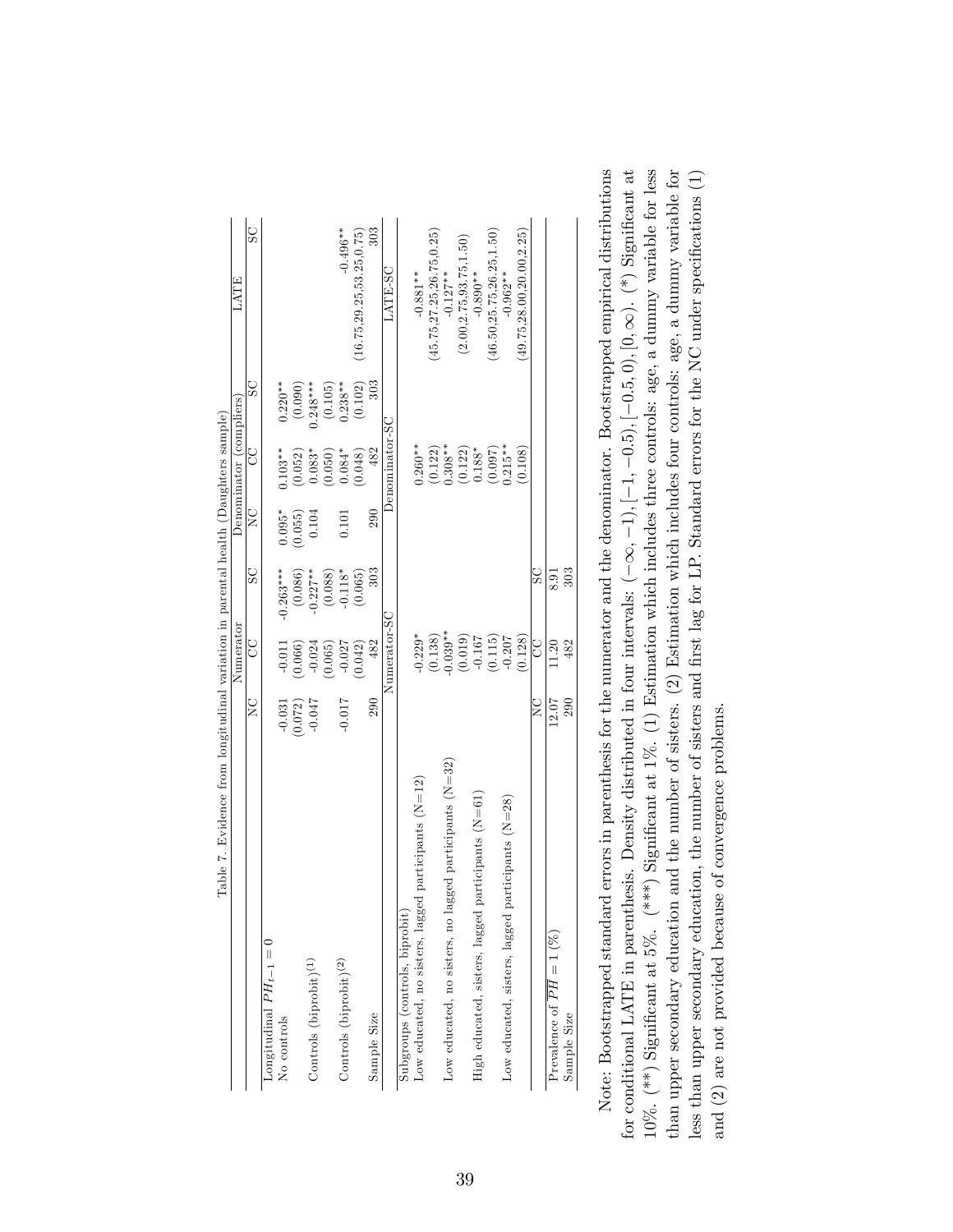Table 7. Evidence from longitudinal variation in parental health (Daughters sample)

| | Numerator | | | Denominator (compliers) | | | LATE |
|---|---|---|---|---|---|---|---|
| | NC | CC | SC | NC | CC | SC | SC |
| Longitudinal $PH_{t-1} = 0$ | | | | | | | |
| No controls | -0.031 | -0.011 | -0.263*** | 0.095* | 0.103** | 0.220** | |
| | (0.072) | (0.066) | (0.086) | (0.055) | (0.052) | (0.090) | |
| Controls (biprobit)[(1)] | -0.047 | -0.024 | -0.227** | 0.104 | 0.083* | 0.248*** | |
| | | (0.065) | (0.088) | | (0.050) | (0.105) | |
| Controls (biprobit)[(2)] | -0.017 | -0.027 | -0.118* | 0.101 | 0.084* | 0.238** | -0.496** |
| | | (0.042) | (0.065) | | (0.048) | (0.102) | (16.75,29.25,53.25,0.75) |
| Sample Size | 290 | 482 | 303 | 290 | 482 | 303 | 303 |
| | | Numerator-SC | | | Denominator-SC | | LATE-SC |
| Subgroups (controls, biprobit) | | | | | | | |
| Low educated, no sisters, lagged participants (N=12) | | -0.229* | | | 0.260** | | -0.881** |
| | | (0.138) | | | (0.122) | | (45.75,27.25,26.75,0.25) |
| Low educated, no sisters, no lagged participants (N=32) | | -0.039** | | | 0.308** | | -0.127** |
| | | (0.019) | | | (0.122) | | (2.00,2.75,93.75,1.50) |
| High educated, sisters, lagged participants (N=61) | | -0.167 | | | 0.188* | | -0.890** |
| | | (0.115) | | | (0.097) | | (46.50,25.75,26.25,1.50) |
| Low educated, sisters, lagged participants (N=28) | | -0.207 | | | 0.215** | | -0.962** |
| | | (0.128) | | | (0.108) | | (49.75,28.00,20.00,2.25) |
| | NC | CC | SC | | | | |
| Prevalence of $\overline{PH} = 1$ (%) | 12.07 | 11.20 | 8.91 | | | | |
| Sample Size | 290 | 482 | 303 | | | | |

Note: Bootstrapped standard errors in parenthesis for the numerator and the denominator. Bootstrapped empirical distributions for conditional LATE in parenthesis. Density distributed in four intervals: $(-\infty,-1), [-1,-0.5), [-0.5,0), [0,\infty)$. (*) Significant at 10%. (**) Significant at 5%. (***) Significant at 1%. (1) Estimation which includes three controls: age, a dummy variable for less than upper secondary education and the number of sisters. (2) Estimation which includes four controls: age, a dummy variable for less than upper secondary education, the number of sisters and first lag for LP. Standard errors for the NC under specifications (1) and (2) are not provided because of convergence problems.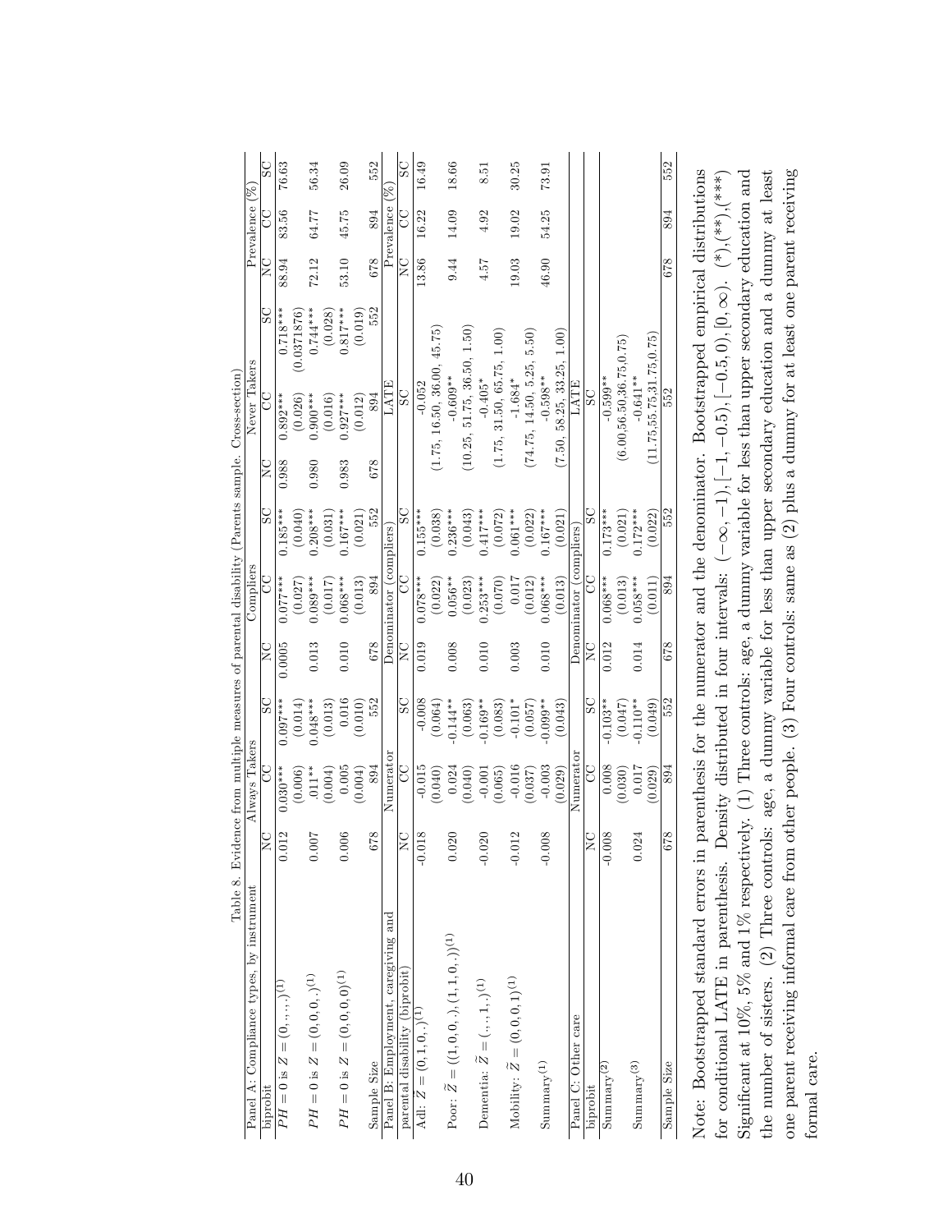Table 8. Evidence from multiple measures of parental disability (Parents sample. Cross-section)

| Panel A: Compliance types, by instrument | Always Takers | | | Compliers | | | Never Takers | | | Prevalence (%) | | |
|---|---|---|---|---|---|---|---|---|---|---|---|---|
| biprobit | NC | CC | SC | NC | CC | SC | NC | CC | SC | NC | CC | SC |
| $PH = 0$ is $Z = (0,.,.,.)^{(1)}$ | 0.012 | 0.030*** | 0.097*** | 0.0005 | 0.077*** | 0.185*** | 0.988 | 0.892*** | 0.718*** | 88.94 | 83.56 | 76.63 |
| | | (0.006) | (0.014) | | (0.027) | (0.040) | | (0.026) | (0.0371876) | | | |
| $PH = 0$ is $Z = (0,0,0,.)^{(1)}$ | 0.007 | .011** | 0.048*** | 0.013 | 0.089*** | 0.208*** | 0.980 | 0.900*** | 0.744*** | 72.12 | 64.77 | 56.34 |
| | | (0.004) | (0.013) | | (0.017) | (0.031) | | (0.016) | (0.028) | | | |
| $PH = 0$ is $Z = (0,0,0,0)^{(1)}$ | 0.006 | 0.005 | 0.016 | 0.010 | 0.068*** | 0.167*** | 0.983 | 0.927*** | 0.817*** | 53.10 | 45.75 | 26.09 |
| | | (0.004) | (0.010) | | (0.013) | (0.021) | | (0.012) | (0.019) | | | |
| Sample Size | 678 | 894 | 552 | 678 | 894 | 552 | 678 | 894 | 552 | 678 | 894 | 552 |
| Panel B: Employment, caregiving and | Numerator | | | Denominator (compliers) | | | LATE | | | Prevalence (%) | | |
| parental disability (biprobit) | NC | CC | SC | NC | CC | SC | | SC | | NC | CC | SC |
| Adl: $\widetilde{Z} = (0,1,0,.)^{(1)}$ | -0.018 | -0.015 | -0.008 | 0.019 | 0.078*** | 0.155*** | | -0.052 | | 13.86 | 16.22 | 16.49 |
| | | (0.040) | (0.064) | | (0.022) | (0.038) | | (1.75, 16.50, 36.00, 45.75) | | | | |
| Poor: $\widetilde{Z} = ((1,0,0,.),(1,1,0,.))^{(1)}$ | 0.020 | 0.024 | -0.144** | 0.008 | 0.056** | 0.236*** | | -0.609** | | 9.44 | 14.09 | 18.66 |
| | | (0.040) | (0.063) | | (0.023) | (0.043) | | (10.25, 51.75, 36.50, 1.50) | | | | |
| Dementia: $\widetilde{Z} = (.,.,1,.)^{(1)}$ | -0.020 | -0.001 | -0.169** | 0.010 | 0.253*** | 0.417*** | | -0.405* | | 4.57 | 4.92 | 8.51 |
| | | (0.065) | (0.083) | | (0.070) | (0.072) | | (1.75, 31.50, 65.75, 1.00) | | | | |
| Mobility: $\widetilde{Z} = (0,0,0,1)^{(1)}$ | -0.012 | -0.016 | -0.101* | 0.003 | 0.017 | 0.061*** | | -1.684* | | 19.03 | 19.02 | 30.25 |
| | | (0.037) | (0.057) | | (0.012) | (0.022) | | (74.75, 14.50, 5.25, 5.50) | | | | |
| Summary$^{(1)}$ | -0.008 | -0.003 | -0.099** | 0.010 | 0.068*** | 0.167*** | | -0.598** | | 46.90 | 54.25 | 73.91 |
| | | (0.029) | (0.043) | | (0.013) | (0.021) | | (7.50, 58.25, 33.25, 1.00) | | | | |
| Panel C: Other care | Numerator | | | Denominator (compliers) | | | LATE | | | | | |
| biprobit | NC | CC | SC | NC | CC | SC | | SC | | | | |
| Summary$^{(2)}$ | -0.008 | 0.008 | -0.103** | 0.012 | 0.068*** | 0.173*** | | -0.599** | | | | |
| | | (0.030) | (0.047) | | (0.013) | (0.021) | | (6.00,56.50,36.75,0.75) | | | | |
| Summary$^{(3)}$ | 0.024 | 0.017 | -0.110** | 0.014 | 0.058*** | 0.172*** | | -0.641** | | | | |
| | | (0.029) | (0.049) | | (0.011) | (0.022) | | (11.75,55.75,31.75,0.75) | | | | |
| Sample Size | 678 | 894 | 552 | 678 | 894 | 552 | | 552 | | 678 | 894 | 552 |

Note: Bootstrapped standard errors in parenthesis for the numerator and the denominator. Bootstrapped empirical distributions for conditional LATE in parenthesis. Density distributed in four intervals: $(-\infty,-1),[-1,-0.5),[-0.5,0),[0,\infty)$. (*),(**),(***) Significant at 10%, 5% and 1% respectively. (1) Three controls: age, a dummy variable for less than upper secondary education and the number of sisters. (2) Three controls: age, a dummy variable for less than upper secondary education and a dummy at least one parent receiving informal care from other people. (3) Four controls: same as (2) plus a dummy for at least one parent receiving formal care.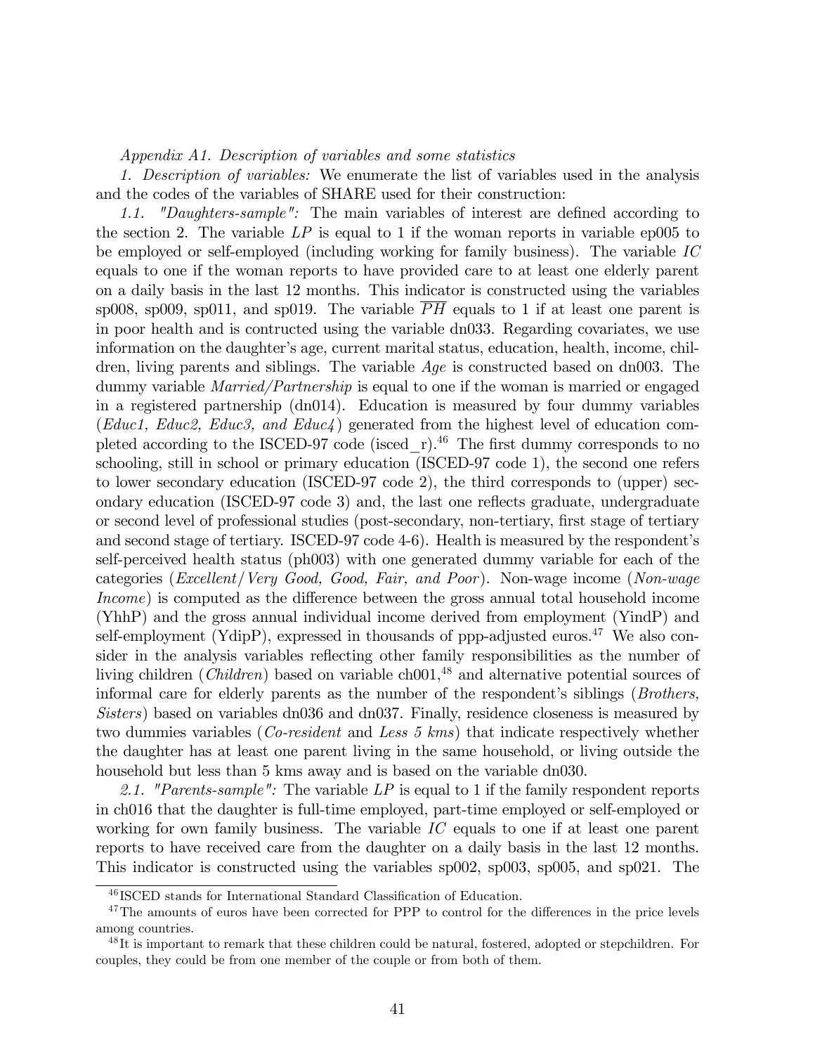*Appendix A1. Description of variables and some statistics*

*1. Description of variables:* We enumerate the list of variables used in the analysis and the codes of the variables of SHARE used for their construction:

*1.1. "Daughters-sample":* The main variables of interest are defined according to the section 2. The variable $LP$ is equal to 1 if the woman reports in variable ep005 to be employed or self-employed (including working for family business). The variable $IC$ equals to one if the woman reports to have provided care to at least one elderly parent on a daily basis in the last 12 months. This indicator is constructed using the variables sp008, sp009, sp011, and sp019. The variable $\overline{PH}$ equals to 1 if at least one parent is in poor health and is contructed using the variable dn033. Regarding covariates, we use information on the daughter's age, current marital status, education, health, income, children, living parents and siblings. The variable *Age* is constructed based on dn003. The dummy variable *Married/Partnership* is equal to one if the woman is married or engaged in a registered partnership (dn014). Education is measured by four dummy variables (*Educ1, Educ2, Educ3, and Educ4*) generated from the highest level of education completed according to the ISCED-97 code (isced_r).[46] The first dummy corresponds to no schooling, still in school or primary education (ISCED-97 code 1), the second one refers to lower secondary education (ISCED-97 code 2), the third corresponds to (upper) secondary education (ISCED-97 code 3) and, the last one reflects graduate, undergraduate or second level of professional studies (post-secondary, non-tertiary, first stage of tertiary and second stage of tertiary. ISCED-97 code 4-6). Health is measured by the respondent's self-perceived health status (ph003) with one generated dummy variable for each of the categories (*Excellent/Very Good, Good, Fair, and Poor*). Non-wage income (*Non-wage Income*) is computed as the difference between the gross annual total household income (YhhP) and the gross annual individual income derived from employment (YindP) and self-employment (YdipP), expressed in thousands of ppp-adjusted euros.[47] We also consider in the analysis variables reflecting other family responsibilities as the number of living children (*Children*) based on variable ch001,[48] and alternative potential sources of informal care for elderly parents as the number of the respondent's siblings (*Brothers, Sisters*) based on variables dn036 and dn037. Finally, residence closeness is measured by two dummies variables (*Co-resident* and *Less 5 kms*) that indicate respectively whether the daughter has at least one parent living in the same household, or living outside the household but less than 5 kms away and is based on the variable dn030.

*2.1. "Parents-sample":* The variable $LP$ is equal to 1 if the family respondent reports in ch016 that the daughter is full-time employed, part-time employed or self-employed or working for own family business. The variable $IC$ equals to one if at least one parent reports to have received care from the daughter on a daily basis in the last 12 months. This indicator is constructed using the variables sp002, sp003, sp005, and sp021. The

[46] ISCED stands for International Standard Classification of Education.

[47] The amounts of euros have been corrected for PPP to control for the differences in the price levels among countries.

[48] It is important to remark that these children could be natural, fostered, adopted or stepchildren. For couples, they could be from one member of the couple or from both of them.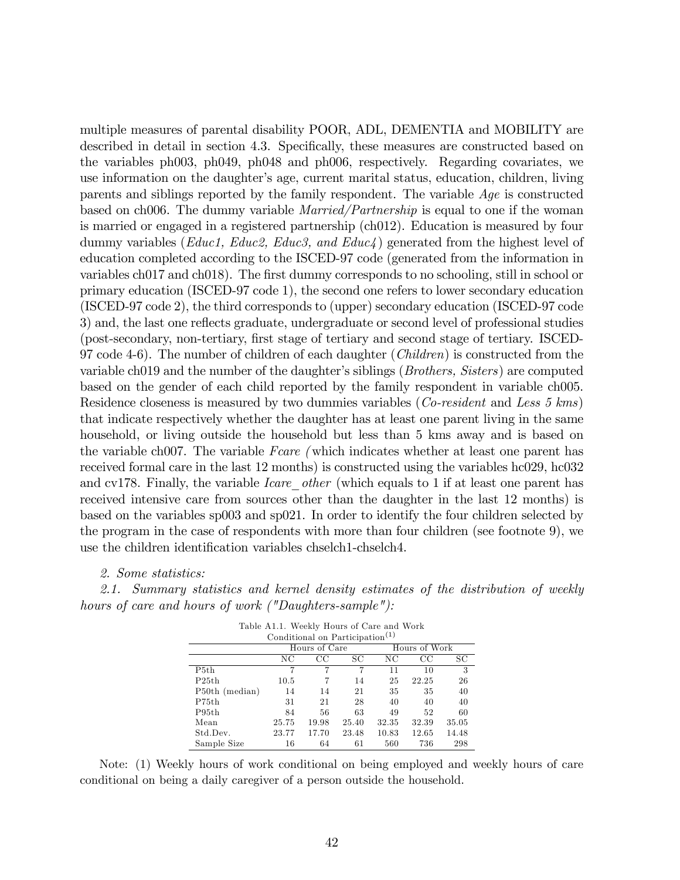multiple measures of parental disability POOR, ADL, DEMENTIA and MOBILITY are described in detail in section 4.3. Specifically, these measures are constructed based on the variables ph003, ph049, ph048 and ph006, respectively. Regarding covariates, we use information on the daughter's age, current marital status, education, children, living parents and siblings reported by the family respondent. The variable *Age* is constructed based on ch006. The dummy variable *Married/Partnership* is equal to one if the woman is married or engaged in a registered partnership (ch012). Education is measured by four dummy variables (*Educ1, Educ2, Educ3, and Educ4*) generated from the highest level of education completed according to the ISCED-97 code (generated from the information in variables ch017 and ch018). The first dummy corresponds to no schooling, still in school or primary education (ISCED-97 code 1), the second one refers to lower secondary education (ISCED-97 code 2), the third corresponds to (upper) secondary education (ISCED-97 code 3) and, the last one reflects graduate, undergraduate or second level of professional studies (post-secondary, non-tertiary, first stage of tertiary and second stage of tertiary. ISCED-97 code 4-6). The number of children of each daughter (*Children*) is constructed from the variable ch019 and the number of the daughter's siblings (*Brothers, Sisters*) are computed based on the gender of each child reported by the family respondent in variable ch005. Residence closeness is measured by two dummies variables (*Co-resident* and *Less 5 kms*) that indicate respectively whether the daughter has at least one parent living in the same household, or living outside the household but less than 5 kms away and is based on the variable ch007. The variable *Fcare (*which indicates whether at least one parent has received formal care in the last 12 months) is constructed using the variables hc029, hc032 and cv178. Finally, the variable *Icare_ other* (which equals to 1 if at least one parent has received intensive care from sources other than the daughter in the last 12 months) is based on the variables sp003 and sp021. In order to identify the four children selected by the program in the case of respondents with more than four children (see footnote 9), we use the children identification variables chselch1-chselch4.

*2. Some statistics:*

*2.1. Summary statistics and kernel density estimates of the distribution of weekly hours of care and hours of work ("Daughters-sample"):*

Table A1.1. Weekly Hours of Care and Work Conditional on Participation[(1)]

| | Hours of Care | | | Hours of Work | | |
|---|---|---|---|---|---|---|
| | NC | CC | SC | NC | CC | SC |
| P5th | 7 | 7 | 7 | 11 | 10 | 3 |
| P25th | 10.5 | 7 | 14 | 25 | 22.25 | 26 |
| P50th (median) | 14 | 14 | 21 | 35 | 35 | 40 |
| P75th | 31 | 21 | 28 | 40 | 40 | 40 |
| P95th | 84 | 56 | 63 | 49 | 52 | 60 |
| Mean | 25.75 | 19.98 | 25.40 | 32.35 | 32.39 | 35.05 |
| Std.Dev. | 23.77 | 17.70 | 23.48 | 10.83 | 12.65 | 14.48 |
| Sample Size | 16 | 64 | 61 | 560 | 736 | 298 |

Note: (1) Weekly hours of work conditional on being employed and weekly hours of care conditional on being a daily caregiver of a person outside the household.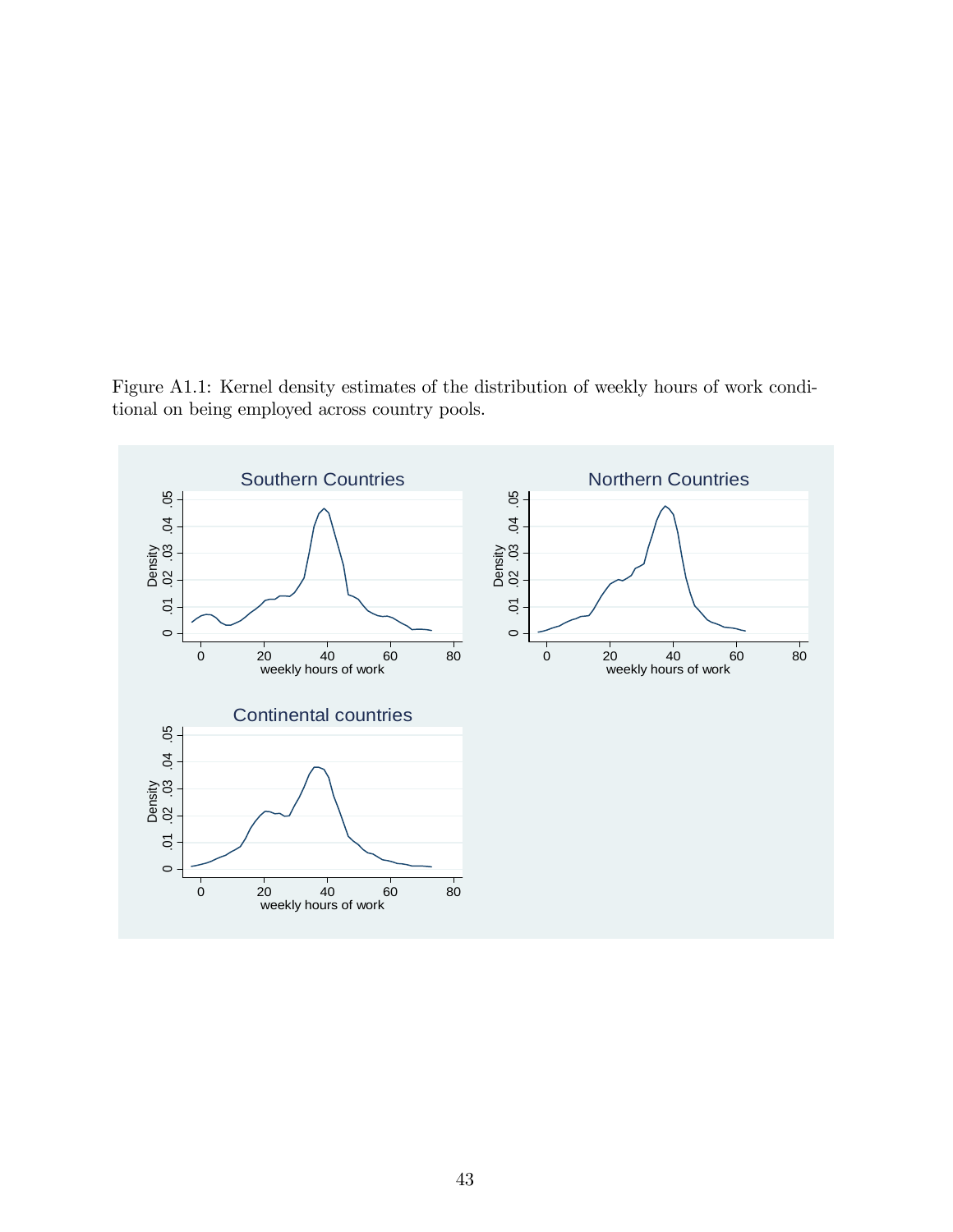Figure A1.1: Kernel density estimates of the distribution of weekly hours of work conditional on being employed across country pools.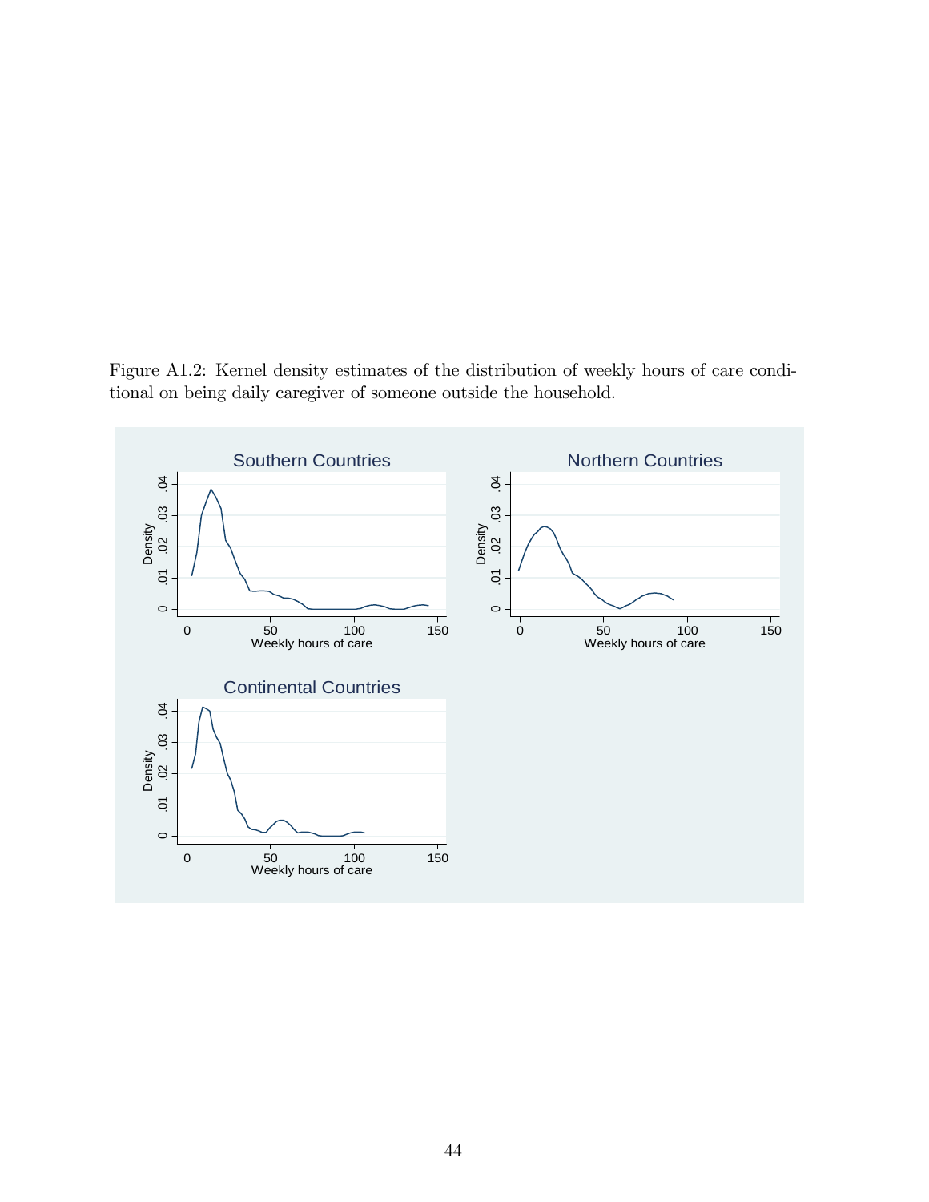Figure A1.2: Kernel density estimates of the distribution of weekly hours of care conditional on being daily caregiver of someone outside the household.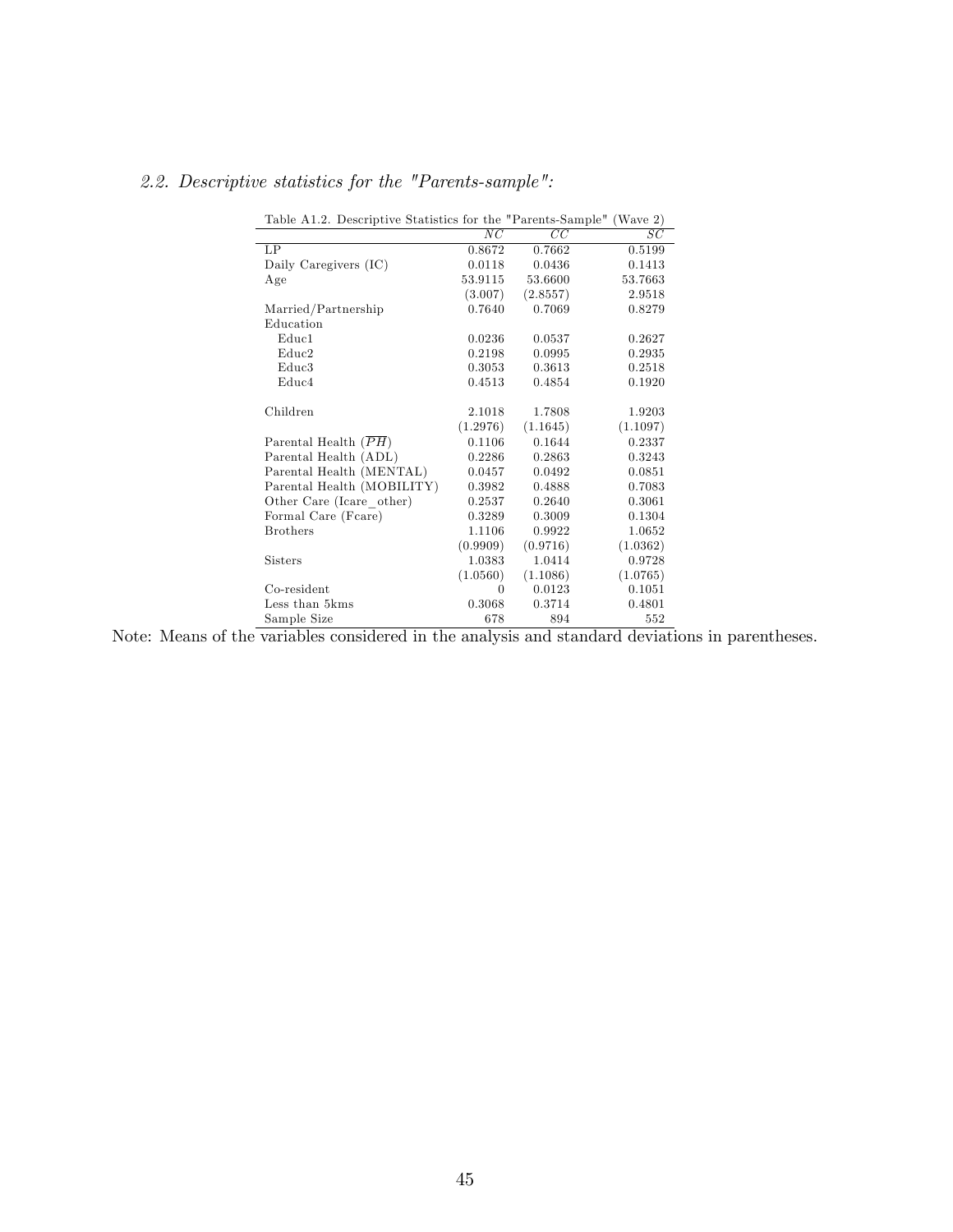*2.2. Descriptive statistics for the "Parents-sample":*

Table A1.2. Descriptive Statistics for the "Parents-Sample" (Wave 2)

| | $NC$ | $CC$ | $SC$ |
|---|---|---|---|
| LP | 0.8672 | 0.7662 | 0.5199 |
| Daily Caregivers (IC) | 0.0118 | 0.0436 | 0.1413 |
| Age | 53.9115 | 53.6600 | 53.7663 |
| | (3.007) | (2.8557) | 2.9518 |
| Married/Partnership | 0.7640 | 0.7069 | 0.8279 |
| Education | | | |
| Educ1 | 0.0236 | 0.0537 | 0.2627 |
| Educ2 | 0.2198 | 0.0995 | 0.2935 |
| Educ3 | 0.3053 | 0.3613 | 0.2518 |
| Educ4 | 0.4513 | 0.4854 | 0.1920 |
| Children | 2.1018 | 1.7808 | 1.9203 |
| | (1.2976) | (1.1645) | (1.1097) |
| Parental Health ($\overline{PH}$) | 0.1106 | 0.1644 | 0.2337 |
| Parental Health (ADL) | 0.2286 | 0.2863 | 0.3243 |
| Parental Health (MENTAL) | 0.0457 | 0.0492 | 0.0851 |
| Parental Health (MOBILITY) | 0.3982 | 0.4888 | 0.7083 |
| Other Care (Icare_other) | 0.2537 | 0.2640 | 0.3061 |
| Formal Care (Fcare) | 0.3289 | 0.3009 | 0.1304 |
| Brothers | 1.1106 | 0.9922 | 1.0652 |
| | (0.9909) | (0.9716) | (1.0362) |
| Sisters | 1.0383 | 1.0414 | 0.9728 |
| | (1.0560) | (1.1086) | (1.0765) |
| Co-resident | 0 | 0.0123 | 0.1051 |
| Less than 5kms | 0.3068 | 0.3714 | 0.4801 |
| Sample Size | 678 | 894 | 552 |

Note: Means of the variables considered in the analysis and standard deviations in parentheses.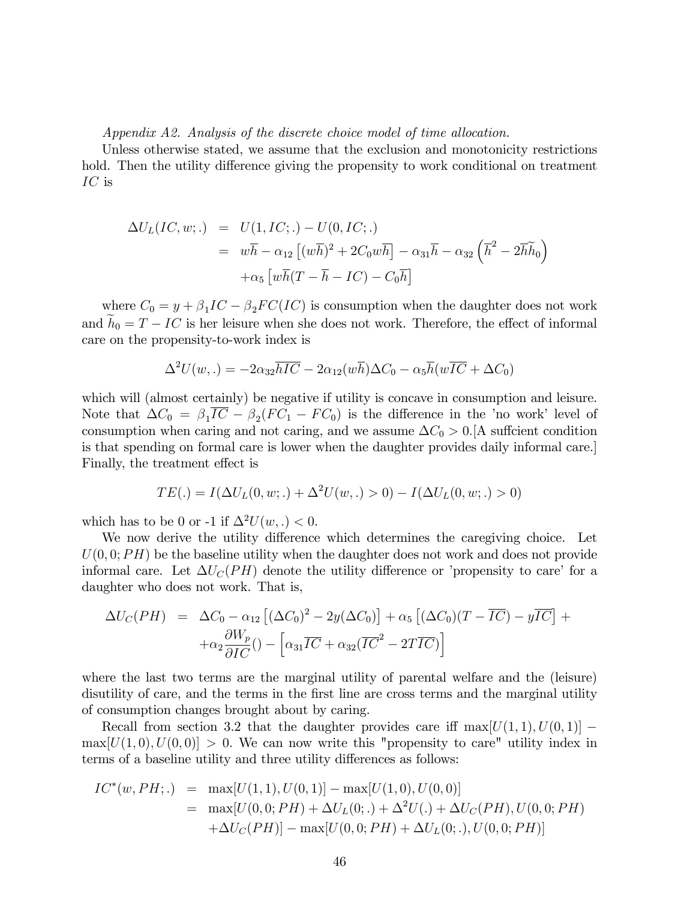*Appendix A2. Analysis of the discrete choice model of time allocation.*

Unless otherwise stated, we assume that the exclusion and monotonicity restrictions hold. Then the utility difference giving the propensity to work conditional on treatment $IC$ is

$$\begin{aligned}
\Delta U_L(IC, w; .) &= U(1, IC; .) - U(0, IC; .) \\
&= w\overline{h} - \alpha_{12}\left[(w\overline{h})^2 + 2C_0 w\overline{h}\right] - \alpha_{31}\overline{h} - \alpha_{32}\left(\overline{h}^2 - 2\overline{h}\widetilde{h}_0\right) \\
&\quad + \alpha_5\left[w\overline{h}(T - \overline{h} - IC) - C_0\overline{h}\right]
\end{aligned}$$

where $C_0 = y + \beta_1 IC - \beta_2 FC(IC)$ is consumption when the daughter does not work and $\widetilde{h}_0 = T - IC$ is her leisure when she does not work. Therefore, the effect of informal care on the propensity-to-work index is

$$\Delta^2 U(w, .) = -2\alpha_{32}\overline{hIC} - 2\alpha_{12}(w\overline{h})\Delta C_0 - \alpha_5\overline{h}(w\overline{IC} + \Delta C_0)$$

which will (almost certainly) be negative if utility is concave in consumption and leisure. Note that $\Delta C_0 = \beta_1\overline{IC} - \beta_2(FC_1 - FC_0)$ is the difference in the 'no work' level of consumption when caring and not caring, and we assume $\Delta C_0 > 0$.[A suffcient condition is that spending on formal care is lower when the daughter provides daily informal care.] Finally, the treatment effect is

$$TE(.) = I(\Delta U_L(0, w; .) + \Delta^2 U(w, .) > 0) - I(\Delta U_L(0, w; .) > 0)$$

which has to be 0 or -1 if $\Delta^2 U(w, .) < 0$.

We now derive the utility difference which determines the caregiving choice. Let $U(0, 0; PH)$ be the baseline utility when the daughter does not work and does not provide informal care. Let $\Delta U_C(PH)$ denote the utility difference or 'propensity to care' for a daughter who does not work. That is,

$$\begin{aligned}
\Delta U_C(PH) &= \Delta C_0 - \alpha_{12}\left[(\Delta C_0)^2 - 2y(\Delta C_0)\right] + \alpha_5\left[(\Delta C_0)(T - \overline{IC}) - y\overline{IC}\right] + \\
&\quad + \alpha_2\frac{\partial W_p}{\partial IC}() - \left[\alpha_{31}\overline{IC} + \alpha_{32}(\overline{IC}^2 - 2T\overline{IC})\right]
\end{aligned}$$

where the last two terms are the marginal utility of parental welfare and the (leisure) disutility of care, and the terms in the first line are cross terms and the marginal utility of consumption changes brought about by caring.

Recall from section 3.2 that the daughter provides care iff $\max[U(1,1), U(0,1)] - \max[U(1,0), U(0,0)] > 0$. We can now write this "propensity to care" utility index in terms of a baseline utility and three utility differences as follows:

$$\begin{aligned}
IC^*(w, PH; .) &= \max[U(1,1), U(0,1)] - \max[U(1,0), U(0,0)] \\
&= \max[U(0,0; PH) + \Delta U_L(0; .) + \Delta^2 U(.) + \Delta U_C(PH), U(0,0; PH) \\
&\quad + \Delta U_C(PH)] - \max[U(0,0; PH) + \Delta U_L(0; .), U(0,0; PH)]
\end{aligned}$$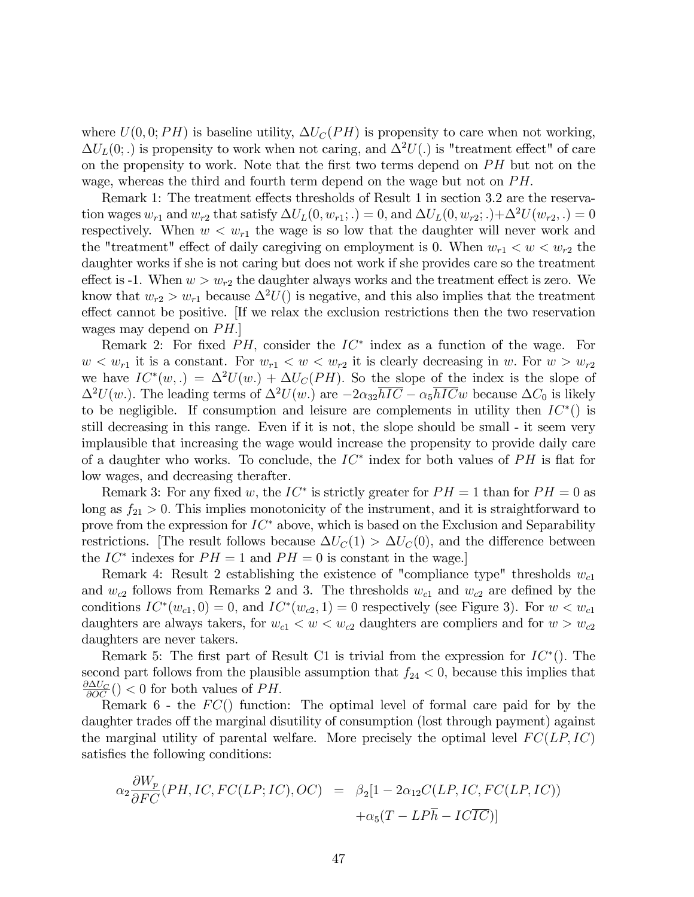where $U(0,0;PH)$ is baseline utility, $\Delta U_C(PH)$ is propensity to care when not working, $\Delta U_L(0;.)$ is propensity to work when not caring, and $\Delta^2 U(.)$ is "treatment effect" of care on the propensity to work. Note that the first two terms depend on $PH$ but not on the wage, whereas the third and fourth term depend on the wage but not on $PH$.

Remark 1: The treatment effects thresholds of Result 1 in section 3.2 are the reservation wages $w_{r1}$ and $w_{r2}$ that satisfy $\Delta U_L(0, w_{r1}; .) = 0$, and $\Delta U_L(0, w_{r2}; .) + \Delta^2 U(w_{r2}, .) = 0$ respectively. When $w < w_{r1}$ the wage is so low that the daughter will never work and the "treatment" effect of daily caregiving on employment is 0. When $w_{r1} < w < w_{r2}$ the daughter works if she is not caring but does not work if she provides care so the treatment effect is -1. When $w > w_{r2}$ the daughter always works and the treatment effect is zero. We know that $w_{r2} > w_{r1}$ because $\Delta^2 U()$ is negative, and this also implies that the treatment effect cannot be positive. [If we relax the exclusion restrictions then the two reservation wages may depend on $PH$.]

Remark 2: For fixed $PH$, consider the $IC^*$ index as a function of the wage. For $w < w_{r1}$ it is a constant. For $w_{r1} < w < w_{r2}$ it is clearly decreasing in $w$. For $w > w_{r2}$ we have $IC^*(w, .) = \Delta^2 U(w.) + \Delta U_C(PH)$. So the slope of the index is the slope of $\Delta^2 U(w.)$. The leading terms of $\Delta^2 U(w.)$ are $-2\alpha_{32}\overline{hIC} - \alpha_5 \overline{hIC} w$ because $\Delta C_0$ is likely to be negligible. If consumption and leisure are complements in utility then $IC^*()$ is still decreasing in this range. Even if it is not, the slope should be small - it seem very implausible that increasing the wage would increase the propensity to provide daily care of a daughter who works. To conclude, the $IC^*$ index for both values of $PH$ is flat for low wages, and decreasing therafter.

Remark 3: For any fixed $w$, the $IC^*$ is strictly greater for $PH = 1$ than for $PH = 0$ as long as $f_{21} > 0$. This implies monotonicity of the instrument, and it is straightforward to prove from the expression for $IC^*$ above, which is based on the Exclusion and Separability restrictions. [The result follows because $\Delta U_C(1) > \Delta U_C(0)$, and the difference between the $IC^*$ indexes for $PH = 1$ and $PH = 0$ is constant in the wage.]

Remark 4: Result 2 establishing the existence of "compliance type" thresholds $w_{c1}$ and $w_{c2}$ follows from Remarks 2 and 3. The thresholds $w_{c1}$ and $w_{c2}$ are defined by the conditions $IC^*(w_{c1}, 0) = 0$, and $IC^*(w_{c2}, 1) = 0$ respectively (see Figure 3). For $w < w_{c1}$ daughters are always takers, for $w_{c1} < w < w_{c2}$ daughters are compliers and for $w > w_{c2}$ daughters are never takers.

Remark 5: The first part of Result C1 is trivial from the expression for $IC^*()$. The second part follows from the plausible assumption that $f_{24} < 0$, because this implies that $\frac{\partial \Delta U_C}{\partial OC}() < 0$ for both values of $PH$.

Remark 6 - the $FC()$ function: The optimal level of formal care paid for by the daughter trades off the marginal disutility of consumption (lost through payment) against the marginal utility of parental welfare. More precisely the optimal level $FC(LP, IC)$ satisfies the following conditions:

$$
\begin{aligned}
\alpha_2 \frac{\partial W_p}{\partial FC}(PH, IC, FC(LP; IC), OC) &= \beta_2[1 - 2\alpha_{12} C(LP, IC, FC(LP, IC)) \\
&\quad + \alpha_5 (T - LP\overline{h} - IC\overline{TC})]
\end{aligned}
$$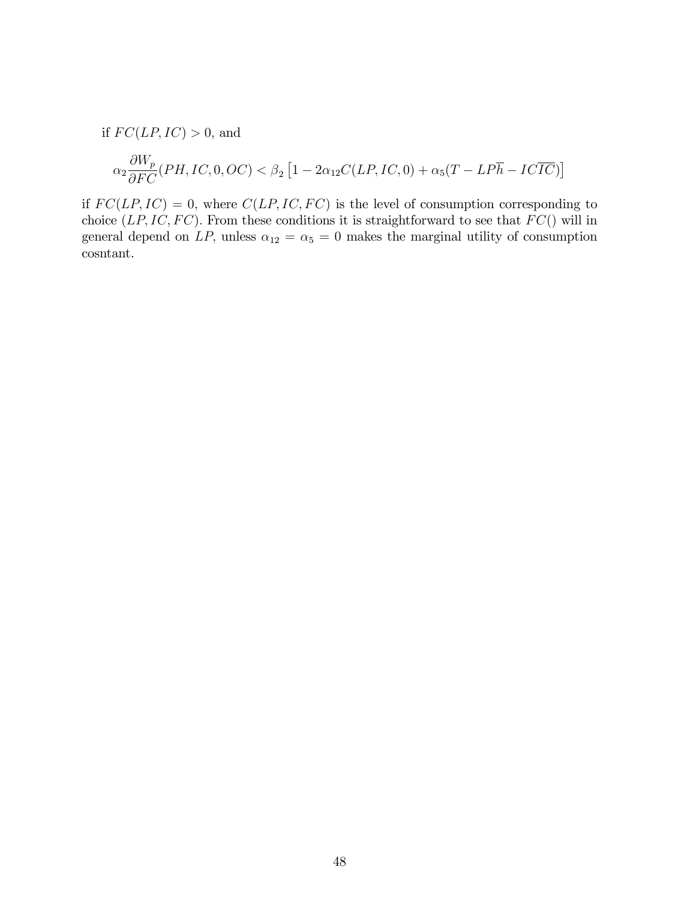if $FC(LP, IC) > 0$, and

$$\alpha_2 \frac{\partial W_p}{\partial FC}(PH, IC, 0, OC) < \beta_2 \left[1 - 2\alpha_{12} C(LP, IC, 0) + \alpha_5 (T - LP\overline{h} - IC\overline{IC})\right]$$

if $FC(LP, IC) = 0$, where $C(LP, IC, FC)$ is the level of consumption corresponding to choice $(LP, IC, FC)$. From these conditions it is straightforward to see that $FC()$ will in general depend on $LP$, unless $\alpha_{12} = \alpha_5 = 0$ makes the marginal utility of consumption cosntant.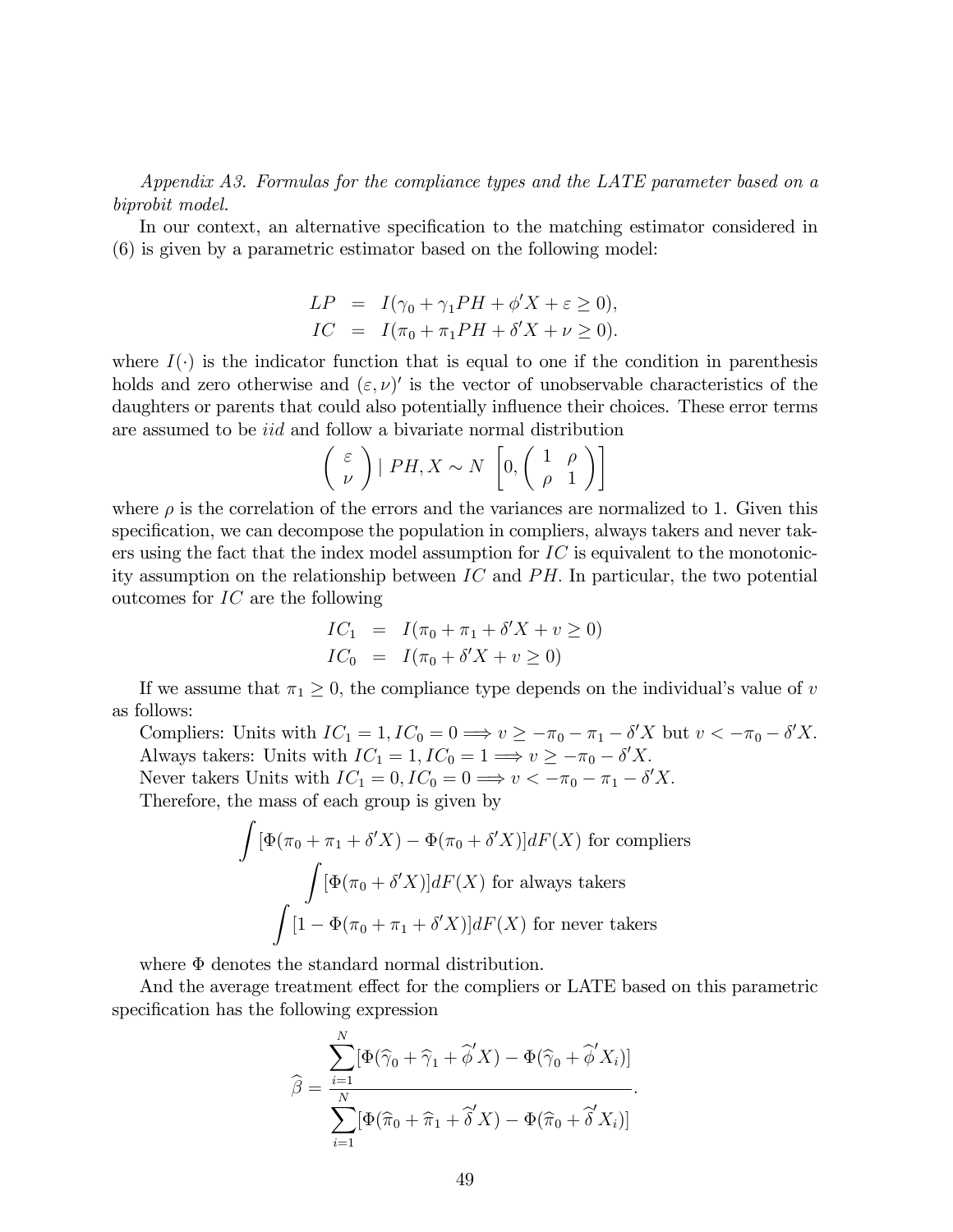*Appendix A3. Formulas for the compliance types and the LATE parameter based on a biprobit model.*

In our context, an alternative specification to the matching estimator considered in (6) is given by a parametric estimator based on the following model:

$$
\begin{aligned}
LP &= I(\gamma_0 + \gamma_1 PH + \phi' X + \varepsilon \geq 0), \\
IC &= I(\pi_0 + \pi_1 PH + \delta' X + \nu \geq 0).
\end{aligned}
$$

where $I(\cdot)$ is the indicator function that is equal to one if the condition in parenthesis holds and zero otherwise and $(\varepsilon, \nu)'$ is the vector of unobservable characteristics of the daughters or parents that could also potentially influence their choices. These error terms are assumed to be *iid* and follow a bivariate normal distribution

$$
\begin{pmatrix} \varepsilon \\ \nu \end{pmatrix} \mid PH, X \sim N\left[0, \begin{pmatrix} 1 & \rho \\ \rho & 1 \end{pmatrix}\right]
$$

where $\rho$ is the correlation of the errors and the variances are normalized to 1. Given this specification, we can decompose the population in compliers, always takers and never takers using the fact that the index model assumption for $IC$ is equivalent to the monotonicity assumption on the relationship between $IC$ and $PH$. In particular, the two potential outcomes for $IC$ are the following

$$
\begin{aligned}
IC_1 &= I(\pi_0 + \pi_1 + \delta' X + v \geq 0) \\
IC_0 &= I(\pi_0 + \delta' X + v \geq 0)
\end{aligned}
$$

If we assume that $\pi_1 \geq 0$, the compliance type depends on the individual's value of $v$ as follows:

Compliers: Units with $IC_1 = 1, IC_0 = 0 \Longrightarrow v \geq -\pi_0 - \pi_1 - \delta' X$ but $v < -\pi_0 - \delta' X$.

Always takers: Units with $IC_1 = 1, IC_0 = 1 \Longrightarrow v \geq -\pi_0 - \delta' X$.

Never takers Units with $IC_1 = 0, IC_0 = 0 \Longrightarrow v < -\pi_0 - \pi_1 - \delta' X$.

Therefore, the mass of each group is given by

$$
\int [\Phi(\pi_0 + \pi_1 + \delta' X) - \Phi(\pi_0 + \delta' X)] dF(X) \text{ for compliers}
$$

$$
\int [\Phi(\pi_0 + \delta' X)] dF(X) \text{ for always takers}
$$

$$
\int [1 - \Phi(\pi_0 + \pi_1 + \delta' X)] dF(X) \text{ for never takers}
$$

where $\Phi$ denotes the standard normal distribution.

And the average treatment effect for the compliers or LATE based on this parametric specification has the following expression

$$
\widehat{\beta} = \frac{\sum_{i=1}^{N} [\Phi(\widehat{\gamma}_0 + \widehat{\gamma}_1 + \widehat{\phi}' X) - \Phi(\widehat{\gamma}_0 + \widehat{\phi}' X_i)]}{\sum_{i=1}^{N} [\Phi(\widehat{\pi}_0 + \widehat{\pi}_1 + \widehat{\delta}' X) - \Phi(\widehat{\pi}_0 + \widehat{\delta}' X_i)]}.
$$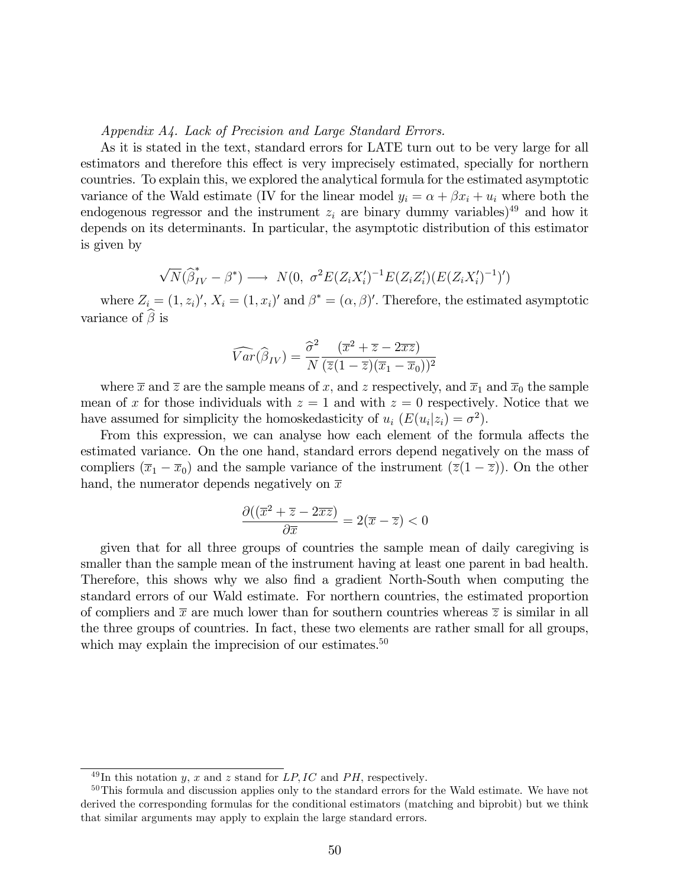*Appendix A4. Lack of Precision and Large Standard Errors.*

As it is stated in the text, standard errors for LATE turn out to be very large for all estimators and therefore this effect is very imprecisely estimated, specially for northern countries. To explain this, we explored the analytical formula for the estimated asymptotic variance of the Wald estimate (IV for the linear model $y_i = \alpha + \beta x_i + u_i$ where both the endogenous regressor and the instrument $z_i$ are binary dummy variables)[49] and how it depends on its determinants. In particular, the asymptotic distribution of this estimator is given by

$$\sqrt{N}(\widehat{\beta}^*_{IV} - \beta^*) \longrightarrow N(0,\ \sigma^2 E(Z_i X_i')^{-1} E(Z_i Z_i')(E(Z_i X_i')^{-1})')$$

where $Z_i = (1, z_i)'$, $X_i = (1, x_i)'$ and $\beta^* = (\alpha, \beta)'$. Therefore, the estimated asymptotic variance of $\widehat{\beta}$ is

$$\widehat{Var}(\widehat{\beta}_{IV}) = \frac{\widehat{\sigma}^2}{N} \frac{(\overline{x}^2 + \overline{z} - 2\overline{xz})}{(\overline{z}(1-\overline{z})(\overline{x}_1 - \overline{x}_0))^2}$$

where $\overline{x}$ and $\overline{z}$ are the sample means of $x$, and $z$ respectively, and $\overline{x}_1$ and $\overline{x}_0$ the sample mean of $x$ for those individuals with $z = 1$ and with $z = 0$ respectively. Notice that we have assumed for simplicity the homoskedasticity of $u_i$ ($E(u_i|z_i) = \sigma^2$).

From this expression, we can analyse how each element of the formula affects the estimated variance. On the one hand, standard errors depend negatively on the mass of compliers ($\overline{x}_1 - \overline{x}_0$) and the sample variance of the instrument ($\overline{z}(1-\overline{z})$). On the other hand, the numerator depends negatively on $\overline{x}$

$$\frac{\partial((\overline{x}^2 + \overline{z} - 2\overline{xz})}{\partial \overline{x}} = 2(\overline{x} - \overline{z}) < 0$$

given that for all three groups of countries the sample mean of daily caregiving is smaller than the sample mean of the instrument having at least one parent in bad health. Therefore, this shows why we also find a gradient North-South when computing the standard errors of our Wald estimate. For northern countries, the estimated proportion of compliers and $\overline{x}$ are much lower than for southern countries whereas $\overline{z}$ is similar in all the three groups of countries. In fact, these two elements are rather small for all groups, which may explain the imprecision of our estimates.[50]

---

[49] In this notation $y$, $x$ and $z$ stand for $LP, IC$ and $PH$, respectively.

[50] This formula and discussion applies only to the standard errors for the Wald estimate. We have not derived the corresponding formulas for the conditional estimators (matching and biprobit) but we think that similar arguments may apply to explain the large standard errors.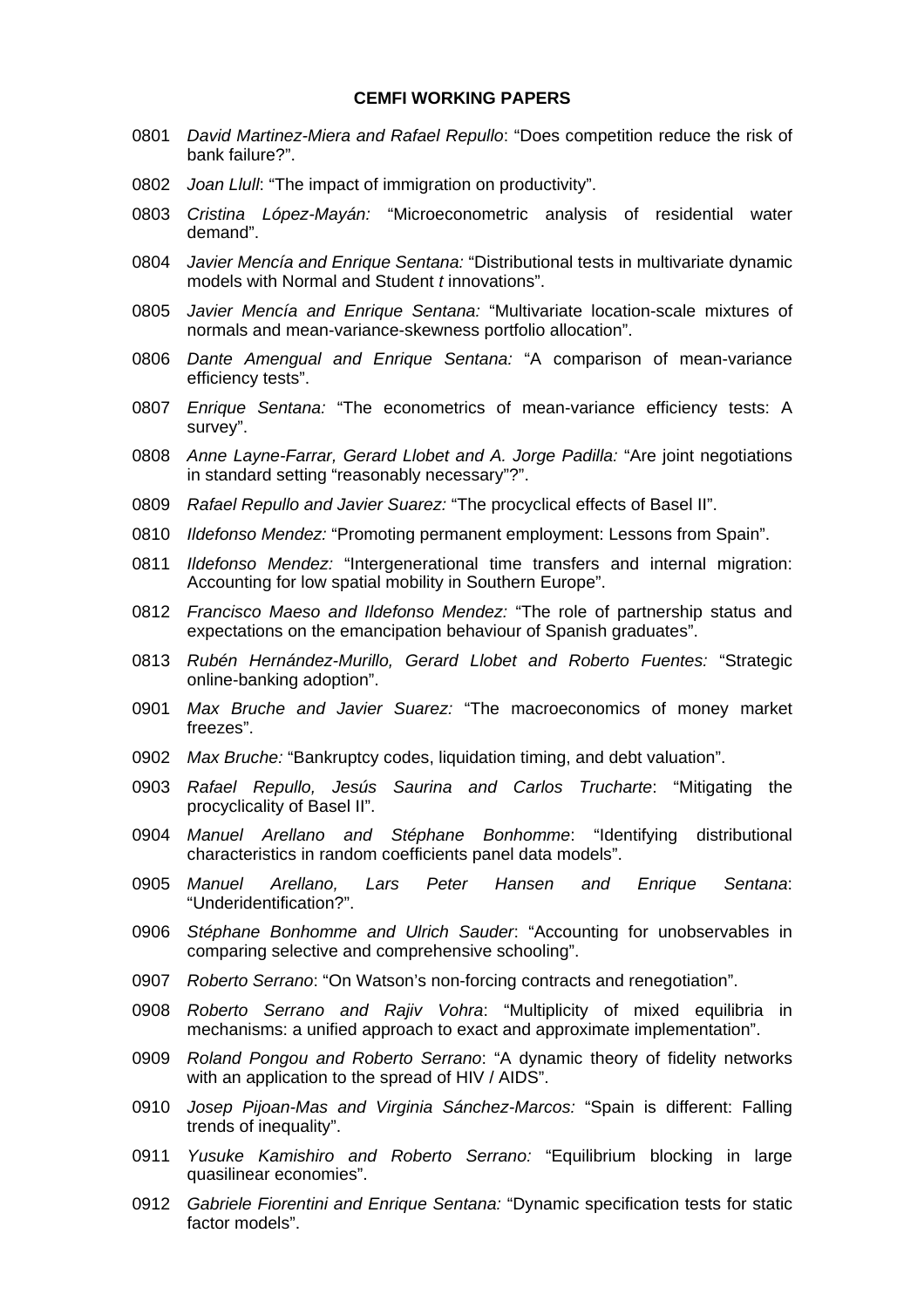**CEMFI WORKING PAPERS**

0801 *David Martinez-Miera and Rafael Repullo*: "Does competition reduce the risk of bank failure?".

0802 *Joan Llull*: "The impact of immigration on productivity".

0803 *Cristina López-Mayán:* "Microeconometric analysis of residential water demand".

0804 *Javier Mencía and Enrique Sentana:* "Distributional tests in multivariate dynamic models with Normal and Student *t* innovations".

0805 *Javier Mencía and Enrique Sentana:* "Multivariate location-scale mixtures of normals and mean-variance-skewness portfolio allocation".

0806 *Dante Amengual and Enrique Sentana:* "A comparison of mean-variance efficiency tests".

0807 *Enrique Sentana:* "The econometrics of mean-variance efficiency tests: A survey".

0808 *Anne Layne-Farrar, Gerard Llobet and A. Jorge Padilla:* "Are joint negotiations in standard setting "reasonably necessary"?".

0809 *Rafael Repullo and Javier Suarez:* "The procyclical effects of Basel II".

0810 *Ildefonso Mendez:* "Promoting permanent employment: Lessons from Spain".

0811 *Ildefonso Mendez:* "Intergenerational time transfers and internal migration: Accounting for low spatial mobility in Southern Europe".

0812 *Francisco Maeso and Ildefonso Mendez:* "The role of partnership status and expectations on the emancipation behaviour of Spanish graduates".

0813 *Rubén Hernández-Murillo, Gerard Llobet and Roberto Fuentes:* "Strategic online-banking adoption".

0901 *Max Bruche and Javier Suarez:* "The macroeconomics of money market freezes".

0902 *Max Bruche:* "Bankruptcy codes, liquidation timing, and debt valuation".

0903 *Rafael Repullo, Jesús Saurina and Carlos Trucharte*: "Mitigating the procyclicality of Basel II".

0904 *Manuel Arellano and Stéphane Bonhomme*: "Identifying distributional characteristics in random coefficients panel data models".

0905 *Manuel Arellano, Lars Peter Hansen and Enrique Sentana*: "Underidentification?".

0906 *Stéphane Bonhomme and Ulrich Sauder*: "Accounting for unobservables in comparing selective and comprehensive schooling".

0907 *Roberto Serrano*: "On Watson's non-forcing contracts and renegotiation".

0908 *Roberto Serrano and Rajiv Vohra*: "Multiplicity of mixed equilibria in mechanisms: a unified approach to exact and approximate implementation".

0909 *Roland Pongou and Roberto Serrano*: "A dynamic theory of fidelity networks with an application to the spread of HIV / AIDS".

0910 *Josep Pijoan-Mas and Virginia Sánchez-Marcos:* "Spain is different: Falling trends of inequality".

0911 *Yusuke Kamishiro and Roberto Serrano:* "Equilibrium blocking in large quasilinear economies".

0912 *Gabriele Fiorentini and Enrique Sentana:* "Dynamic specification tests for static factor models".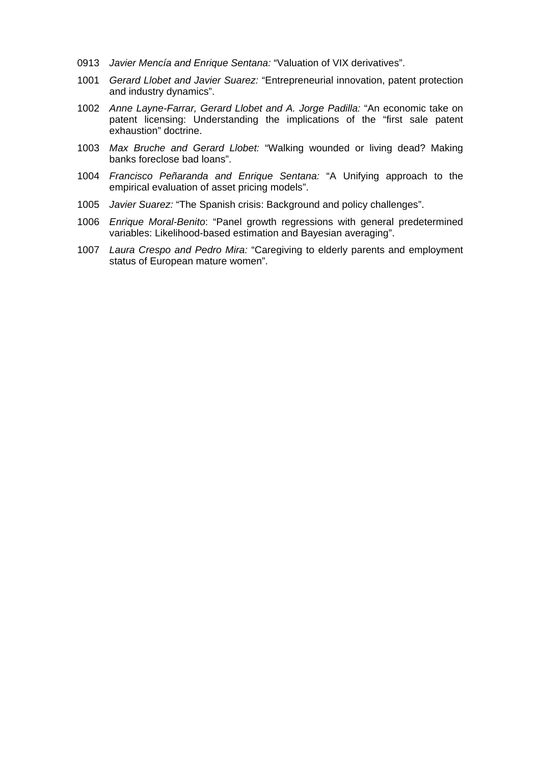0913 *Javier Mencía and Enrique Sentana:* "Valuation of VIX derivatives".

1001 *Gerard Llobet and Javier Suarez:* "Entrepreneurial innovation, patent protection and industry dynamics".

1002 *Anne Layne-Farrar, Gerard Llobet and A. Jorge Padilla:* "An economic take on patent licensing: Understanding the implications of the "first sale patent exhaustion" doctrine.

1003 *Max Bruche and Gerard Llobet:* "Walking wounded or living dead? Making banks foreclose bad loans".

1004 *Francisco Peñaranda and Enrique Sentana:* "A Unifying approach to the empirical evaluation of asset pricing models".

1005 *Javier Suarez:* "The Spanish crisis: Background and policy challenges".

1006 *Enrique Moral-Benito*: "Panel growth regressions with general predetermined variables: Likelihood-based estimation and Bayesian averaging".

1007 *Laura Crespo and Pedro Mira:* "Caregiving to elderly parents and employment status of European mature women".